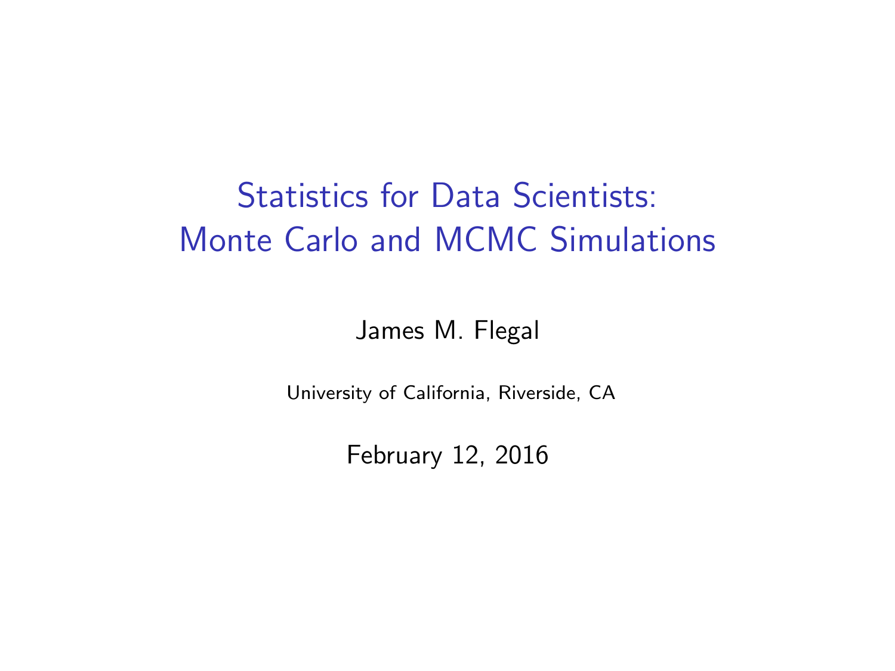# Statistics for Data Scientists: Monte Carlo and MCMC Simulations

James M. Flegal

University of California, Riverside, CA

February 12, 2016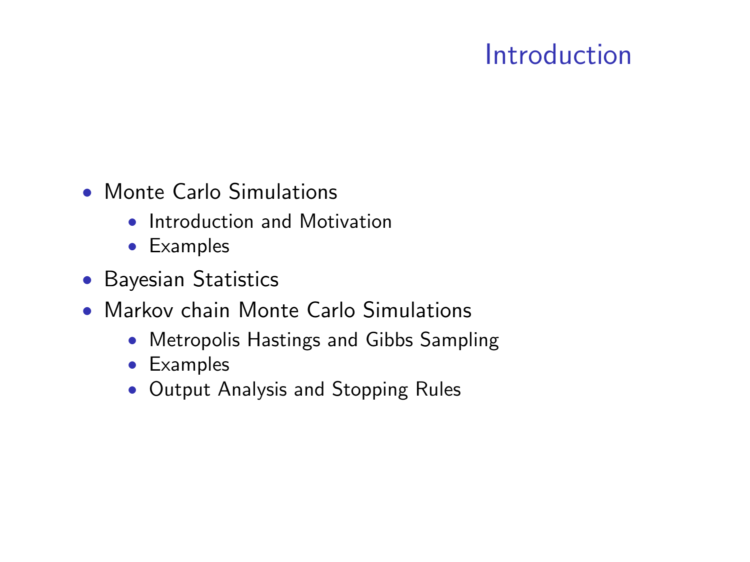# Introduction

- Monte Carlo Simulations
  - Introduction and Motivation
  - Examples
- Bayesian Statistics
- Markov chain Monte Carlo Simulations
  - Metropolis Hastings and Gibbs Sampling
  - Examples
  - Output Analysis and Stopping Rules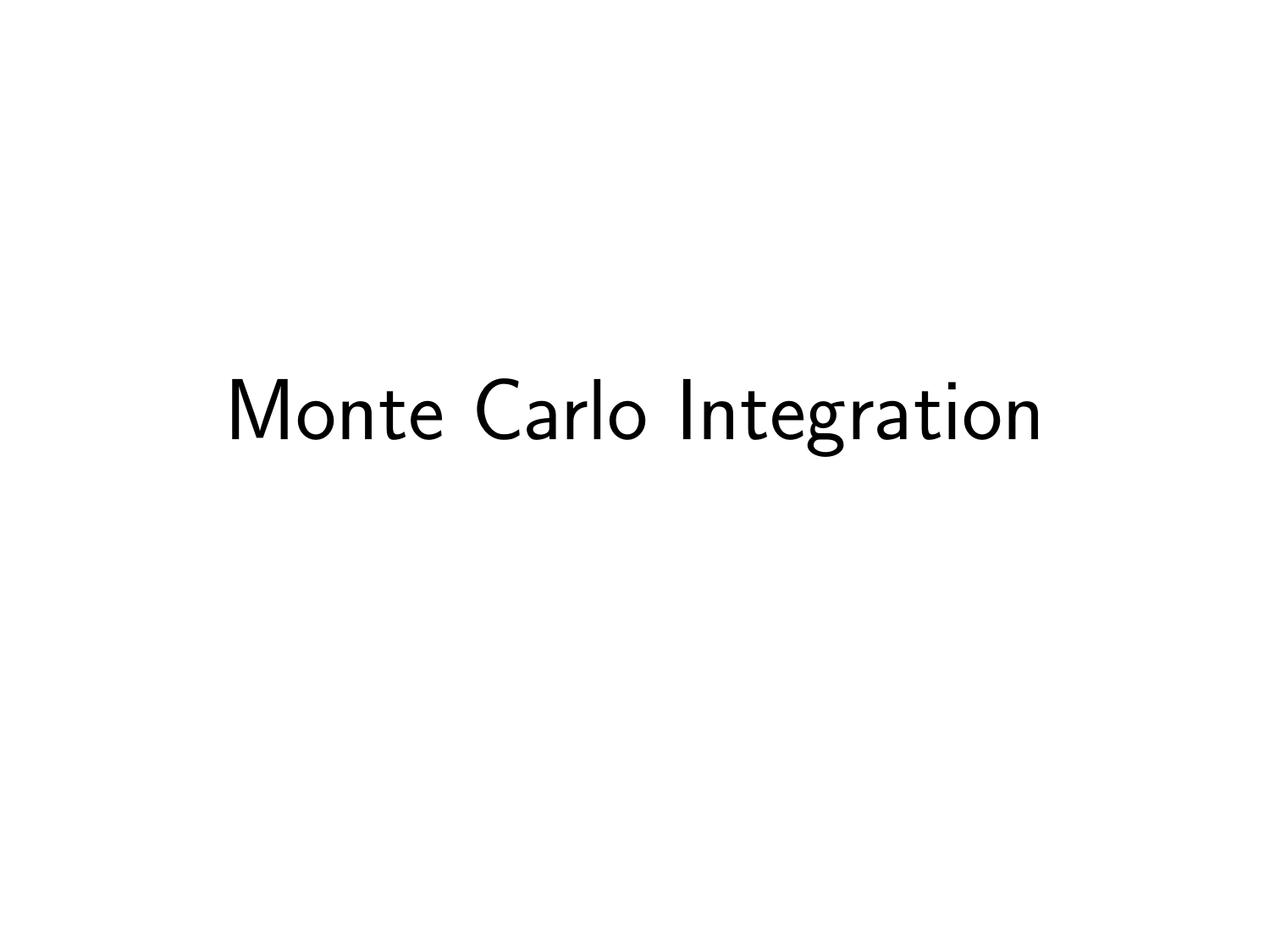# Monte Carlo Integration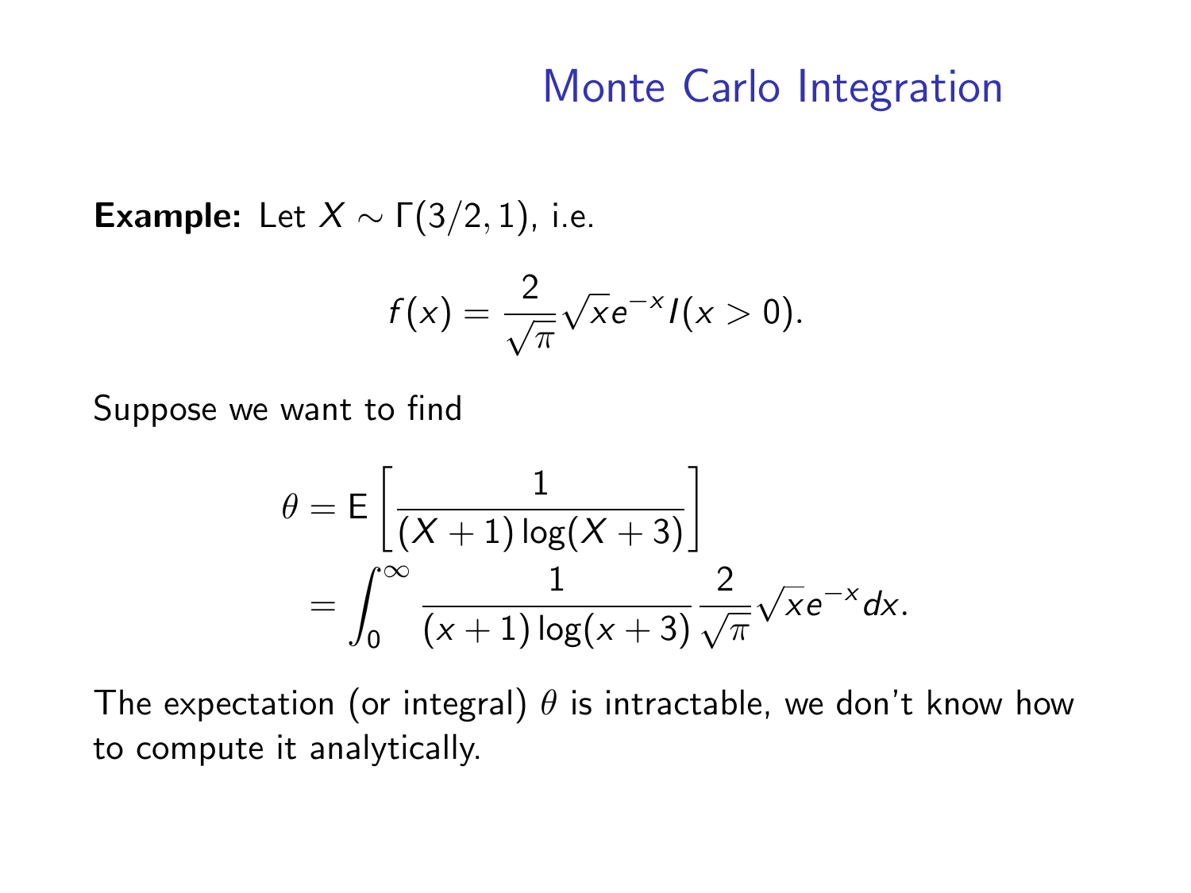# Monte Carlo Integration

**Example:** Let $X \sim \Gamma(3/2, 1)$, i.e.

$$f(x) = \frac{2}{\sqrt{\pi}} \sqrt{x} e^{-x} I(x > 0).$$

Suppose we want to find

$$\theta = \mathsf{E}\left[\frac{1}{(X+1)\log(X+3)}\right]$$
$$= \int_0^\infty \frac{1}{(x+1)\log(x+3)} \frac{2}{\sqrt{\pi}} \sqrt{x} e^{-x} dx.$$

The expectation (or integral) $\theta$ is intractable, we don't know how to compute it analytically.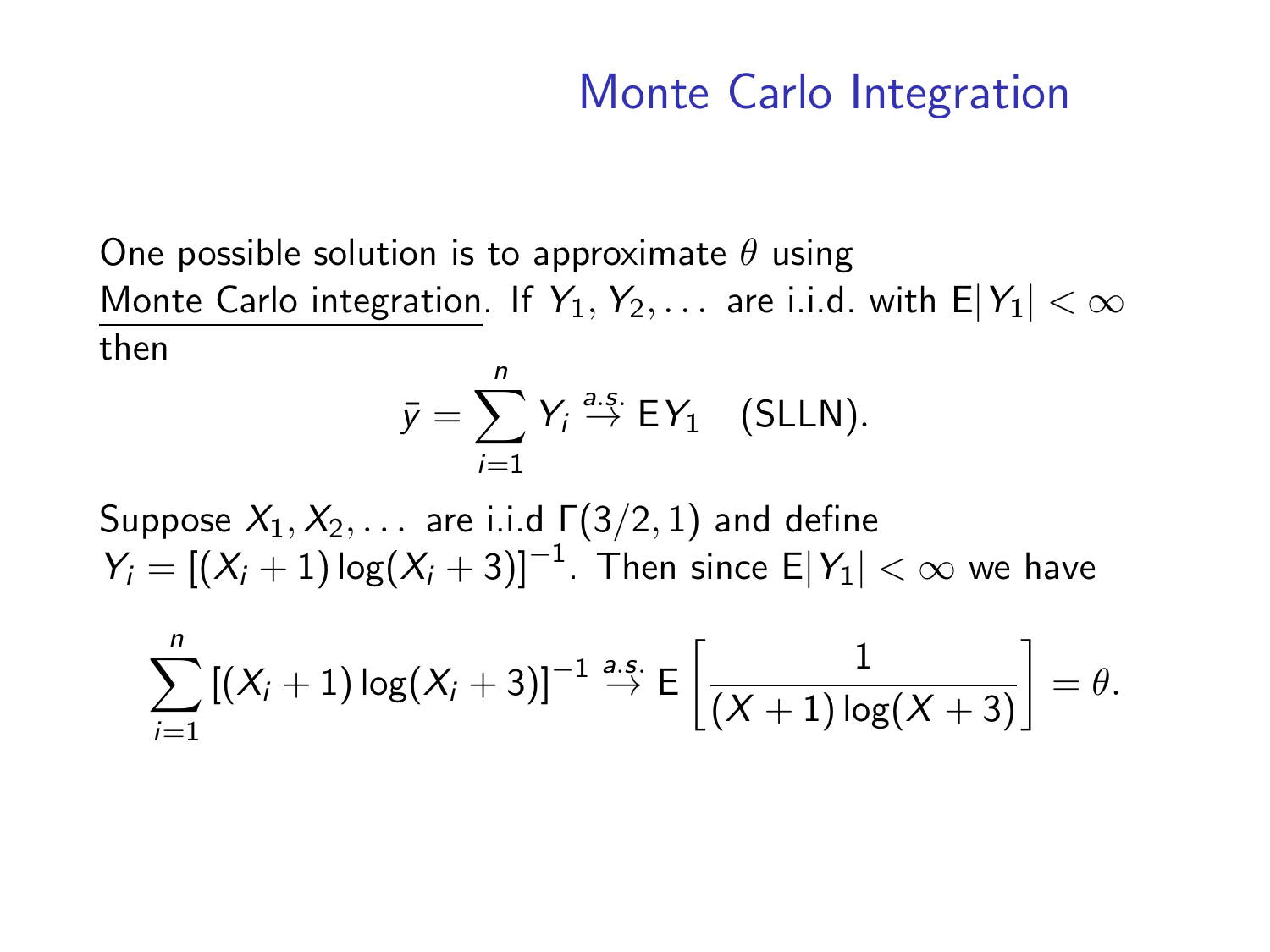# Monte Carlo Integration

One possible solution is to approximate $\theta$ using Monte Carlo integration. If $Y_1, Y_2, \ldots$ are i.i.d. with $\mathsf{E}|Y_1| < \infty$ then

$$\bar{y} = \sum_{i=1}^{n} Y_i \overset{a.s.}{\to} \mathsf{E}Y_1 \quad \text{(SLLN)}.$$

Suppose $X_1, X_2, \ldots$ are i.i.d $\Gamma(3/2, 1)$ and define $Y_i = [(X_i + 1)\log(X_i + 3)]^{-1}$. Then since $\mathsf{E}|Y_1| < \infty$ we have

$$\sum_{i=1}^{n} [(X_i + 1)\log(X_i + 3)]^{-1} \overset{a.s.}{\to} \mathsf{E}\left[\frac{1}{(X+1)\log(X+3)}\right] = \theta.$$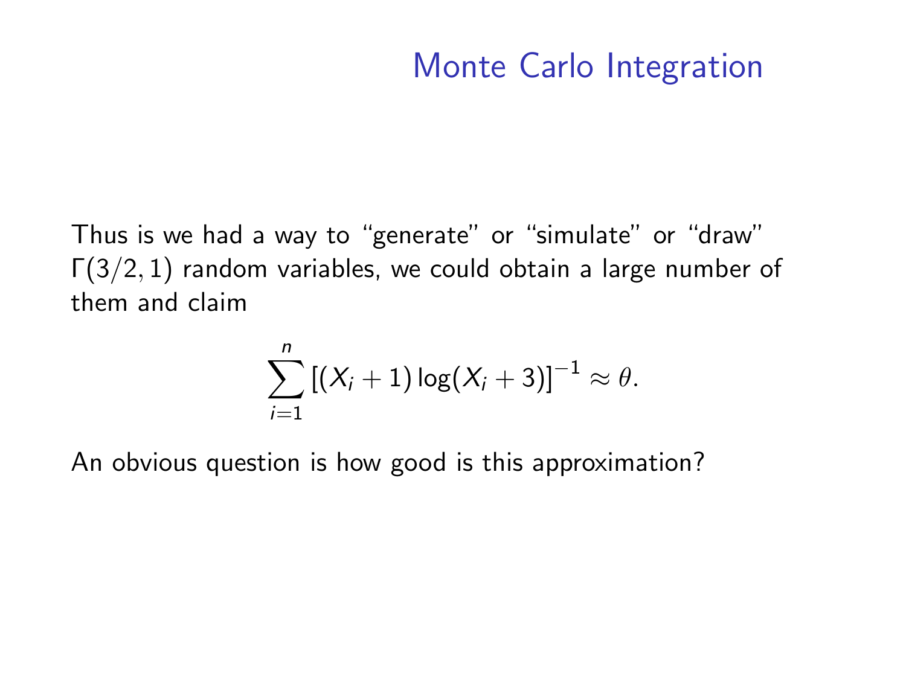# Monte Carlo Integration

Thus is we had a way to "generate" or "simulate" or "draw" $\Gamma(3/2, 1)$ random variables, we could obtain a large number of them and claim

$$\sum_{i=1}^{n} \left[(X_i + 1)\log(X_i + 3)\right]^{-1} \approx \theta.$$

An obvious question is how good is this approximation?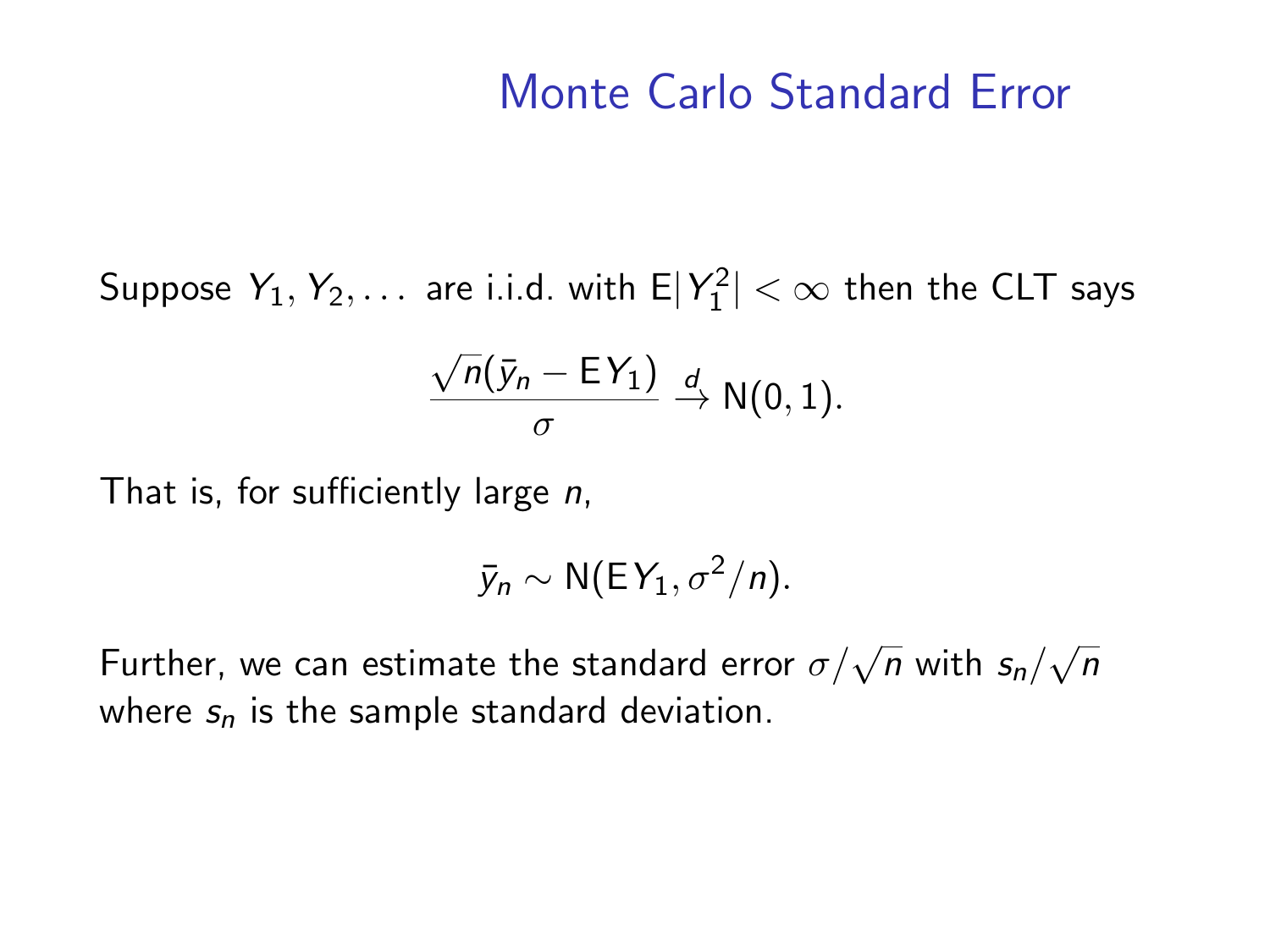# Monte Carlo Standard Error

Suppose $Y_1, Y_2, \ldots$ are i.i.d. with $\mathrm{E}|Y_1^2| < \infty$ then the CLT says

$$\frac{\sqrt{n}(\bar{y}_n - \mathrm{E}Y_1)}{\sigma} \xrightarrow{d} \mathrm{N}(0, 1).$$

That is, for sufficiently large $n$,

$$\bar{y}_n \sim \mathrm{N}(\mathrm{E}Y_1, \sigma^2/n).$$

Further, we can estimate the standard error $\sigma/\sqrt{n}$ with $s_n/\sqrt{n}$ where $s_n$ is the sample standard deviation.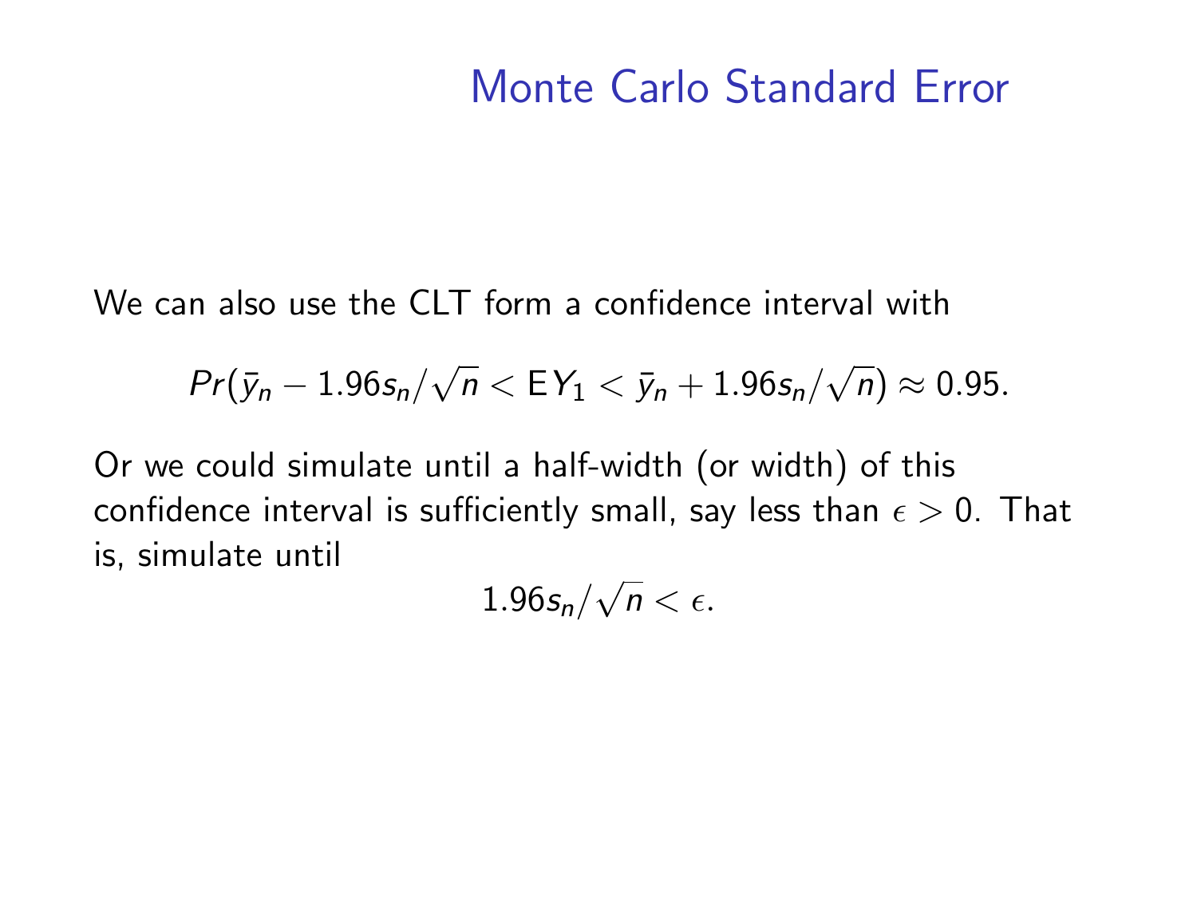# Monte Carlo Standard Error

We can also use the CLT form a confidence interval with

$$Pr(\bar{y}_n - 1.96 s_n/\sqrt{n} < \mathrm{E}Y_1 < \bar{y}_n + 1.96 s_n/\sqrt{n}) \approx 0.95.$$

Or we could simulate until a half-width (or width) of this confidence interval is sufficiently small, say less than $\epsilon > 0$. That is, simulate until

$$1.96 s_n/\sqrt{n} < \epsilon.$$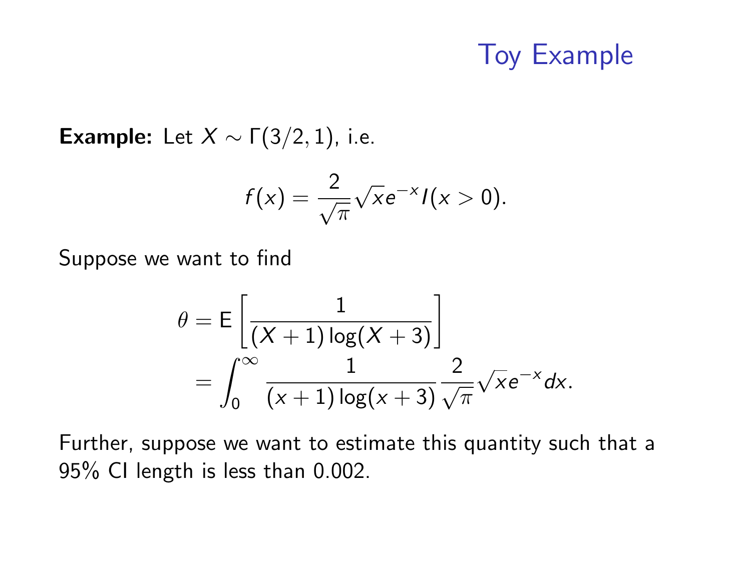# Toy Example

**Example:** Let $X \sim \Gamma(3/2, 1)$, i.e.

$$f(x) = \frac{2}{\sqrt{\pi}} \sqrt{x} e^{-x} I(x > 0).$$

Suppose we want to find

$$\begin{aligned}
\theta &= \mathrm{E}\left[\frac{1}{(X+1)\log(X+3)}\right] \\
&= \int_0^\infty \frac{1}{(x+1)\log(x+3)} \frac{2}{\sqrt{\pi}} \sqrt{x} e^{-x} dx.
\end{aligned}$$

Further, suppose we want to estimate this quantity such that a 95% CI length is less than 0.002.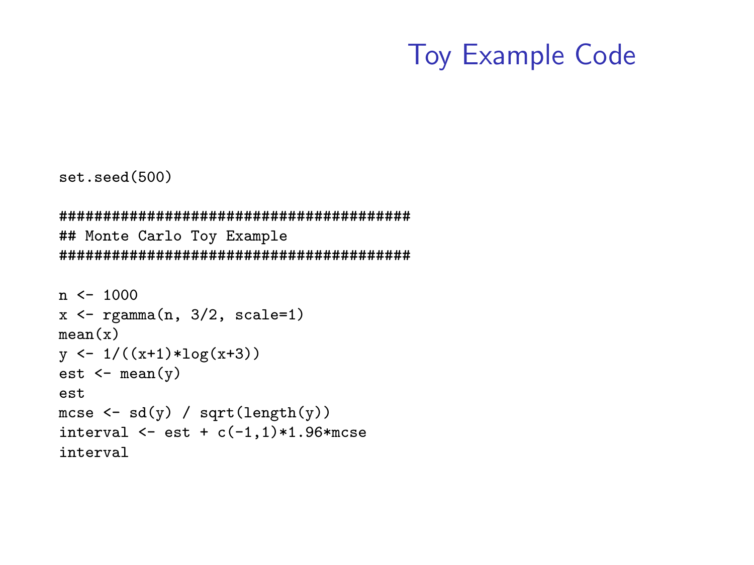# Toy Example Code

```
set.seed(500)

#########################################
## Monte Carlo Toy Example
#########################################

n <- 1000
x <- rgamma(n, 3/2, scale=1)
mean(x)
y <- 1/((x+1)*log(x+3))
est <- mean(y)
est
mcse <- sd(y) / sqrt(length(y))
interval <- est + c(-1,1)*1.96*mcse
interval
```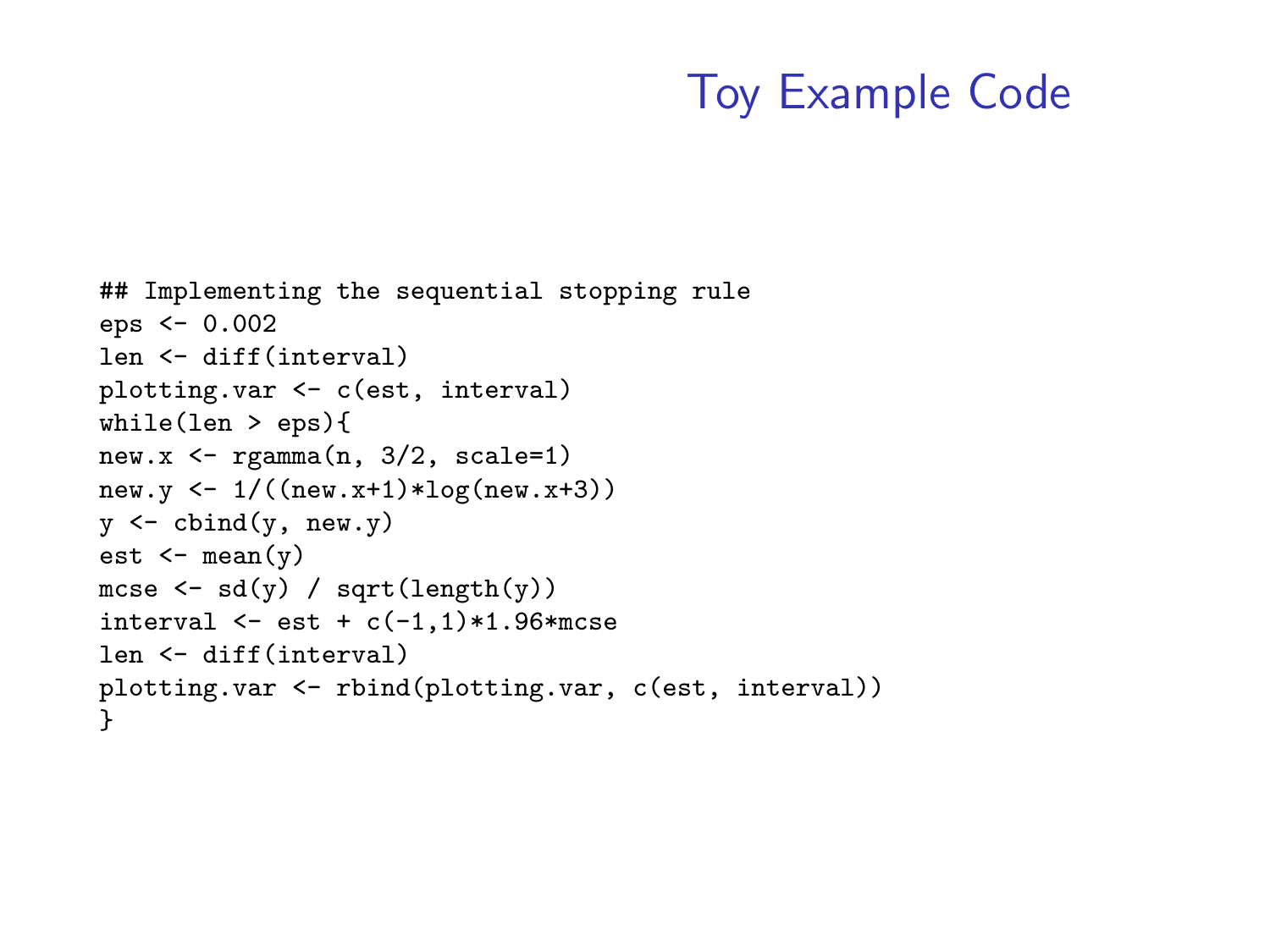# Toy Example Code

```
## Implementing the sequential stopping rule
eps <- 0.002
len <- diff(interval)
plotting.var <- c(est, interval)
while(len > eps){
new.x <- rgamma(n, 3/2, scale=1)
new.y <- 1/((new.x+1)*log(new.x+3))
y <- cbind(y, new.y)
est <- mean(y)
mcse <- sd(y) / sqrt(length(y))
interval <- est + c(-1,1)*1.96*mcse
len <- diff(interval)
plotting.var <- rbind(plotting.var, c(est, interval))
}
```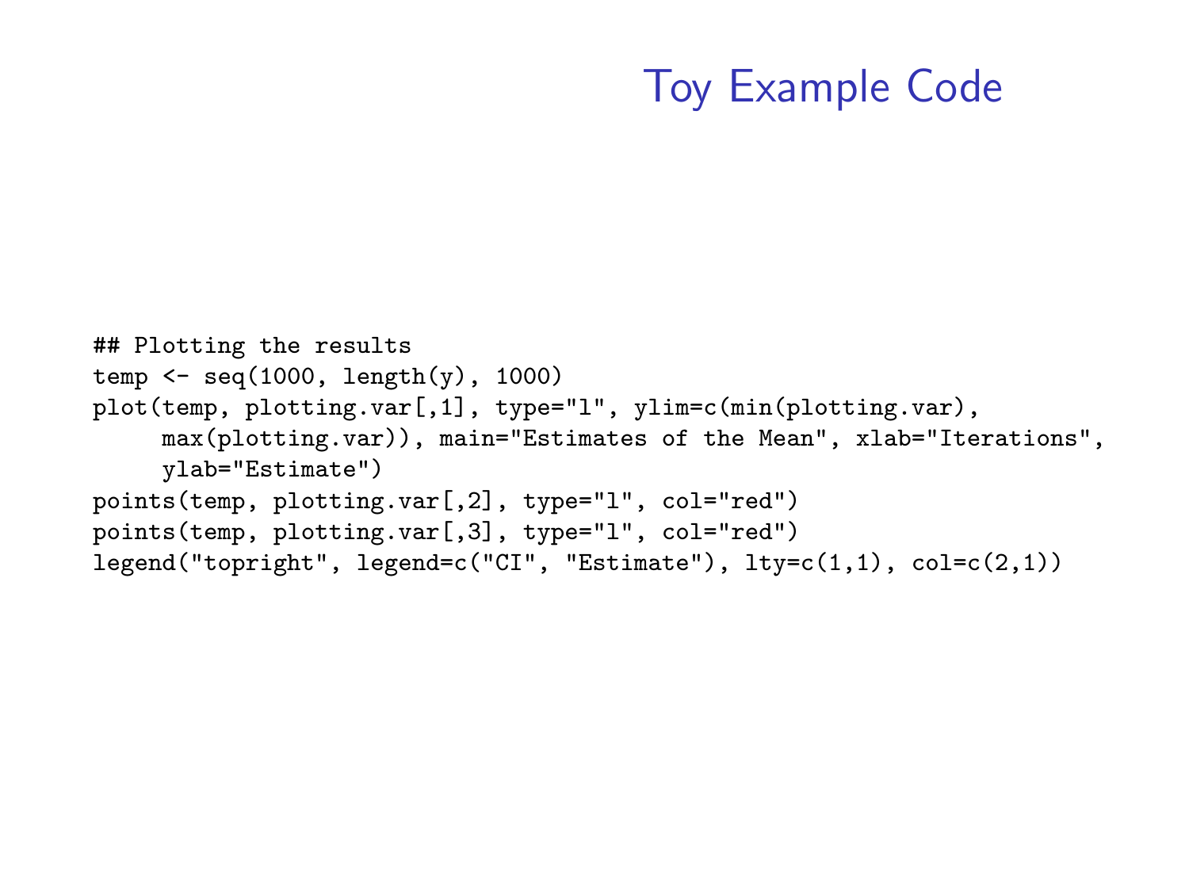# Toy Example Code

```
## Plotting the results
temp <- seq(1000, length(y), 1000)
plot(temp, plotting.var[,1], type="l", ylim=c(min(plotting.var),
     max(plotting.var)), main="Estimates of the Mean", xlab="Iterations",
     ylab="Estimate")
points(temp, plotting.var[,2], type="l", col="red")
points(temp, plotting.var[,3], type="l", col="red")
legend("topright", legend=c("CI", "Estimate"), lty=c(1,1), col=c(2,1))
```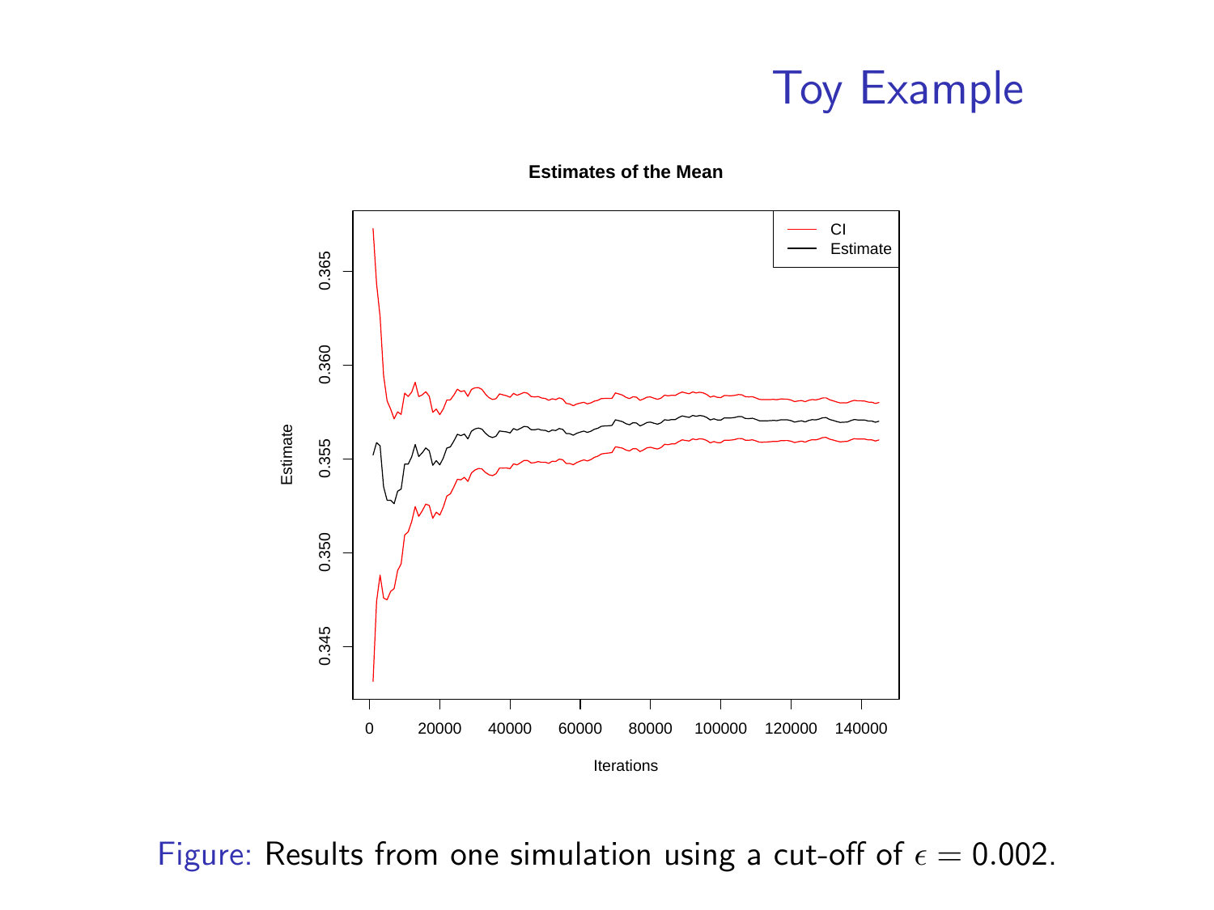# Toy Example

Figure: Results from one simulation using a cut-off of $\epsilon = 0.002$.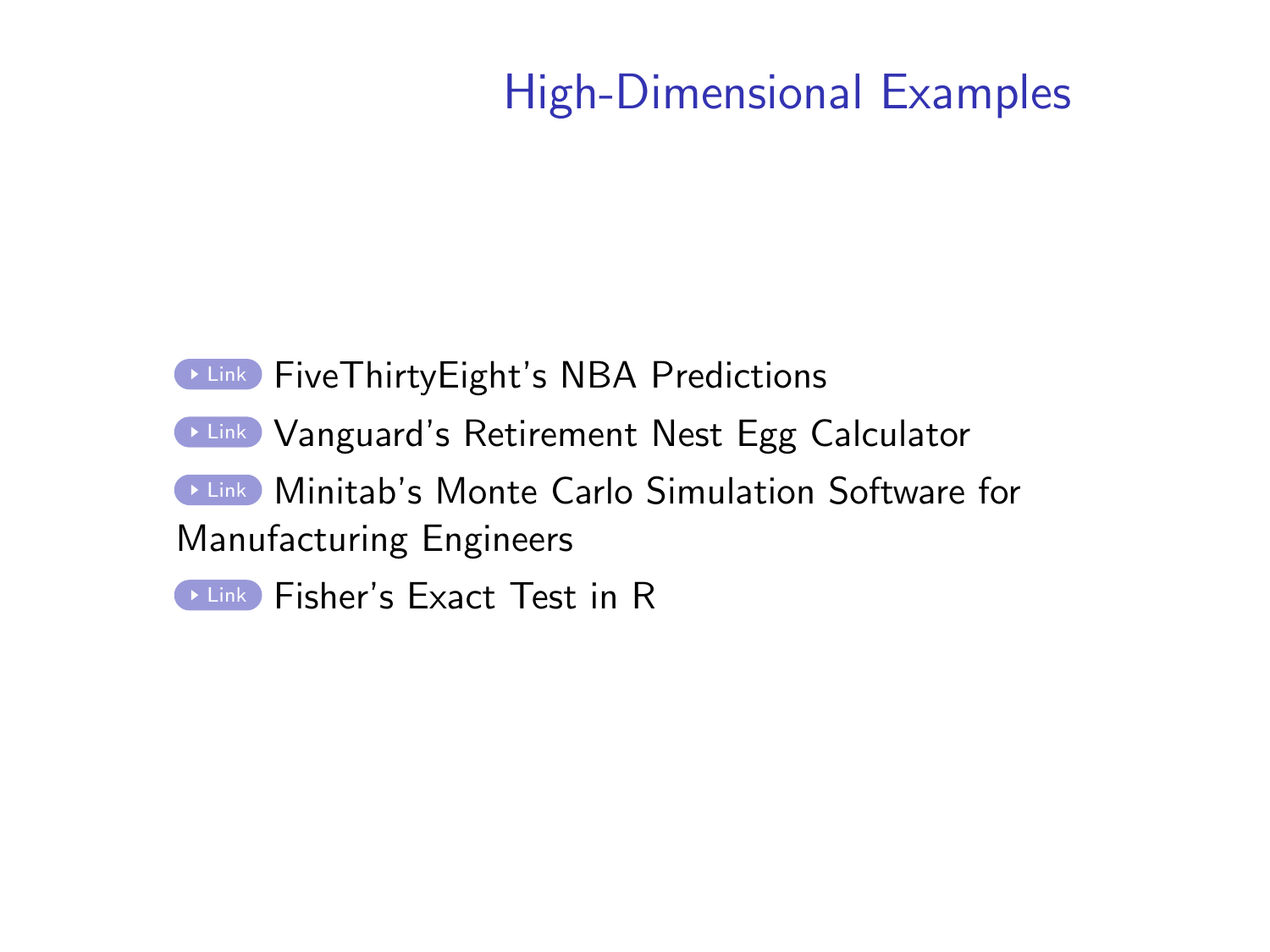# High-Dimensional Examples

- Link FiveThirtyEight's NBA Predictions
- Link Vanguard's Retirement Nest Egg Calculator
- Link Minitab's Monte Carlo Simulation Software for Manufacturing Engineers
- Link Fisher's Exact Test in R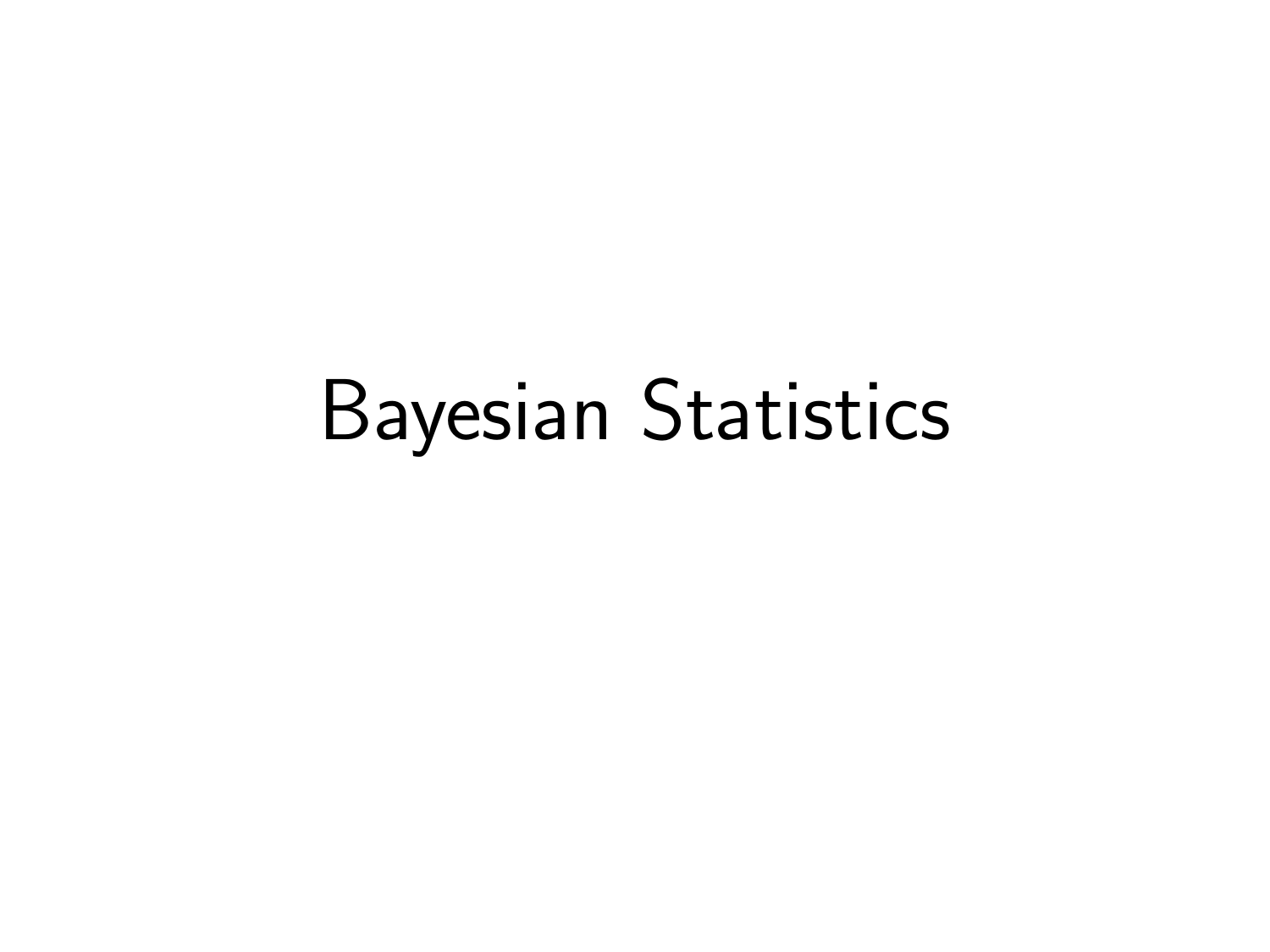# Bayesian Statistics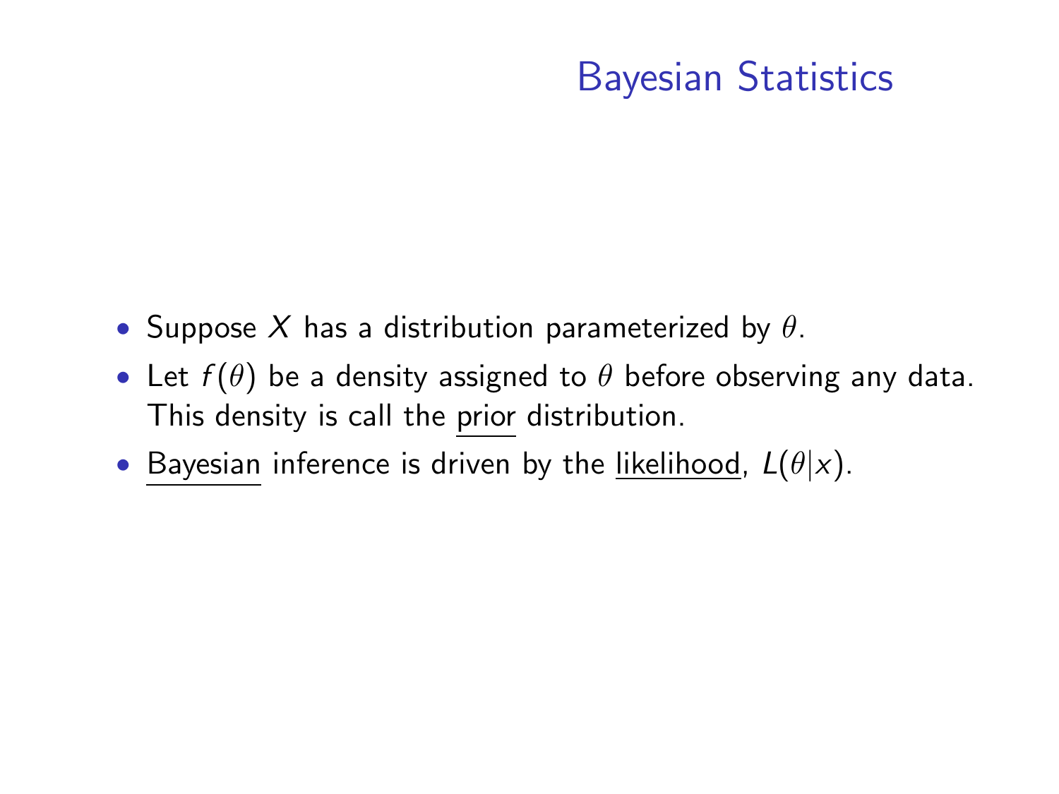# Bayesian Statistics

- Suppose $X$ has a distribution parameterized by $\theta$.
- Let $f(\theta)$ be a density assigned to $\theta$ before observing any data. This density is call the <u>prior</u> distribution.
- <u>Bayesian</u> inference is driven by the <u>likelihood</u>, $L(\theta|x)$.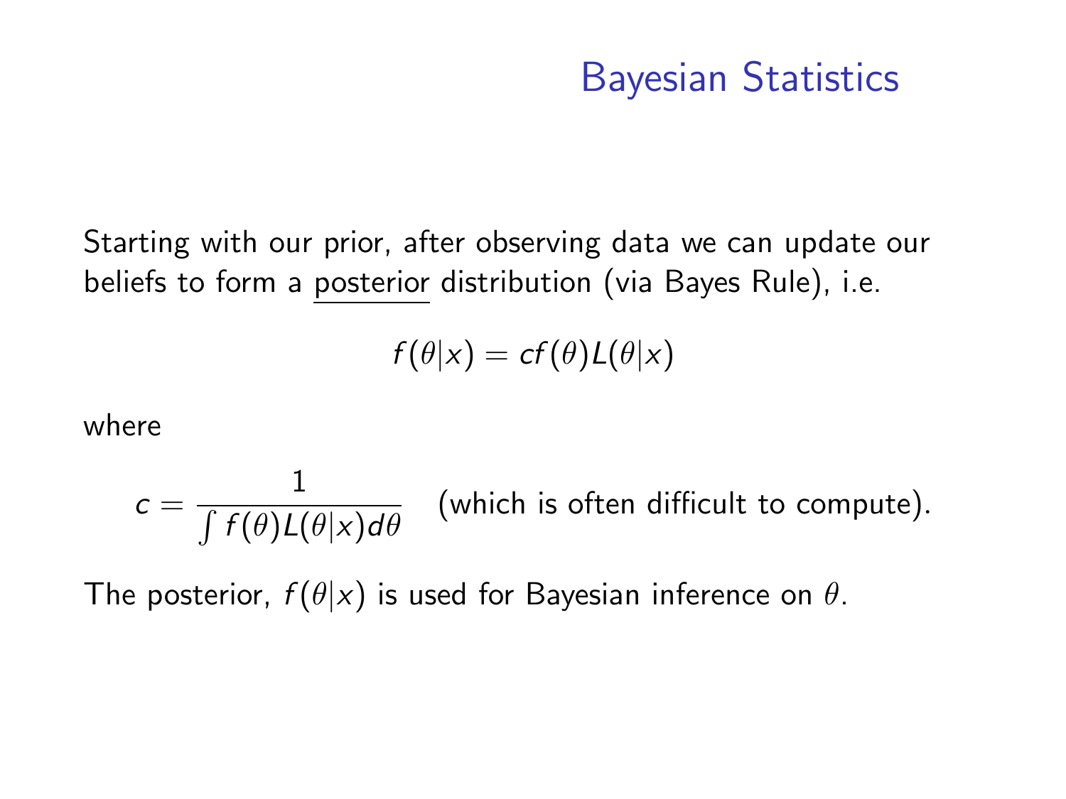# Bayesian Statistics

Starting with our prior, after observing data we can update our beliefs to form a posterior distribution (via Bayes Rule), i.e.

$$f(\theta|x) = cf(\theta)L(\theta|x)$$

where

$$c = \frac{1}{\int f(\theta)L(\theta|x)d\theta} \quad \text{(which is often difficult to compute).}$$

The posterior, $f(\theta|x)$ is used for Bayesian inference on $\theta$.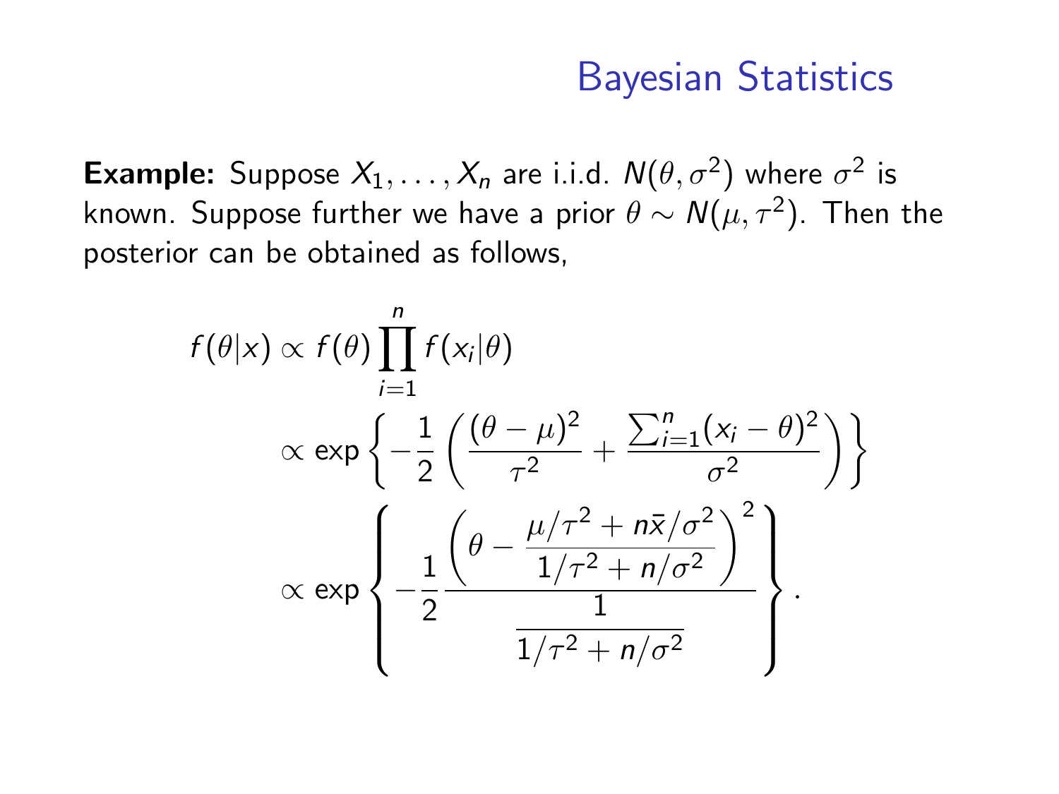## Bayesian Statistics

**Example:** Suppose $X_1, \ldots, X_n$ are i.i.d. $N(\theta, \sigma^2)$ where $\sigma^2$ is known. Suppose further we have a prior $\theta \sim N(\mu, \tau^2)$. Then the posterior can be obtained as follows,

$$
\begin{aligned}
f(\theta|x) &\propto f(\theta) \prod_{i=1}^{n} f(x_i|\theta) \\
&\propto \exp\left\{ -\frac{1}{2} \left( \frac{(\theta - \mu)^2}{\tau^2} + \frac{\sum_{i=1}^{n} (x_i - \theta)^2}{\sigma^2} \right) \right\} \\
&\propto \exp\left\{ -\frac{1}{2} \frac{\left( \theta - \dfrac{\mu/\tau^2 + n\bar{x}/\sigma^2}{1/\tau^2 + n/\sigma^2} \right)^2}{\dfrac{1}{1/\tau^2 + n/\sigma^2}} \right\}.
\end{aligned}
$$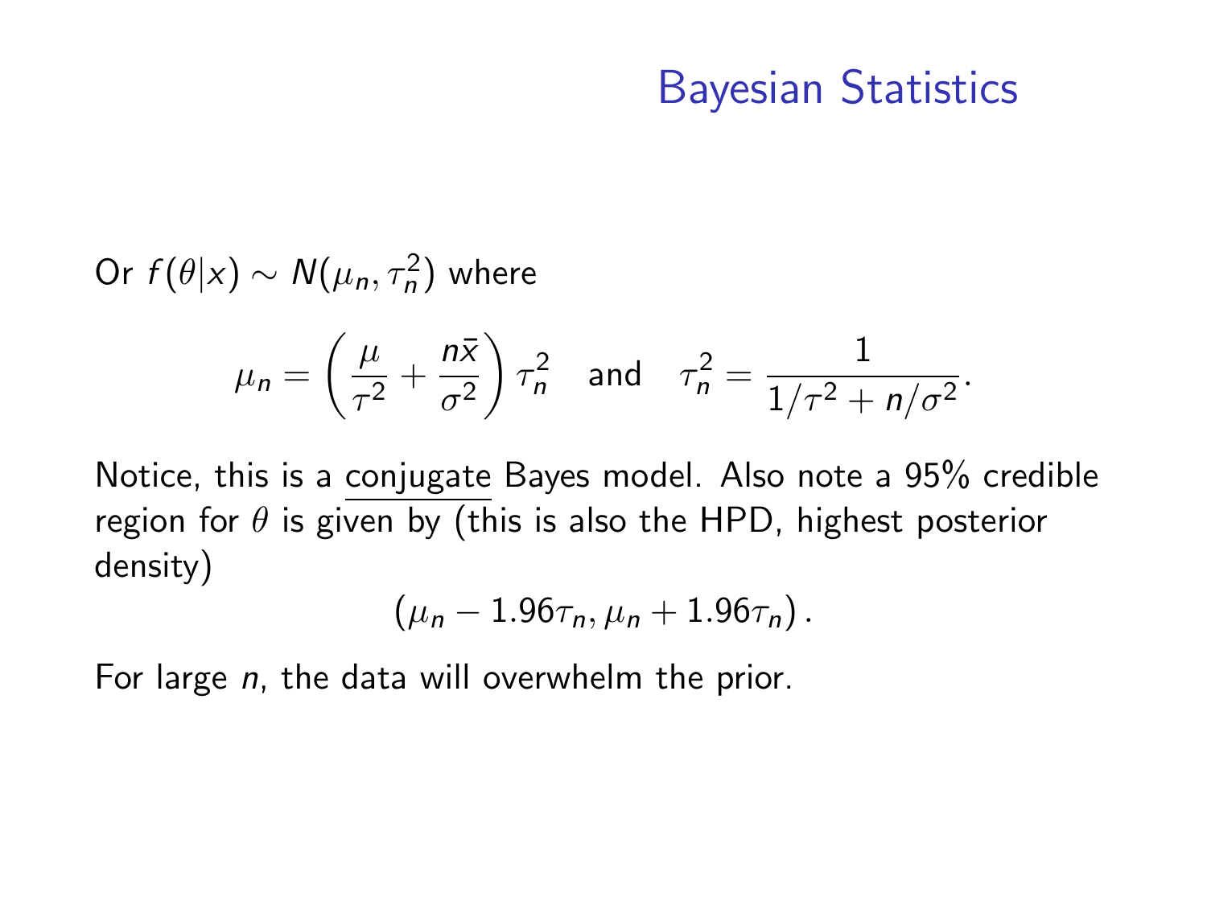## Bayesian Statistics

Or $f(\theta|x) \sim N(\mu_n, \tau_n^2)$ where

$$\mu_n = \left(\frac{\mu}{\tau^2} + \frac{n\bar{x}}{\sigma^2}\right)\tau_n^2 \quad \text{and} \quad \tau_n^2 = \frac{1}{1/\tau^2 + n/\sigma^2}.$$

Notice, this is a <u>conjugate</u> Bayes model. Also note a 95% credible region for $\theta$ is given by (this is also the HPD, highest posterior density)

$$\left(\mu_n - 1.96\tau_n, \mu_n + 1.96\tau_n\right).$$

For large $n$, the data will overwhelm the prior.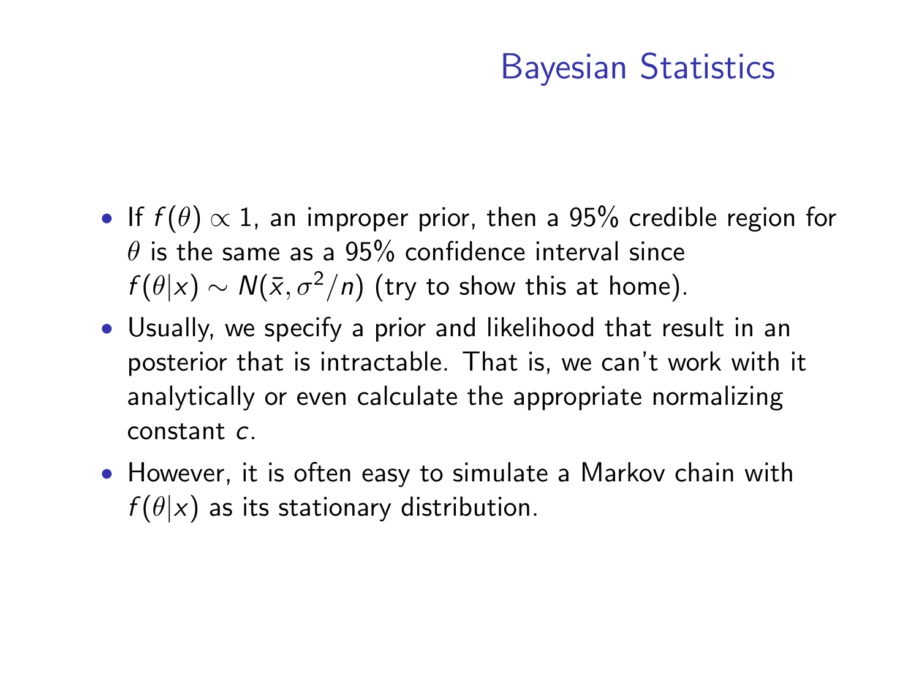## Bayesian Statistics

- If $f(\theta) \propto 1$, an improper prior, then a 95% credible region for $\theta$ is the same as a 95% confidence interval since $f(\theta|x) \sim N(\bar{x}, \sigma^2/n)$ (try to show this at home).
- Usually, we specify a prior and likelihood that result in an posterior that is intractable. That is, we can't work with it analytically or even calculate the appropriate normalizing constant $c$.
- However, it is often easy to simulate a Markov chain with $f(\theta|x)$ as its stationary distribution.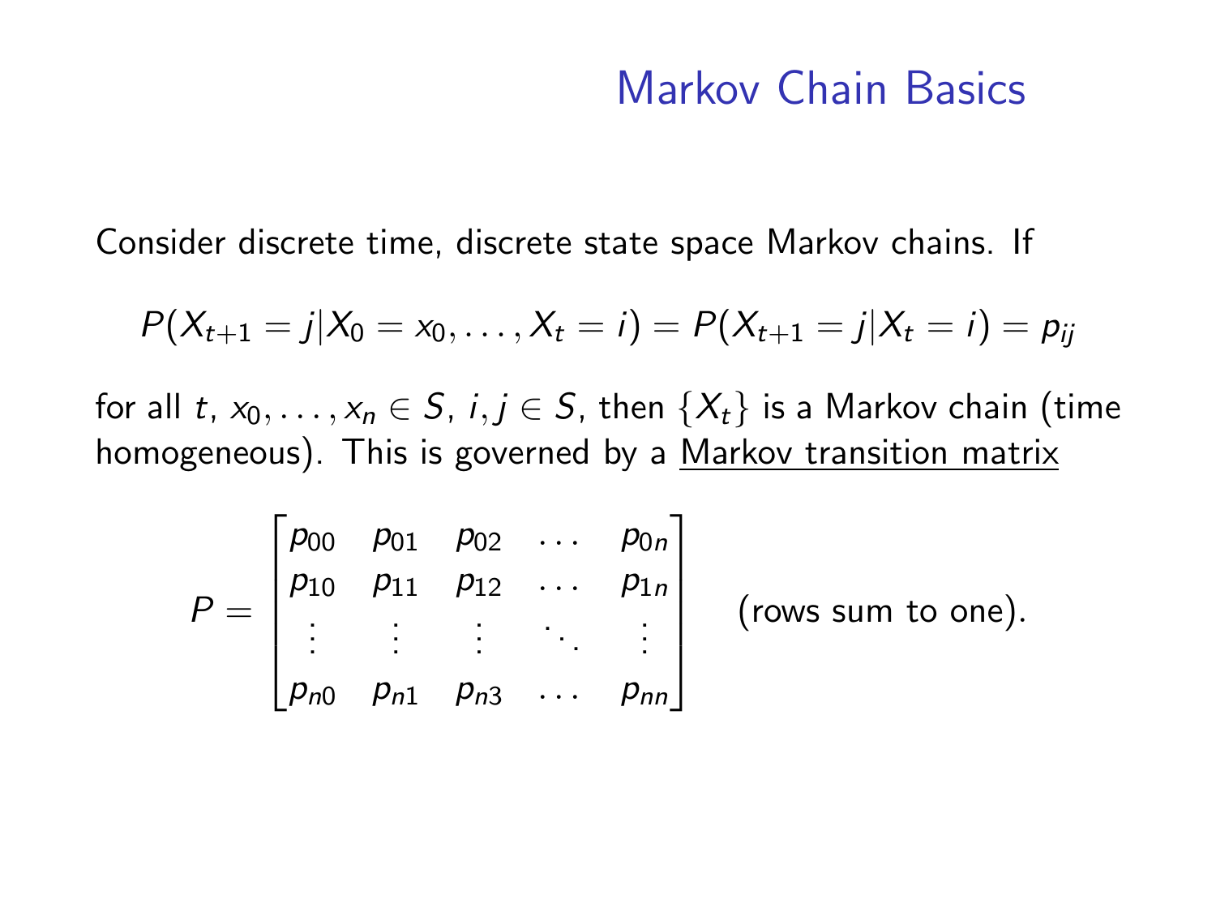# Markov Chain Basics

Consider discrete time, discrete state space Markov chains. If

$$P(X_{t+1} = j | X_0 = x_0, \ldots, X_t = i) = P(X_{t+1} = j | X_t = i) = p_{ij}$$

for all $t$, $x_0, \ldots, x_n \in S$, $i, j \in S$, then $\{X_t\}$ is a Markov chain (time homogeneous). This is governed by a <u>Markov transition matrix</u>

$$P = \begin{bmatrix} p_{00} & p_{01} & p_{02} & \cdots & p_{0n} \\ p_{10} & p_{11} & p_{12} & \cdots & p_{1n} \\ \vdots & \vdots & \vdots & \ddots & \vdots \\ p_{n0} & p_{n1} & p_{n3} & \cdots & p_{nn} \end{bmatrix} \quad \text{(rows sum to one).}$$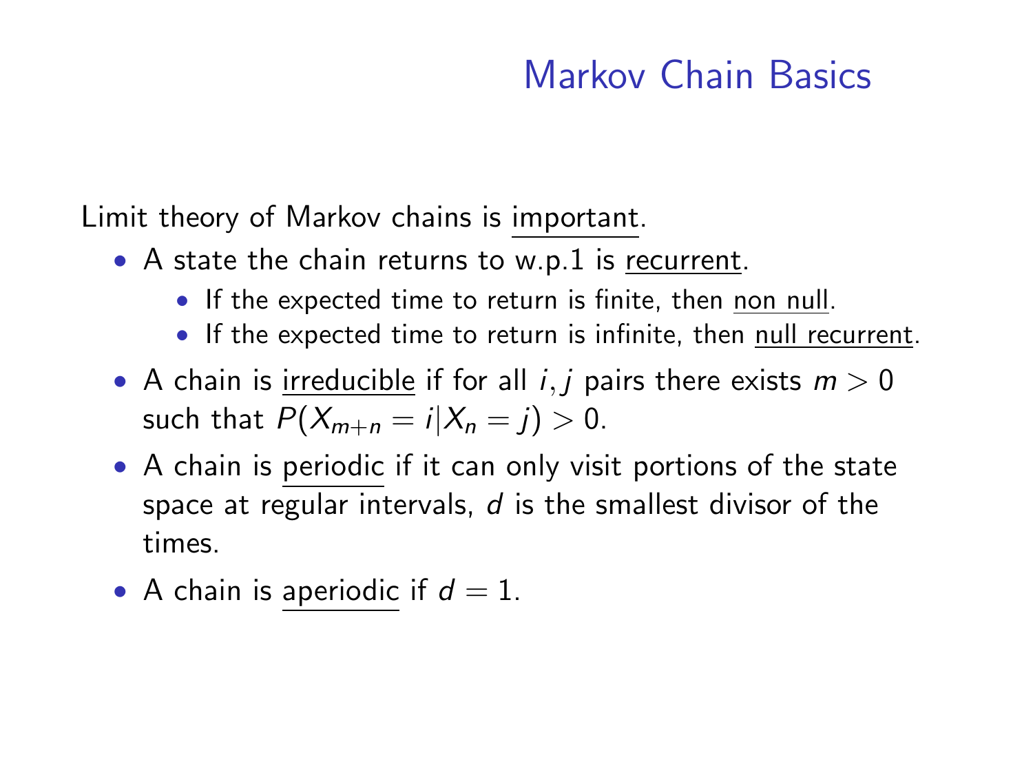# Markov Chain Basics

Limit theory of Markov chains is important.

- A state the chain returns to w.p.1 is recurrent.
  - If the expected time to return is finite, then non null.
  - If the expected time to return is infinite, then null recurrent.
- A chain is irreducible if for all $i, j$ pairs there exists $m > 0$ such that $P(X_{m+n} = i | X_n = j) > 0$.
- A chain is periodic if it can only visit portions of the state space at regular intervals, $d$ is the smallest divisor of the times.
- A chain is aperiodic if $d = 1$.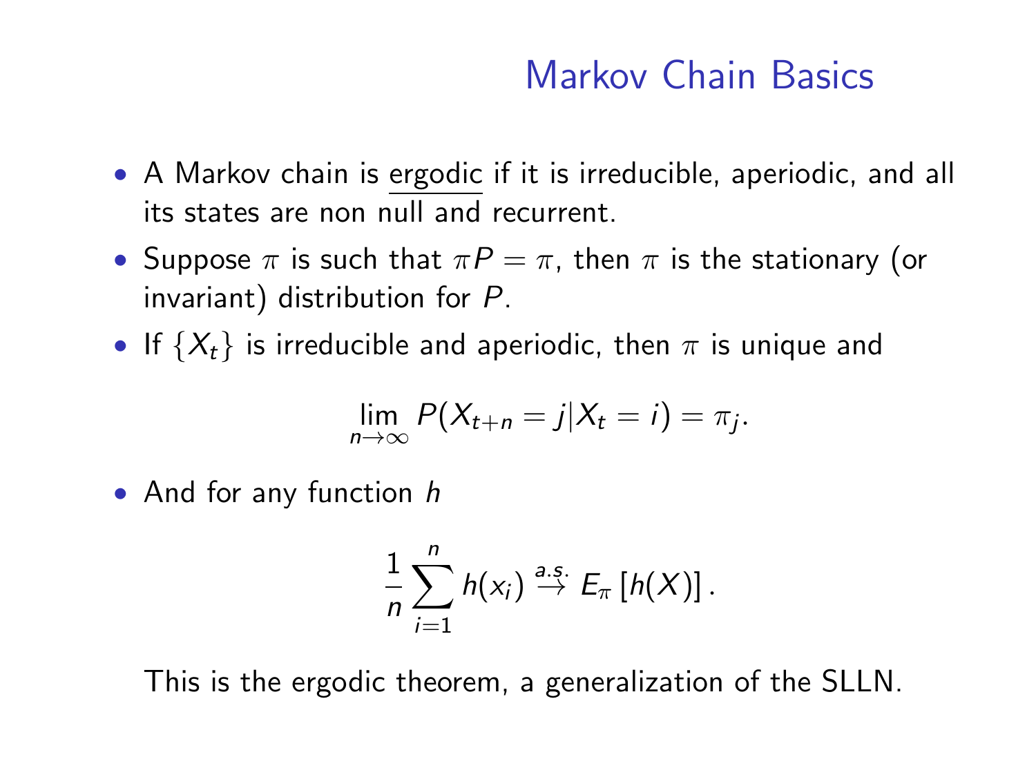# Markov Chain Basics

- A Markov chain is <u>ergodic</u> if it is irreducible, aperiodic, and all its states are non null and recurrent.
- Suppose $\pi$ is such that $\pi P = \pi$, then $\pi$ is the stationary (or invariant) distribution for $P$.
- If $\{X_t\}$ is irreducible and aperiodic, then $\pi$ is unique and

$$\lim_{n \to \infty} P(X_{t+n} = j | X_t = i) = \pi_j.$$

- And for any function $h$

$$\frac{1}{n} \sum_{i=1}^{n} h(x_i) \stackrel{a.s.}{\to} E_{\pi}\left[h(X)\right].$$

This is the ergodic theorem, a generalization of the SLLN.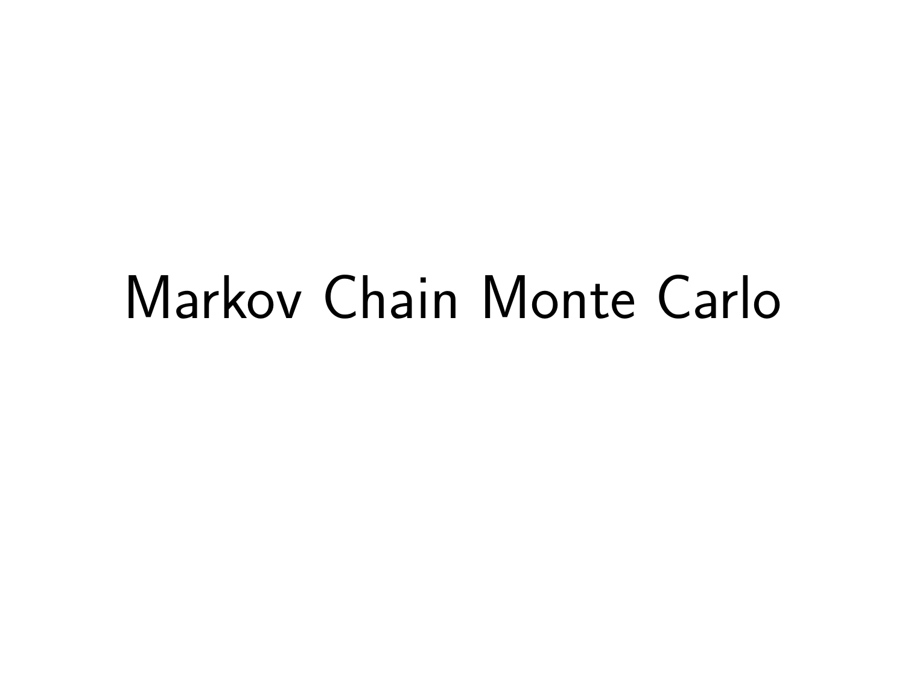# Markov Chain Monte Carlo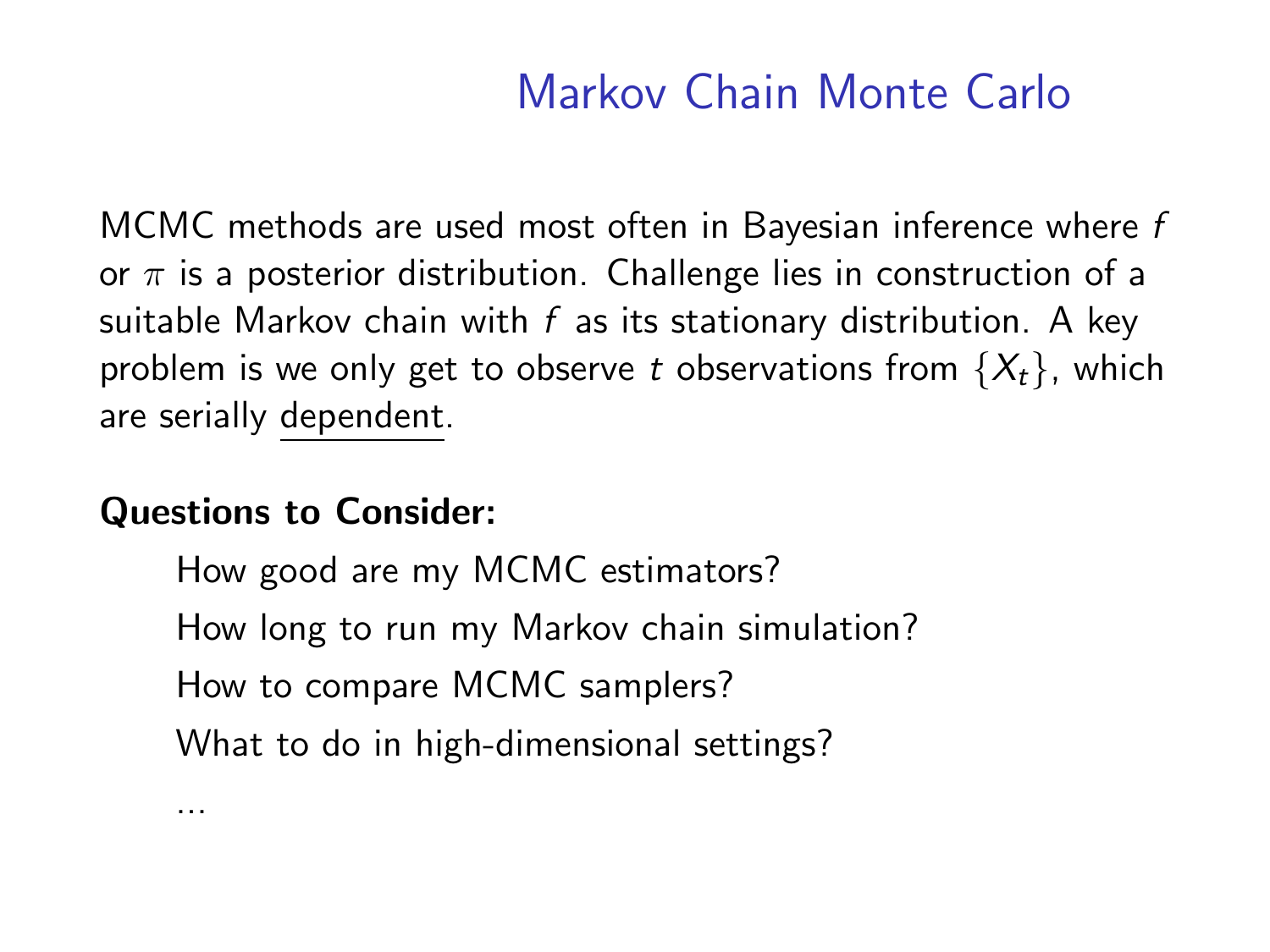# Markov Chain Monte Carlo

MCMC methods are used most often in Bayesian inference where $f$ or $\pi$ is a posterior distribution. Challenge lies in construction of a suitable Markov chain with $f$ as its stationary distribution. A key problem is we only get to observe $t$ observations from $\{X_t\}$, which are serially <u>dependent</u>.

**Questions to Consider:**

- How good are my MCMC estimators?
- How long to run my Markov chain simulation?
- How to compare MCMC samplers?
- What to do in high-dimensional settings?
- ...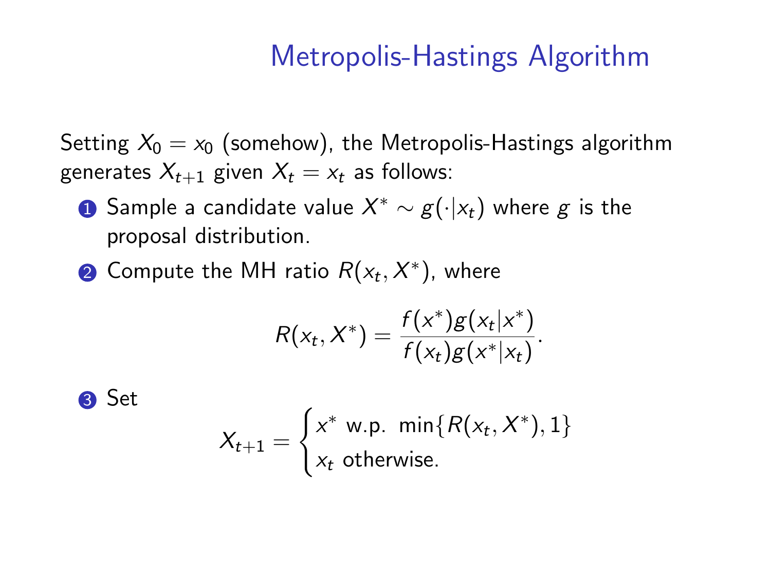# Metropolis-Hastings Algorithm

Setting $X_0 = x_0$ (somehow), the Metropolis-Hastings algorithm generates $X_{t+1}$ given $X_t = x_t$ as follows:

1. Sample a candidate value $X^* \sim g(\cdot|x_t)$ where $g$ is the proposal distribution.
2. Compute the MH ratio $R(x_t, X^*)$, where

$$R(x_t, X^*) = \frac{f(x^*)g(x_t|x^*)}{f(x_t)g(x^*|x_t)}.$$

3. Set

$$X_{t+1} = \begin{cases} x^* \text{ w.p. } \min\{R(x_t, X^*), 1\} \\ x_t \text{ otherwise.} \end{cases}$$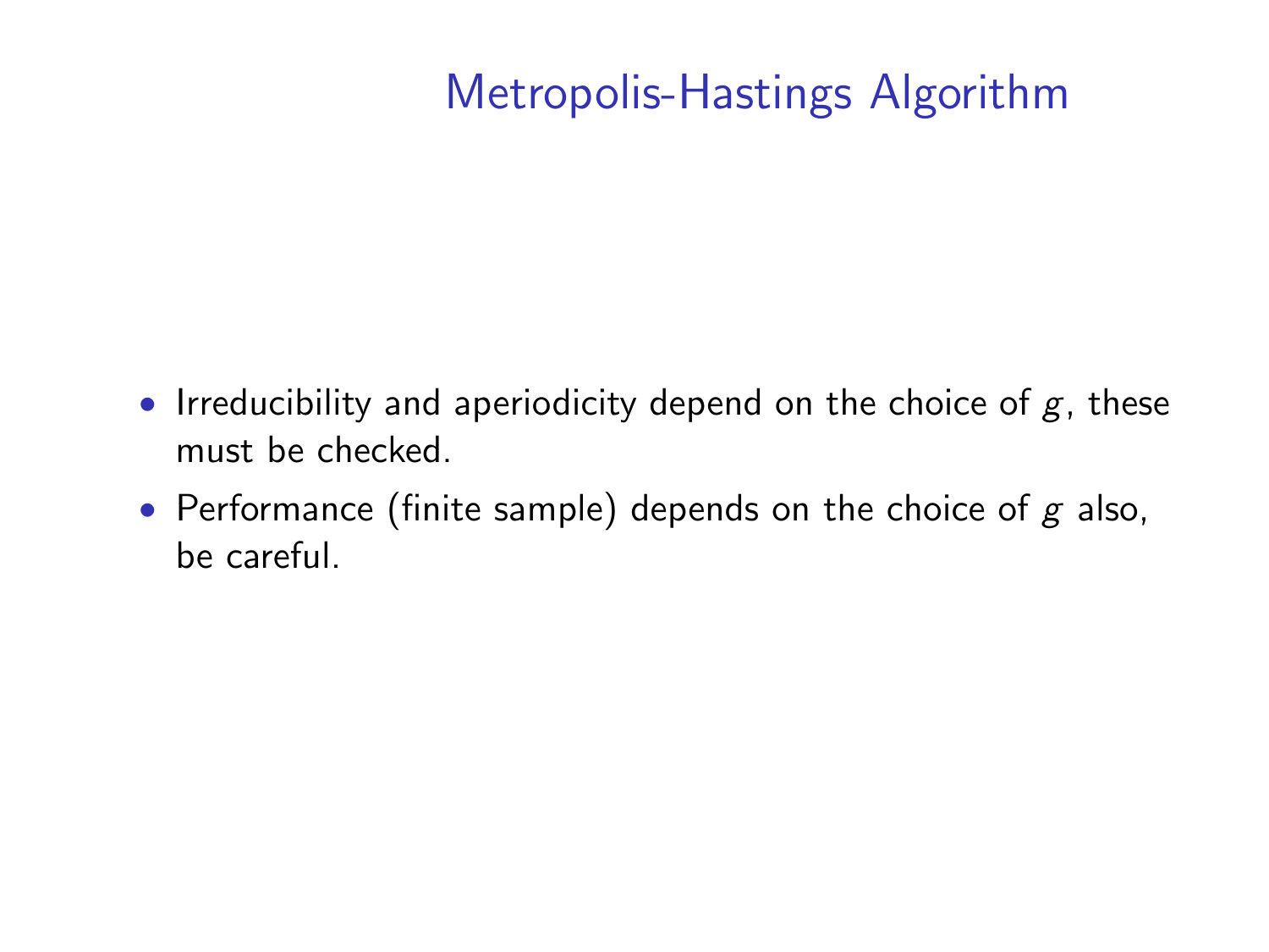# Metropolis-Hastings Algorithm

- Irreducibility and aperiodicity depend on the choice of $g$, these must be checked.
- Performance (finite sample) depends on the choice of $g$ also, be careful.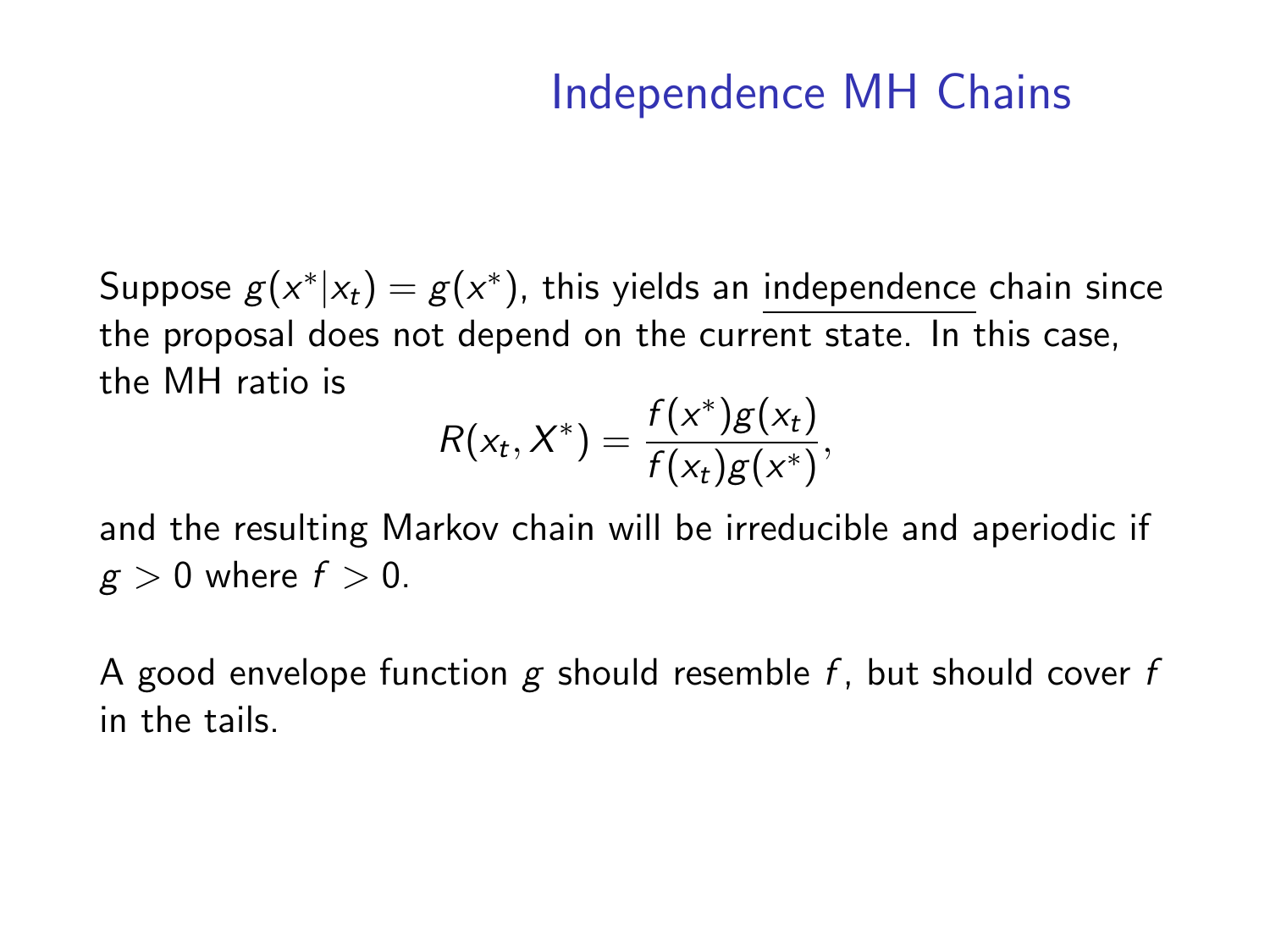# Independence MH Chains

Suppose $g(x^*|x_t) = g(x^*)$, this yields an independence chain since the proposal does not depend on the current state. In this case, the MH ratio is

$$R(x_t, X^*) = \frac{f(x^*)g(x_t)}{f(x_t)g(x^*)},$$

and the resulting Markov chain will be irreducible and aperiodic if $g > 0$ where $f > 0$.

A good envelope function $g$ should resemble $f$, but should cover $f$ in the tails.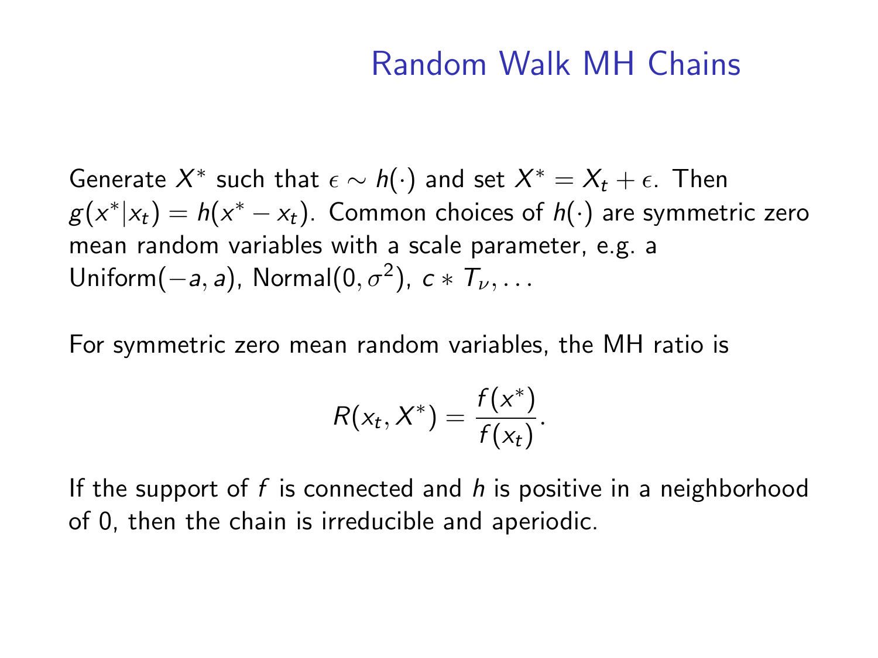# Random Walk MH Chains

Generate $X^*$ such that $\epsilon \sim h(\cdot)$ and set $X^* = X_t + \epsilon$. Then $g(x^*|x_t) = h(x^* - x_t)$. Common choices of $h(\cdot)$ are symmetric zero mean random variables with a scale parameter, e.g. a Uniform$(-a, a)$, Normal$(0, \sigma^2)$, $c * T_\nu, \ldots$

For symmetric zero mean random variables, the MH ratio is

$$R(x_t, X^*) = \frac{f(x^*)}{f(x_t)}.$$

If the support of $f$ is connected and $h$ is positive in a neighborhood of 0, then the chain is irreducible and aperiodic.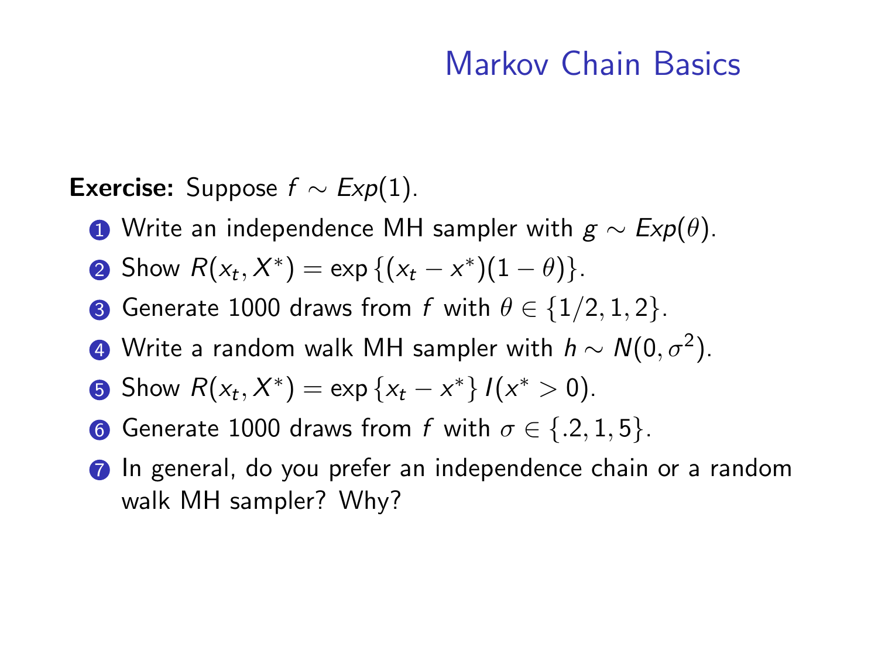# Markov Chain Basics

**Exercise:** Suppose $f \sim Exp(1)$.

1. Write an independence MH sampler with $g \sim Exp(\theta)$.
2. Show $R(x_t, X^*) = \exp\{(x_t - x^*)(1 - \theta)\}$.
3. Generate 1000 draws from $f$ with $\theta \in \{1/2, 1, 2\}$.
4. Write a random walk MH sampler with $h \sim N(0, \sigma^2)$.
5. Show $R(x_t, X^*) = \exp\{x_t - x^*\} I(x^* > 0)$.
6. Generate 1000 draws from $f$ with $\sigma \in \{.2, 1, 5\}$.
7. In general, do you prefer an independence chain or a random walk MH sampler? Why?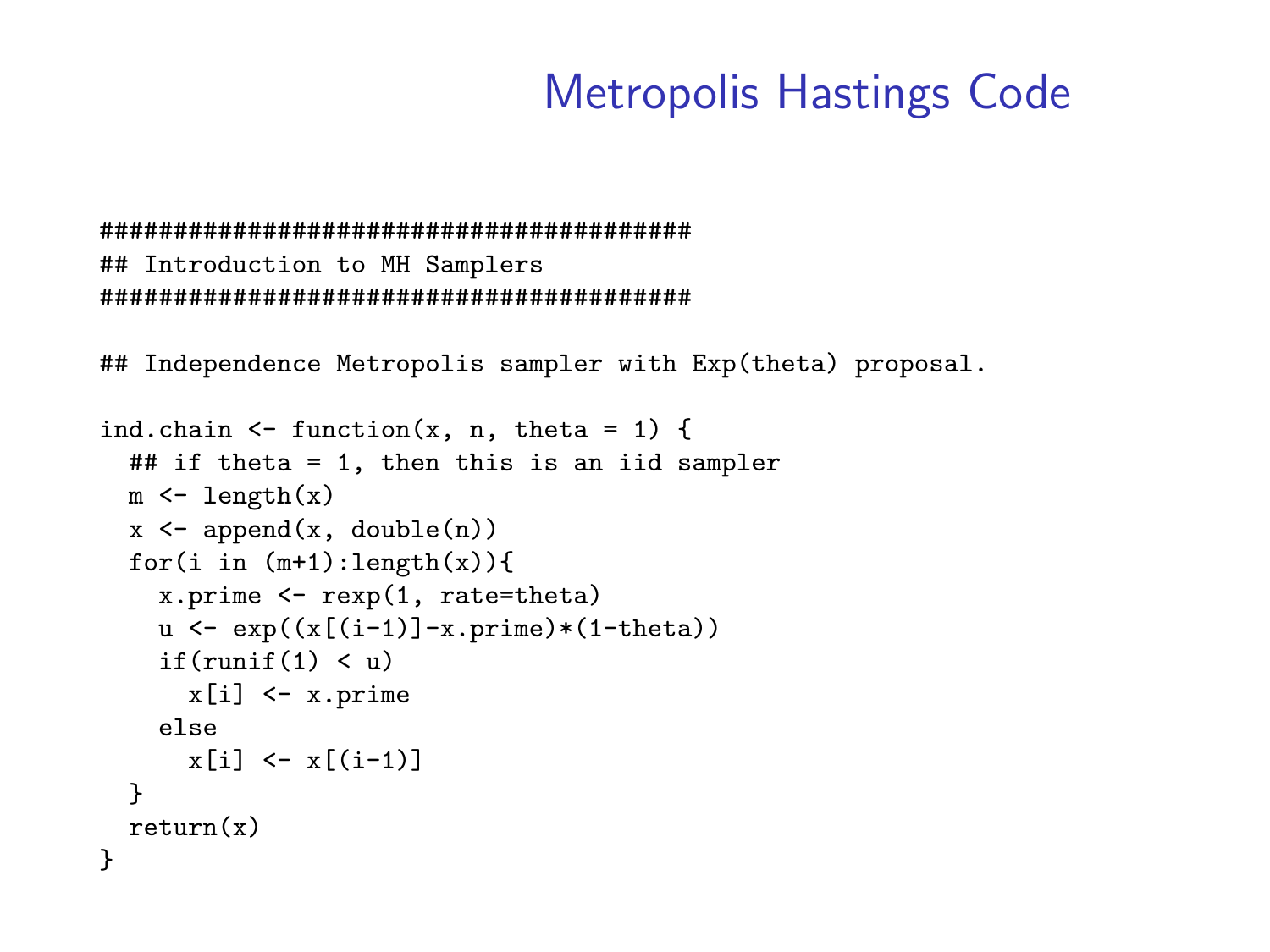# Metropolis Hastings Code

```
##########################################
## Introduction to MH Samplers
##########################################

## Independence Metropolis sampler with Exp(theta) proposal.

ind.chain <- function(x, n, theta = 1) {
  ## if theta = 1, then this is an iid sampler
  m <- length(x)
  x <- append(x, double(n))
  for(i in (m+1):length(x)){
    x.prime <- rexp(1, rate=theta)
    u <- exp((x[(i-1)]-x.prime)*(1-theta))
    if(runif(1) < u)
      x[i] <- x.prime
    else
      x[i] <- x[(i-1)]
  }
  return(x)
}
```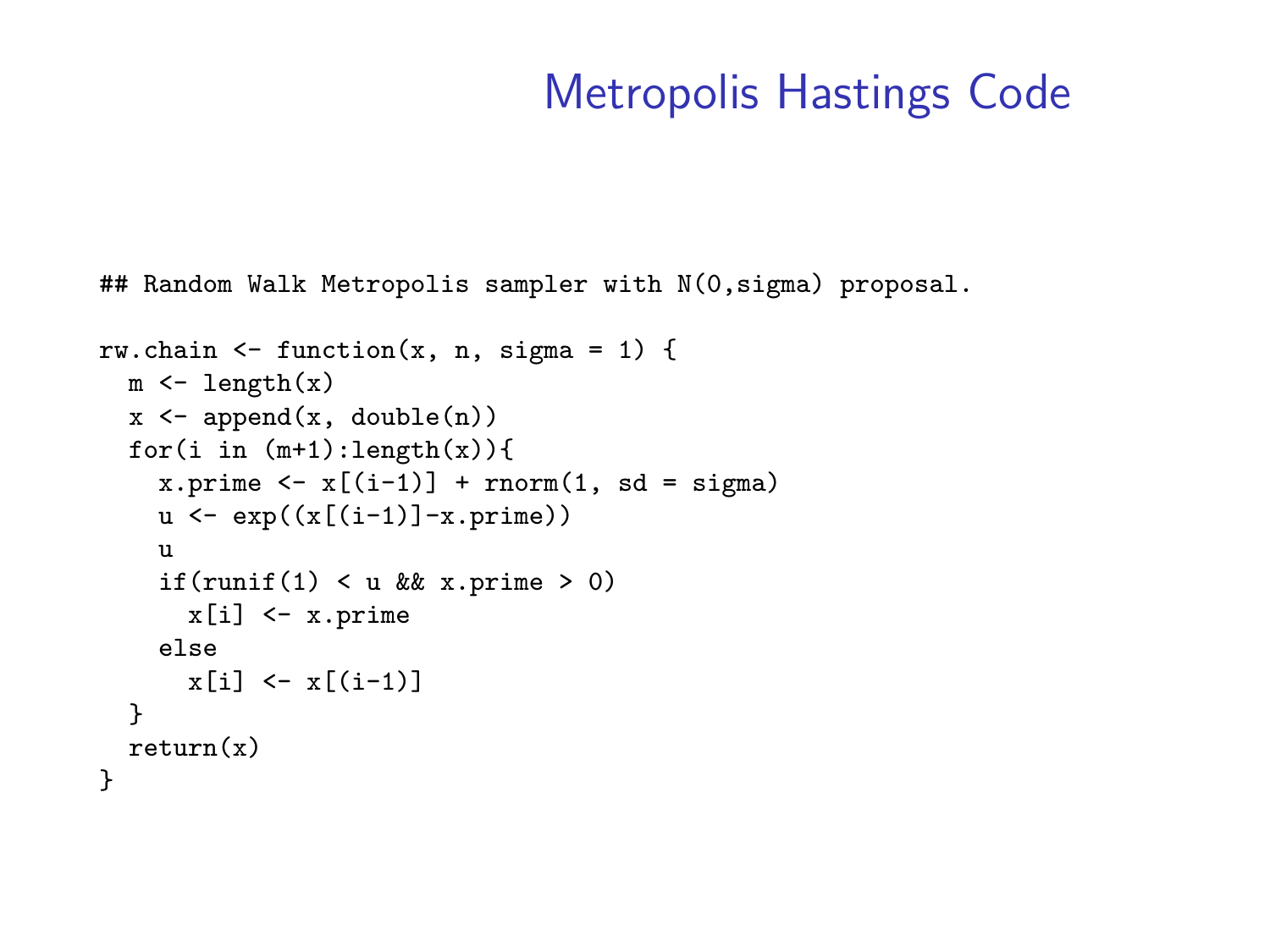# Metropolis Hastings Code

```
## Random Walk Metropolis sampler with N(0,sigma) proposal.

rw.chain <- function(x, n, sigma = 1) {
  m <- length(x)
  x <- append(x, double(n))
  for(i in (m+1):length(x)){
    x.prime <- x[(i-1)] + rnorm(1, sd = sigma)
    u <- exp((x[(i-1)]-x.prime))
    u
    if(runif(1) < u && x.prime > 0)
      x[i] <- x.prime
    else
      x[i] <- x[(i-1)]
  }
  return(x)
}
```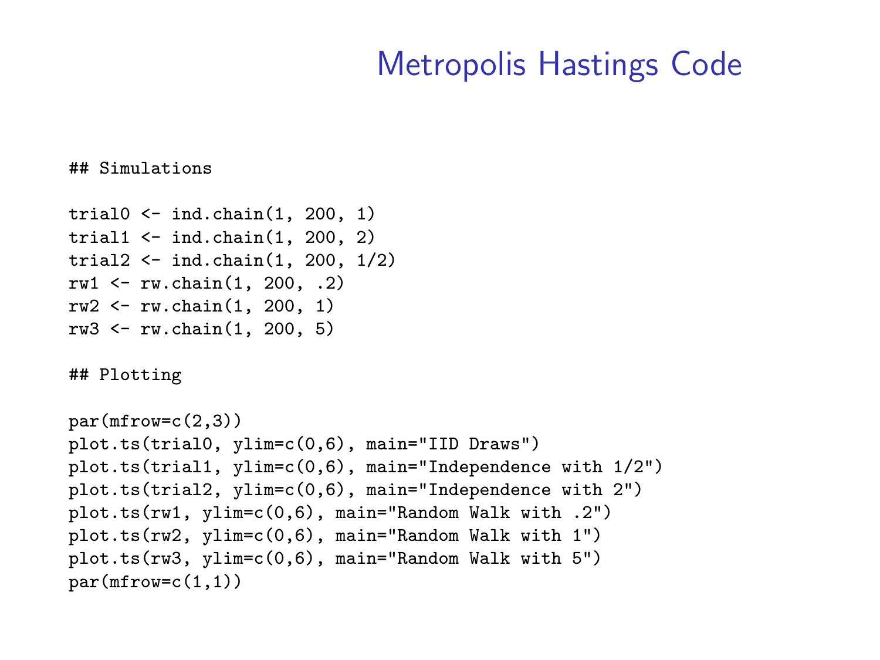# Metropolis Hastings Code

```
## Simulations

trial0 <- ind.chain(1, 200, 1)
trial1 <- ind.chain(1, 200, 2)
trial2 <- ind.chain(1, 200, 1/2)
rw1 <- rw.chain(1, 200, .2)
rw2 <- rw.chain(1, 200, 1)
rw3 <- rw.chain(1, 200, 5)

## Plotting

par(mfrow=c(2,3))
plot.ts(trial0, ylim=c(0,6), main="IID Draws")
plot.ts(trial1, ylim=c(0,6), main="Independence with 1/2")
plot.ts(trial2, ylim=c(0,6), main="Independence with 2")
plot.ts(rw1, ylim=c(0,6), main="Random Walk with .2")
plot.ts(rw2, ylim=c(0,6), main="Random Walk with 1")
plot.ts(rw3, ylim=c(0,6), main="Random Walk with 5")
par(mfrow=c(1,1))
```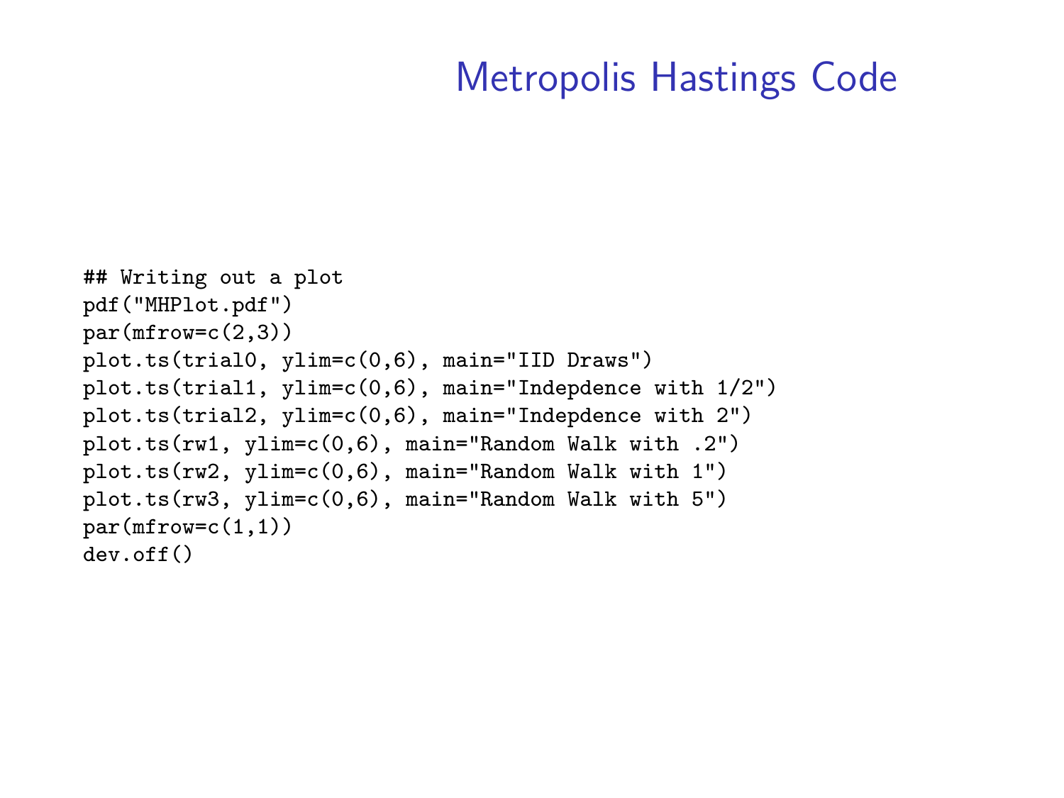# Metropolis Hastings Code

```
## Writing out a plot
pdf("MHPlot.pdf")
par(mfrow=c(2,3))
plot.ts(trial0, ylim=c(0,6), main="IID Draws")
plot.ts(trial1, ylim=c(0,6), main="Indepdence with 1/2")
plot.ts(trial2, ylim=c(0,6), main="Indepdence with 2")
plot.ts(rw1, ylim=c(0,6), main="Random Walk with .2")
plot.ts(rw2, ylim=c(0,6), main="Random Walk with 1")
plot.ts(rw3, ylim=c(0,6), main="Random Walk with 5")
par(mfrow=c(1,1))
dev.off()
```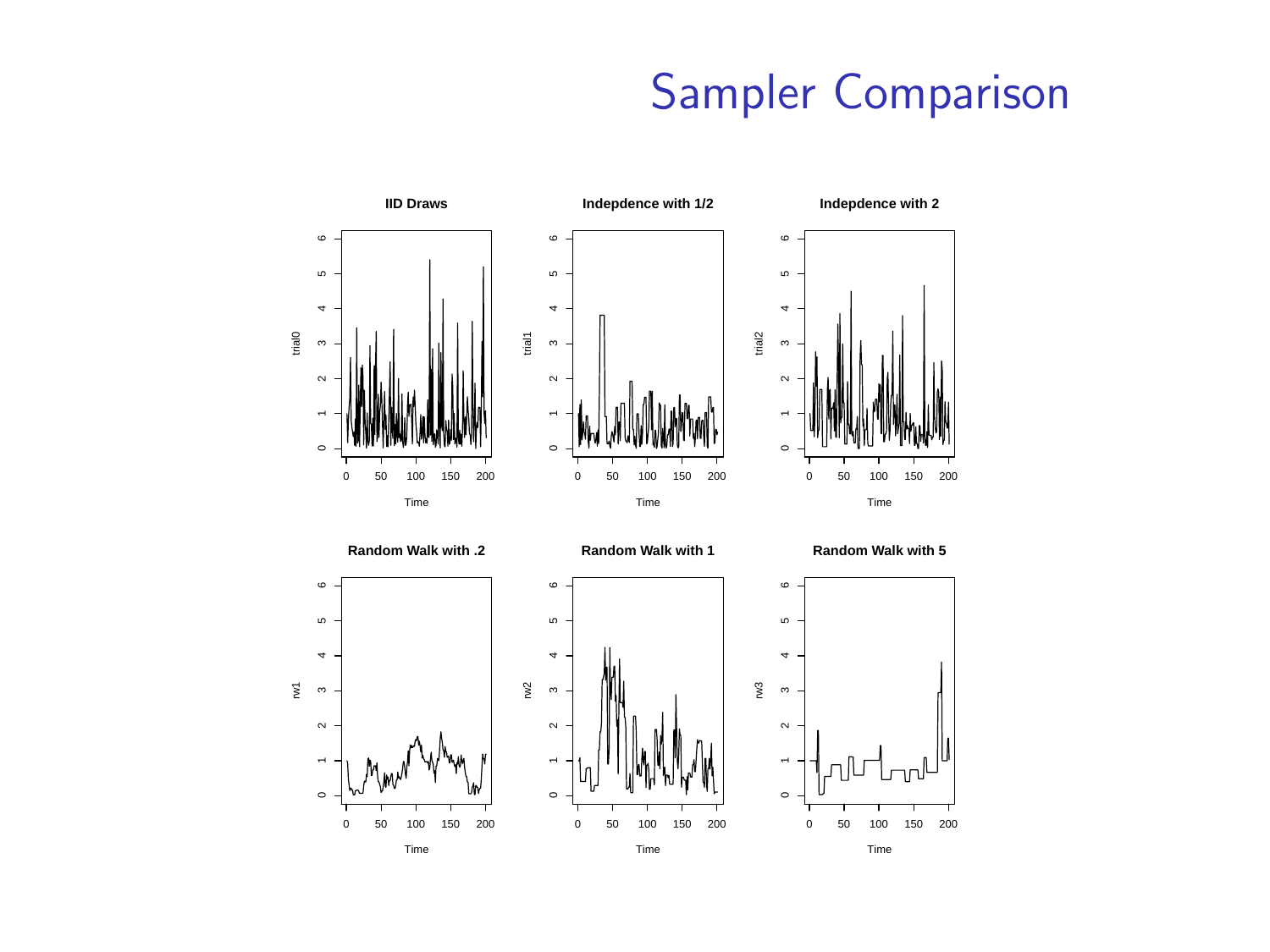# Sampler Comparison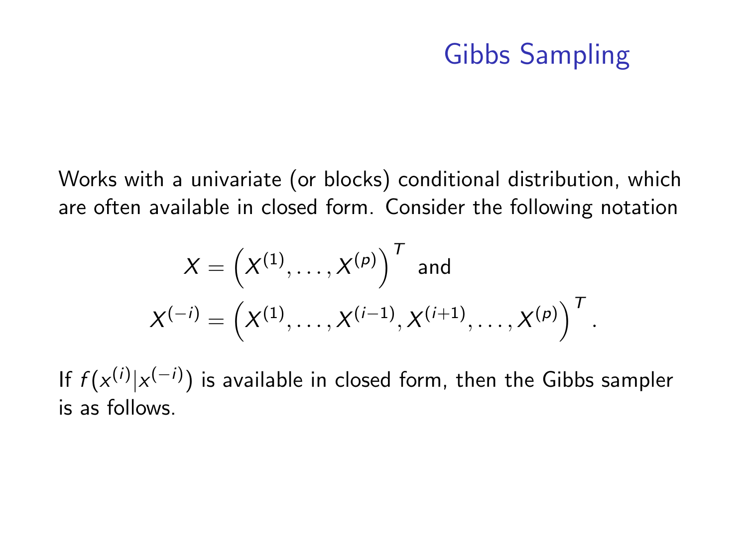# Gibbs Sampling

Works with a univariate (or blocks) conditional distribution, which are often available in closed form. Consider the following notation

$$X = \left(X^{(1)}, \ldots, X^{(p)}\right)^T \text{ and}$$

$$X^{(-i)} = \left(X^{(1)}, \ldots, X^{(i-1)}, X^{(i+1)}, \ldots, X^{(p)}\right)^T.$$

If $f(x^{(i)}|x^{(-i)})$ is available in closed form, then the Gibbs sampler is as follows.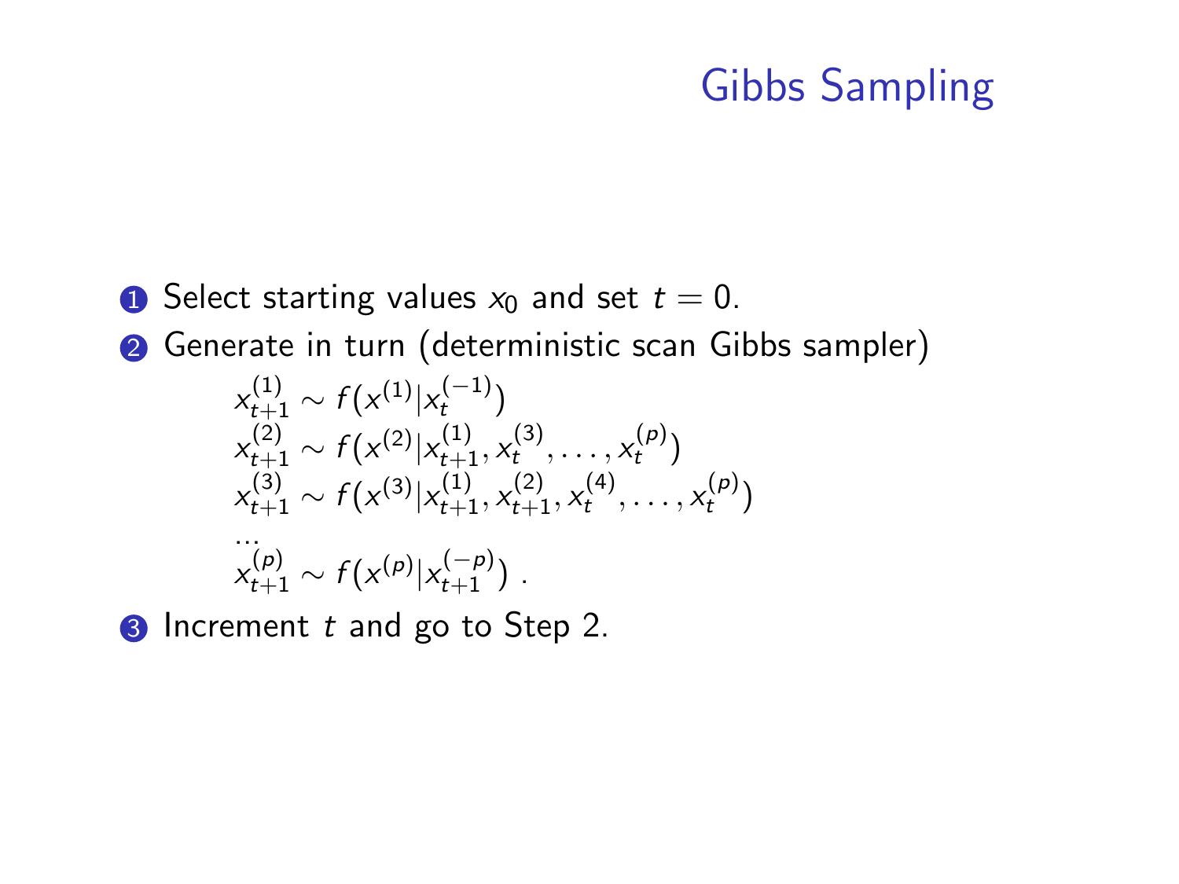# Gibbs Sampling

1. Select starting values $x_0$ and set $t = 0$.
2. Generate in turn (deterministic scan Gibbs sampler)

$$
\begin{aligned}
&x_{t+1}^{(1)} \sim f(x^{(1)}|x_t^{(-1)}) \\
&x_{t+1}^{(2)} \sim f(x^{(2)}|x_{t+1}^{(1)}, x_t^{(3)}, \ldots, x_t^{(p)}) \\
&x_{t+1}^{(3)} \sim f(x^{(3)}|x_{t+1}^{(1)}, x_{t+1}^{(2)}, x_t^{(4)}, \ldots, x_t^{(p)}) \\
&\ldots \\
&x_{t+1}^{(p)} \sim f(x^{(p)}|x_{t+1}^{(-p)}) \; .
\end{aligned}
$$

3. Increment $t$ and go to Step 2.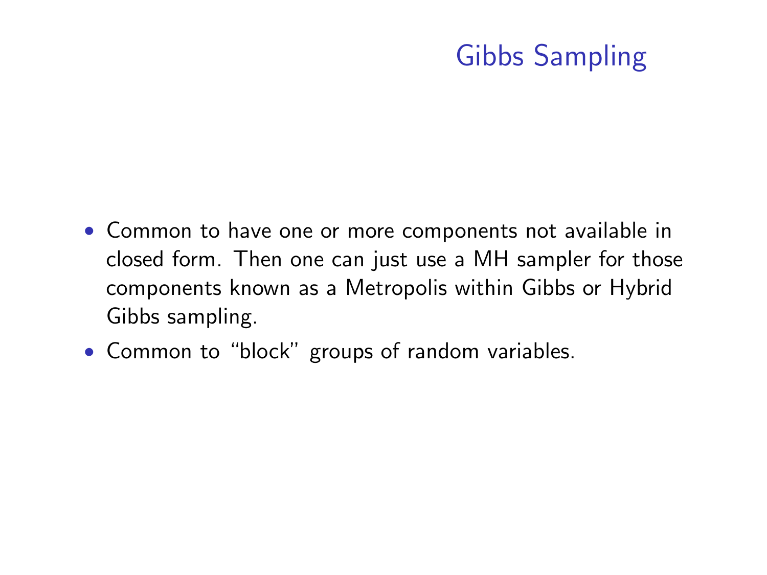# Gibbs Sampling

- Common to have one or more components not available in closed form. Then one can just use a MH sampler for those components known as a Metropolis within Gibbs or Hybrid Gibbs sampling.
- Common to "block" groups of random variables.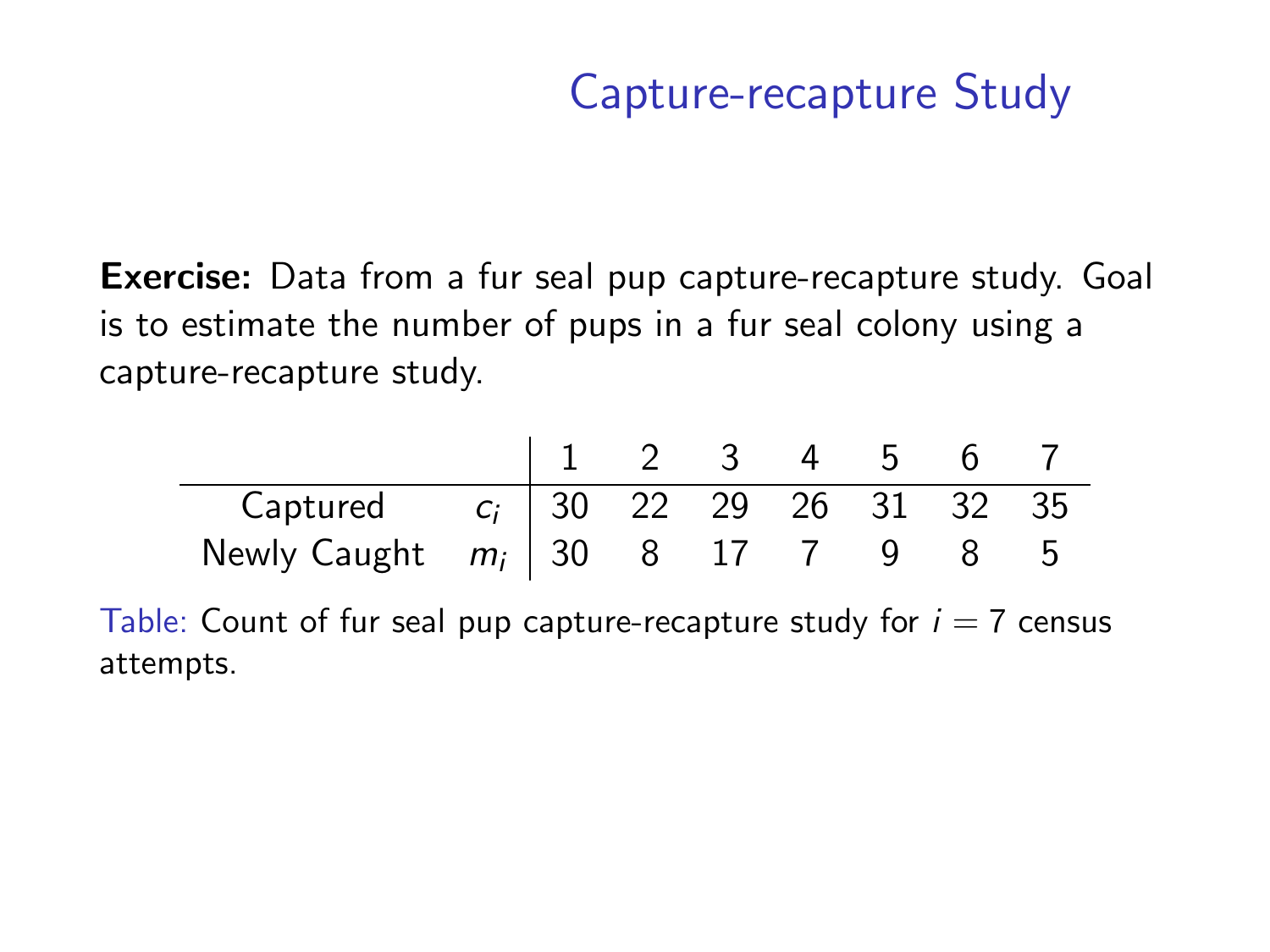## Capture-recapture Study

**Exercise:** Data from a fur seal pup capture-recapture study. Goal is to estimate the number of pups in a fur seal colony using a capture-recapture study.

| | | 1 | 2 | 3 | 4 | 5 | 6 | 7 |
|---|---|---|---|---|---|---|---|---|
| Captured | $c_i$ | 30 | 22 | 29 | 26 | 31 | 32 | 35 |
| Newly Caught | $m_i$ | 30 | 8 | 17 | 7 | 9 | 8 | 5 |

Table: Count of fur seal pup capture-recapture study for $i = 7$ census attempts.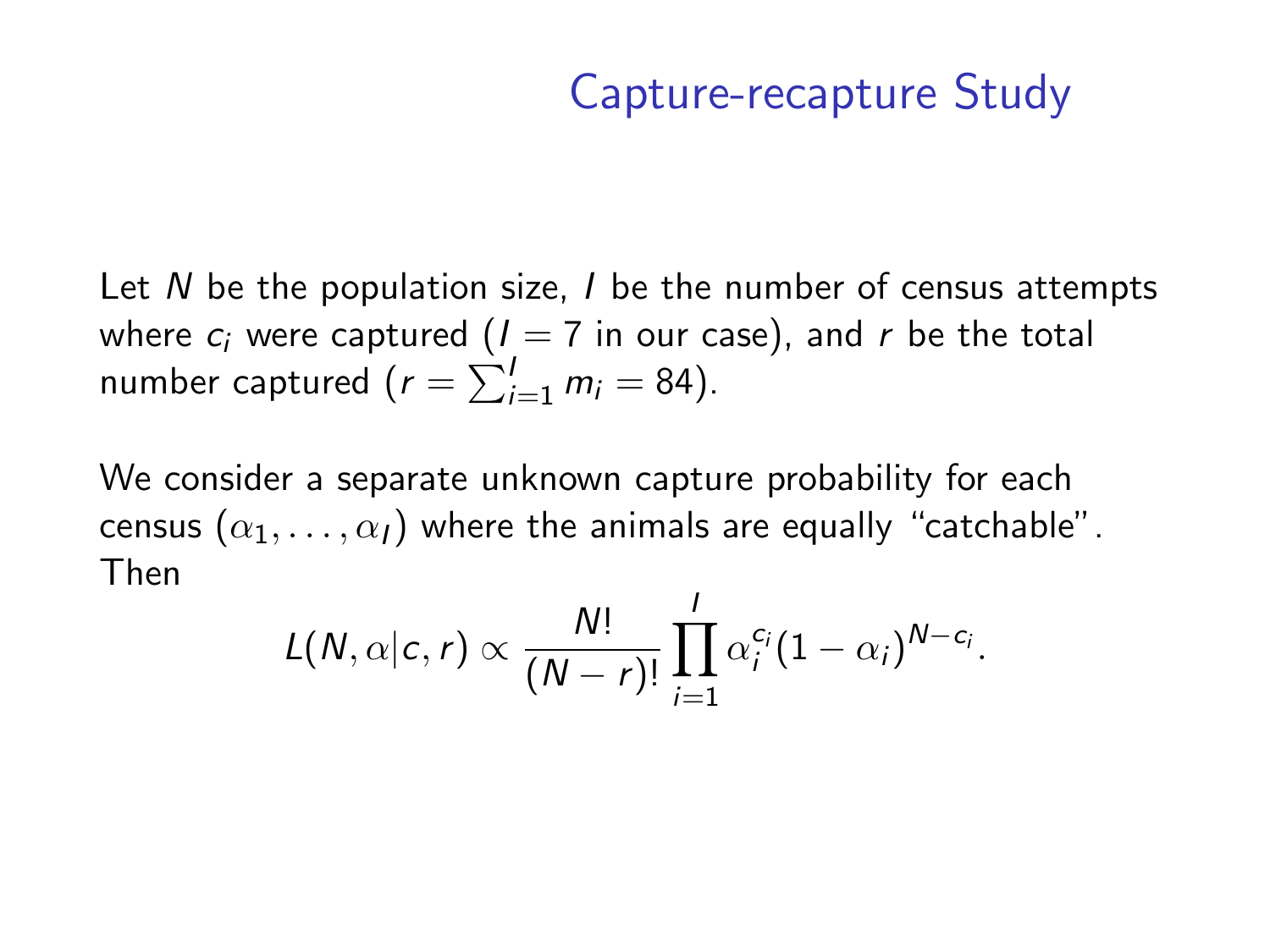## Capture-recapture Study

Let $N$ be the population size, $I$ be the number of census attempts where $c_i$ were captured ($I = 7$ in our case), and $r$ be the total number captured ($r = \sum_{i=1}^{I} m_i = 84$).

We consider a separate unknown capture probability for each census $(\alpha_1, \ldots, \alpha_I)$ where the animals are equally "catchable". Then

$$L(N, \alpha | c, r) \propto \frac{N!}{(N-r)!} \prod_{i=1}^{I} \alpha_i^{c_i} (1 - \alpha_i)^{N - c_i}.$$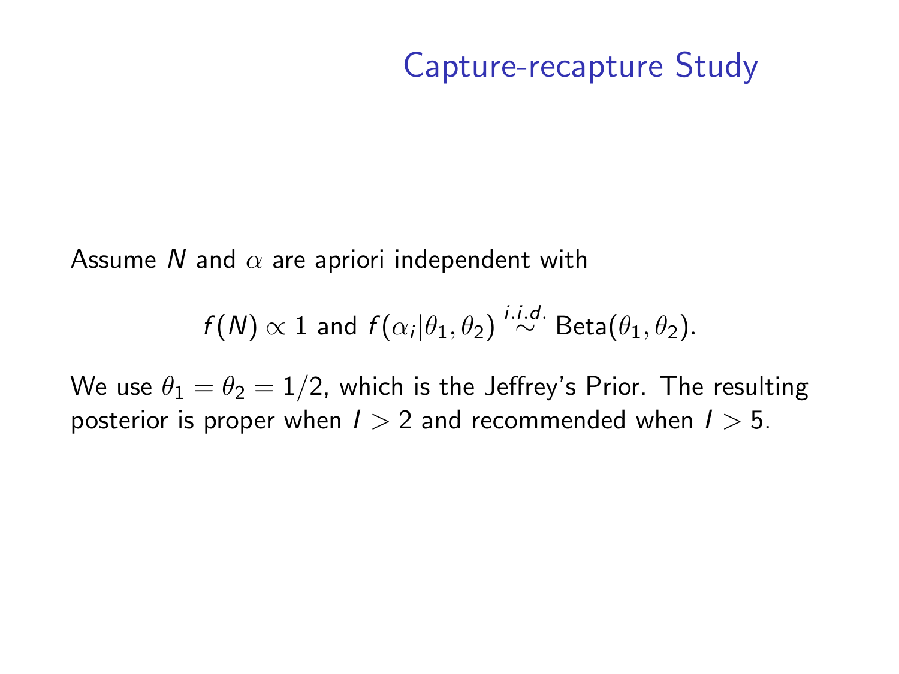## Capture-recapture Study

Assume $N$ and $\alpha$ are apriori independent with

$$f(N) \propto 1 \text{ and } f(\alpha_i|\theta_1, \theta_2) \overset{i.i.d.}{\sim} \text{Beta}(\theta_1, \theta_2).$$

We use $\theta_1 = \theta_2 = 1/2$, which is the Jeffrey's Prior. The resulting posterior is proper when $I > 2$ and recommended when $I > 5$.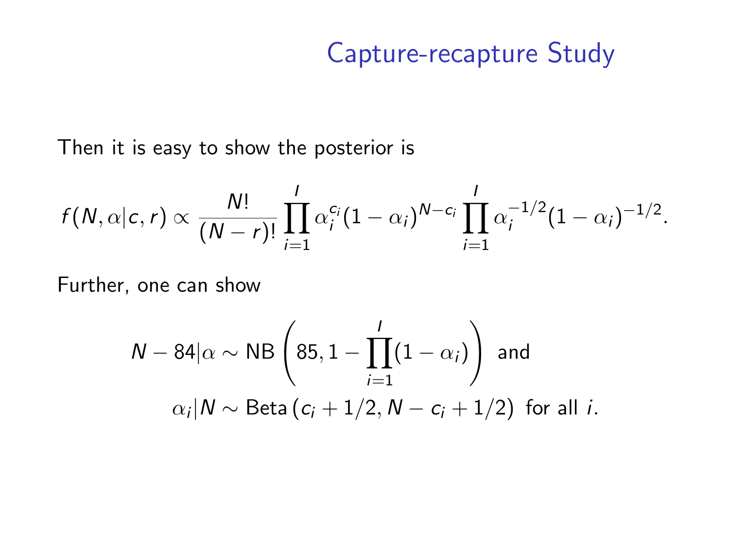# Capture-recapture Study

Then it is easy to show the posterior is

$$f(N, \alpha | c, r) \propto \frac{N!}{(N-r)!} \prod_{i=1}^{I} \alpha_i^{c_i} (1-\alpha_i)^{N-c_i} \prod_{i=1}^{I} \alpha_i^{-1/2} (1-\alpha_i)^{-1/2}.$$

Further, one can show

$$N - 84 | \alpha \sim \text{NB}\left(85, 1 - \prod_{i=1}^{I}(1-\alpha_i)\right) \text{ and}$$

$$\alpha_i | N \sim \text{Beta}\left(c_i + 1/2, N - c_i + 1/2\right) \text{ for all } i.$$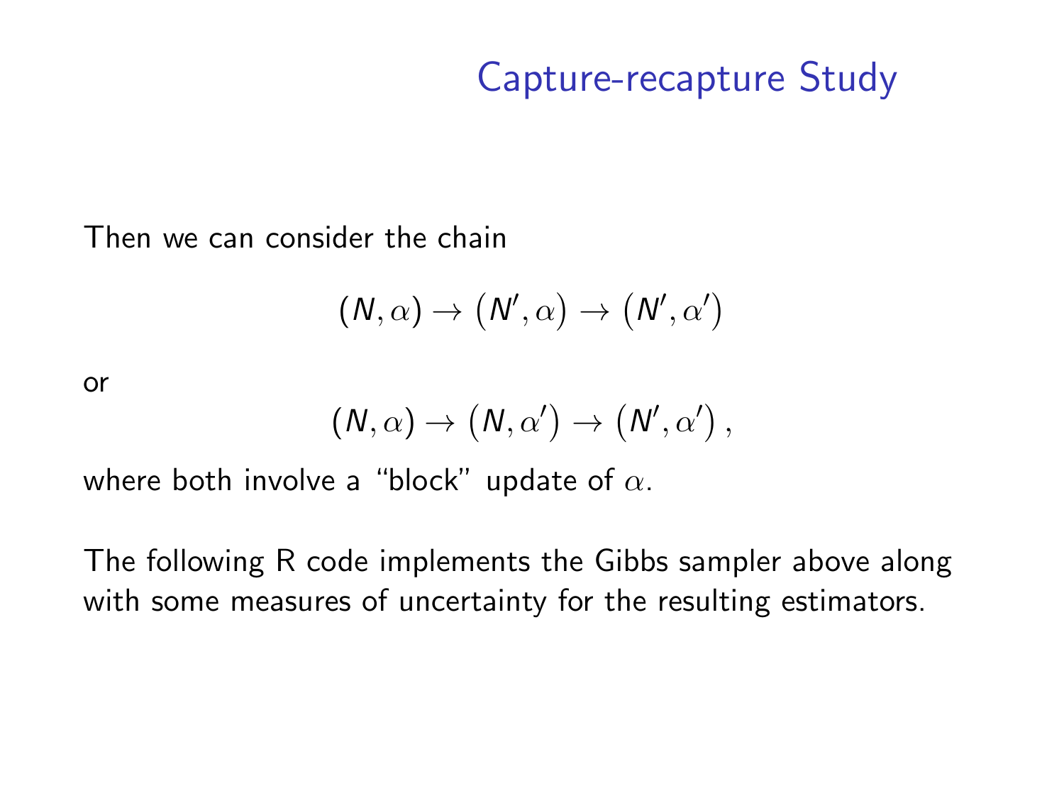## Capture-recapture Study

Then we can consider the chain

$$(N, \alpha) \to (N', \alpha) \to (N', \alpha')$$

or

$$(N, \alpha) \to (N, \alpha') \to (N', \alpha'),$$

where both involve a "block" update of $\alpha$.

The following R code implements the Gibbs sampler above along with some measures of uncertainty for the resulting estimators.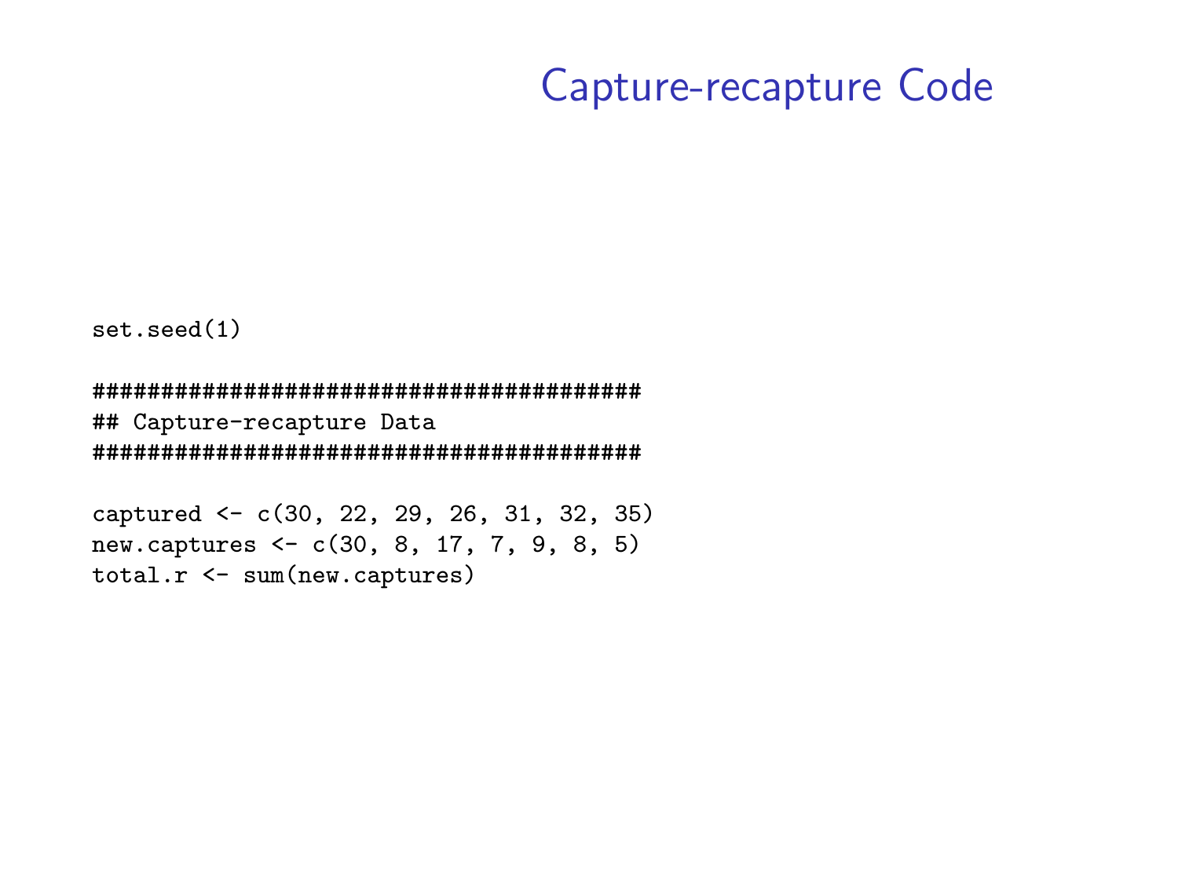# Capture-recapture Code

```
set.seed(1)

########################################
## Capture-recapture Data
########################################

captured <- c(30, 22, 29, 26, 31, 32, 35)
new.captures <- c(30, 8, 17, 7, 9, 8, 5)
total.r <- sum(new.captures)
```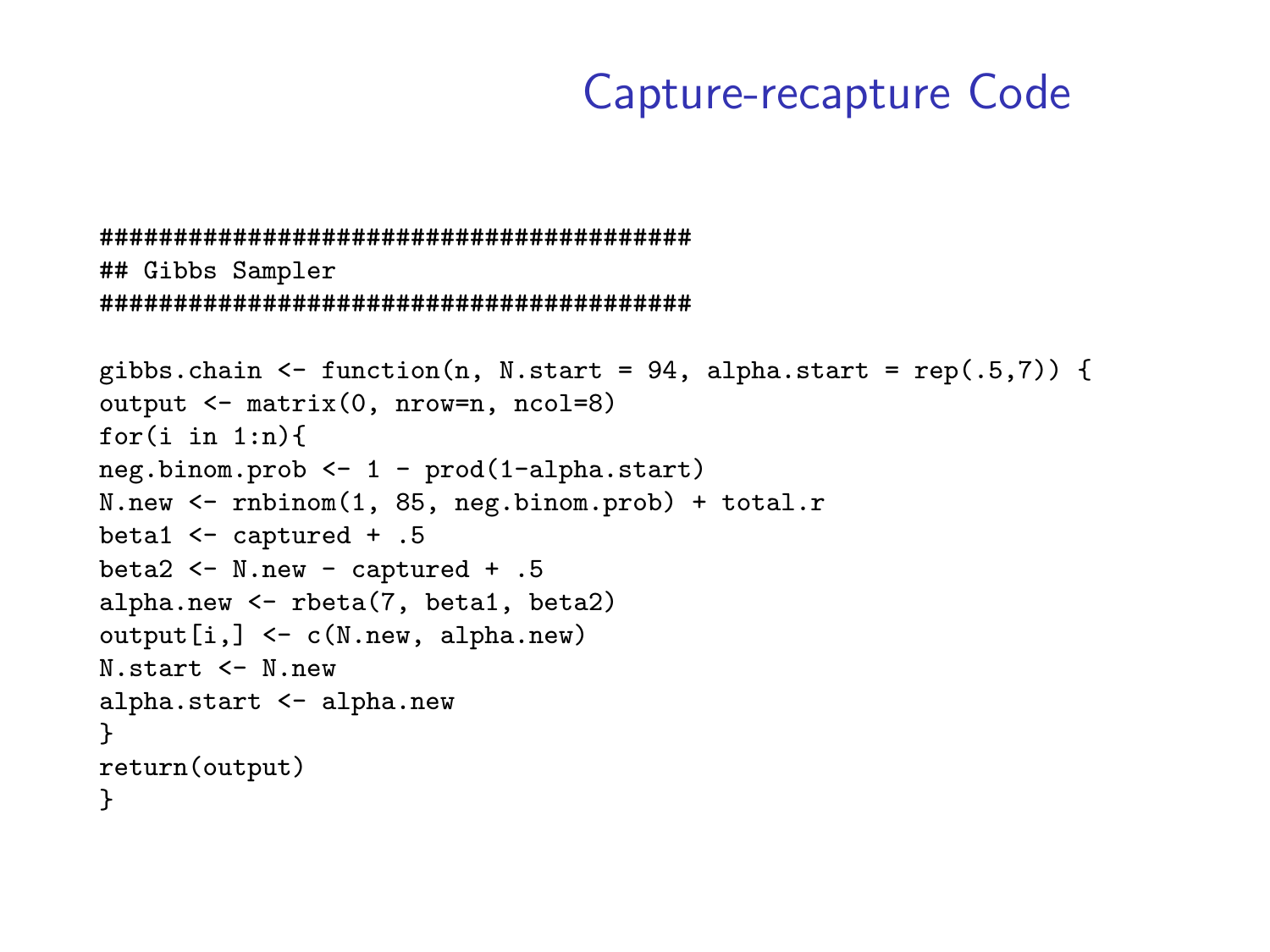# Capture-recapture Code

```
###########################################
## Gibbs Sampler
###########################################

gibbs.chain <- function(n, N.start = 94, alpha.start = rep(.5,7)) {
output <- matrix(0, nrow=n, ncol=8)
for(i in 1:n){
neg.binom.prob <- 1 - prod(1-alpha.start)
N.new <- rnbinom(1, 85, neg.binom.prob) + total.r
beta1 <- captured + .5
beta2 <- N.new - captured + .5
alpha.new <- rbeta(7, beta1, beta2)
output[i,] <- c(N.new, alpha.new)
N.start <- N.new
alpha.start <- alpha.new
}
return(output)
}
```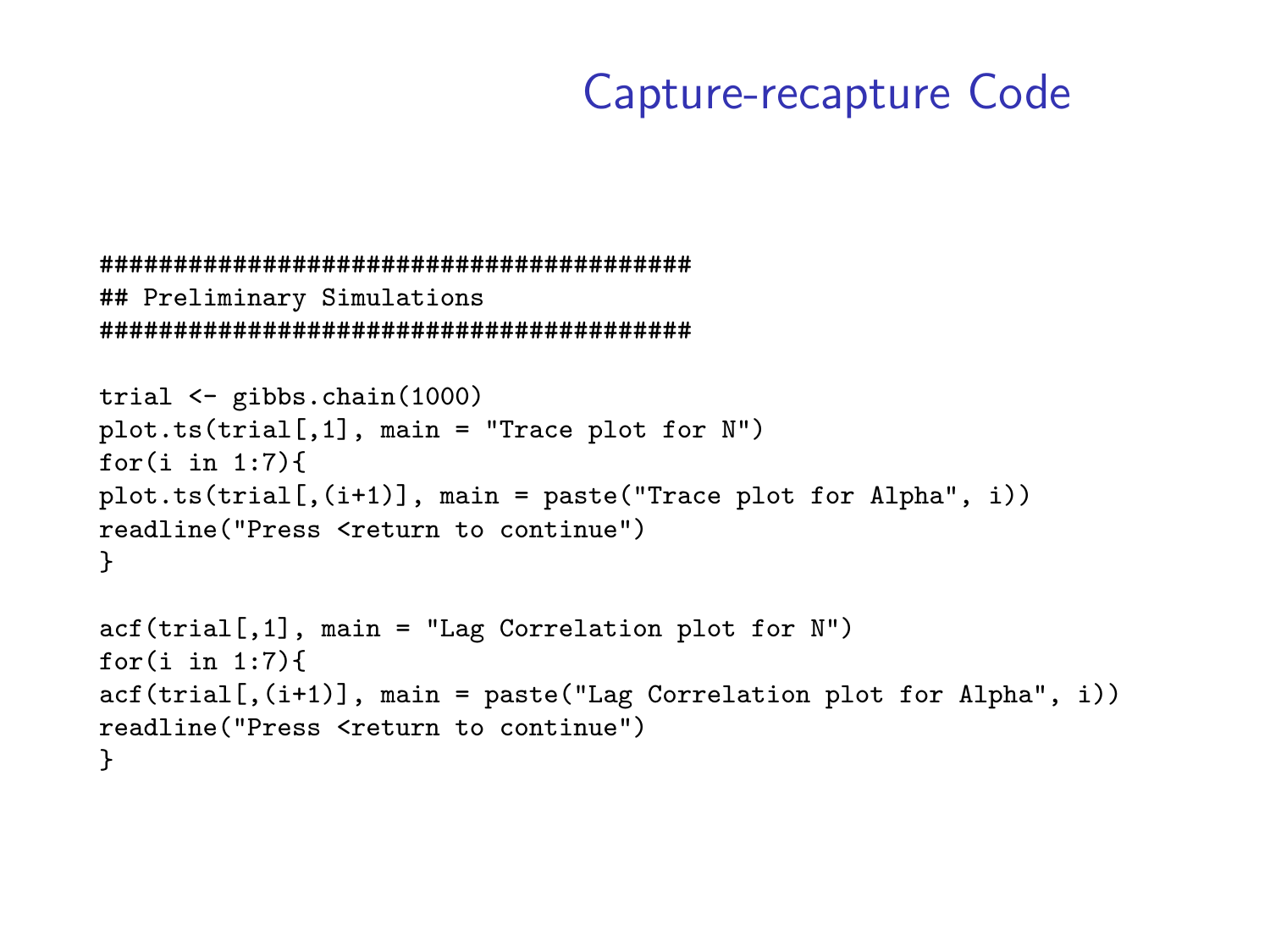# Capture-recapture Code

```
########################################
## Preliminary Simulations
########################################

trial <- gibbs.chain(1000)
plot.ts(trial[,1], main = "Trace plot for N")
for(i in 1:7){
plot.ts(trial[,(i+1)], main = paste("Trace plot for Alpha", i))
readline("Press <return to continue")
}

acf(trial[,1], main = "Lag Correlation plot for N")
for(i in 1:7){
acf(trial[,(i+1)], main = paste("Lag Correlation plot for Alpha", i))
readline("Press <return to continue")
}
```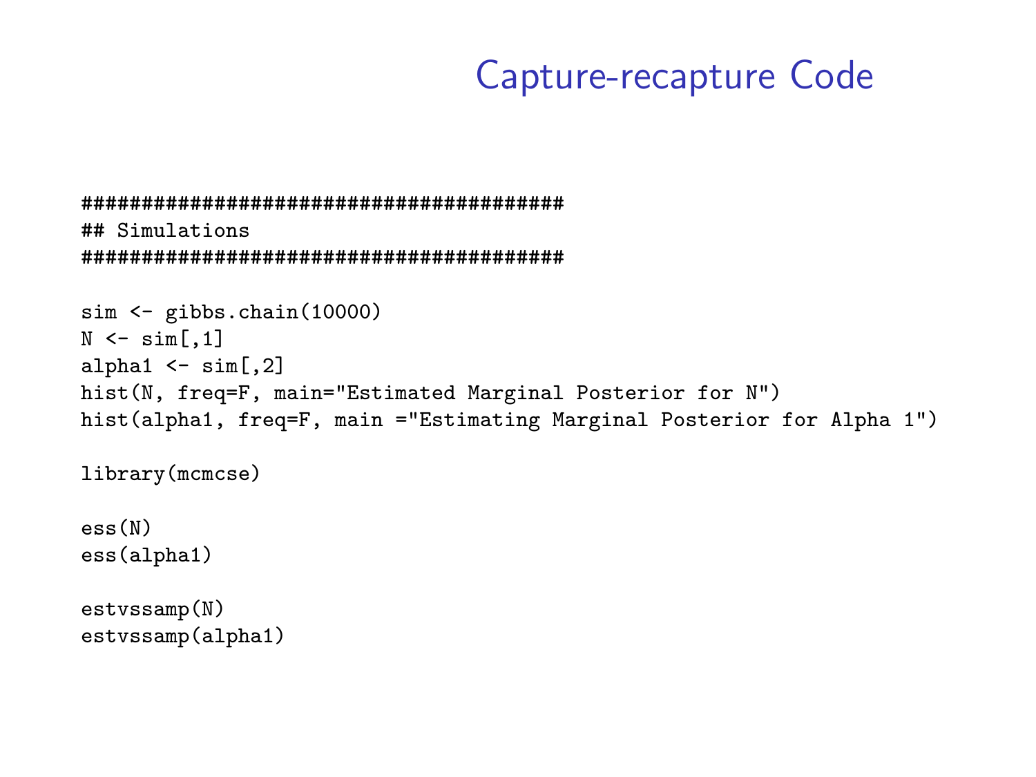# Capture-recapture Code

```
##########################################
## Simulations
##########################################

sim <- gibbs.chain(10000)
N <- sim[,1]
alpha1 <- sim[,2]
hist(N, freq=F, main="Estimated Marginal Posterior for N")
hist(alpha1, freq=F, main ="Estimating Marginal Posterior for Alpha 1")

library(mcmcse)

ess(N)
ess(alpha1)

estvssamp(N)
estvssamp(alpha1)
```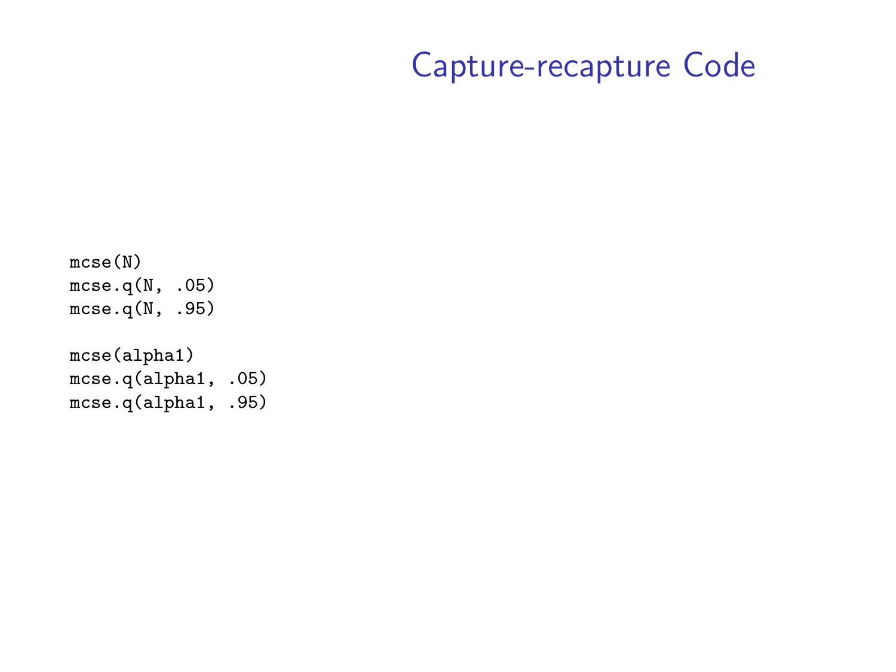# Capture-recapture Code

```
mcse(N)
mcse.q(N, .05)
mcse.q(N, .95)

mcse(alpha1)
mcse.q(alpha1, .05)
mcse.q(alpha1, .95)
```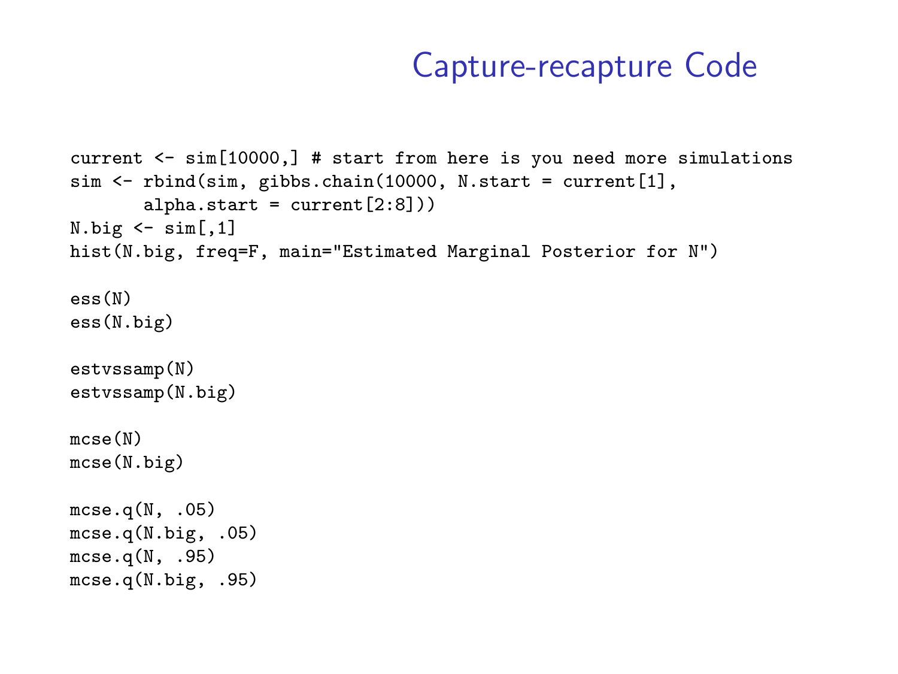# Capture-recapture Code

```
current <- sim[10000,] # start from here is you need more simulations
sim <- rbind(sim, gibbs.chain(10000, N.start = current[1],
       alpha.start = current[2:8]))
N.big <- sim[,1]
hist(N.big, freq=F, main="Estimated Marginal Posterior for N")

ess(N)
ess(N.big)

estvssamp(N)
estvssamp(N.big)

mcse(N)
mcse(N.big)

mcse.q(N, .05)
mcse.q(N.big, .05)
mcse.q(N, .95)
mcse.q(N.big, .95)
```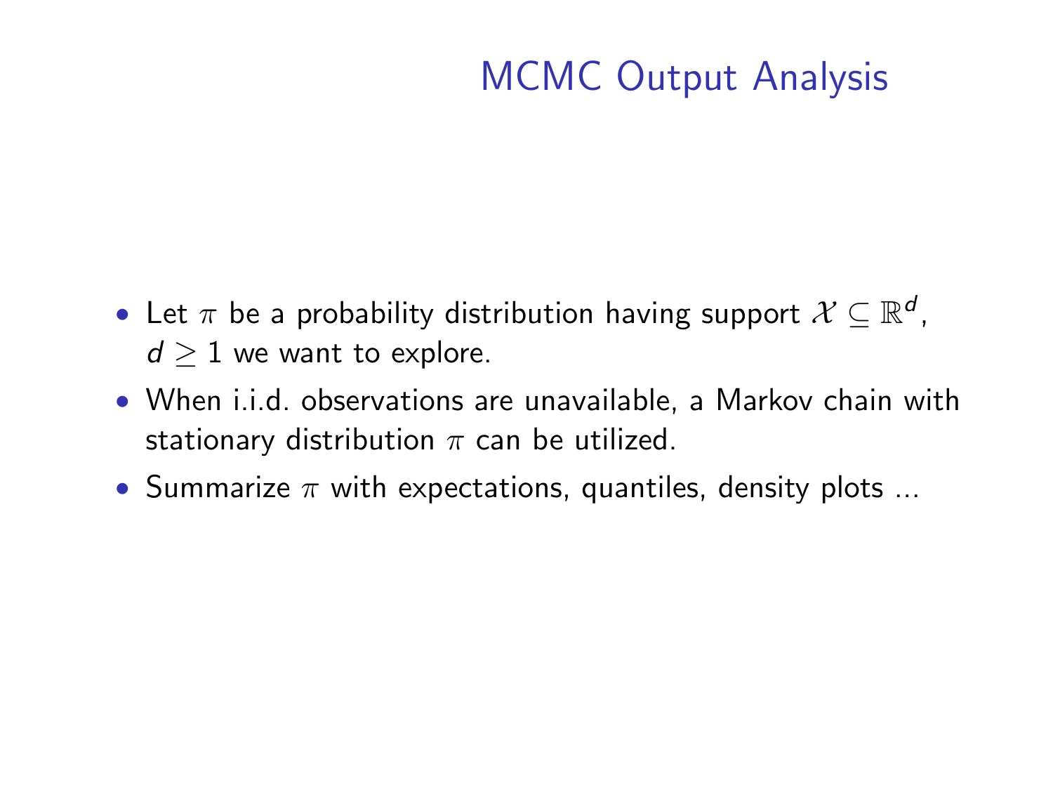# MCMC Output Analysis

- Let $\pi$ be a probability distribution having support $\mathcal{X} \subseteq \mathbb{R}^d$, $d \geq 1$ we want to explore.
- When i.i.d. observations are unavailable, a Markov chain with stationary distribution $\pi$ can be utilized.
- Summarize $\pi$ with expectations, quantiles, density plots ...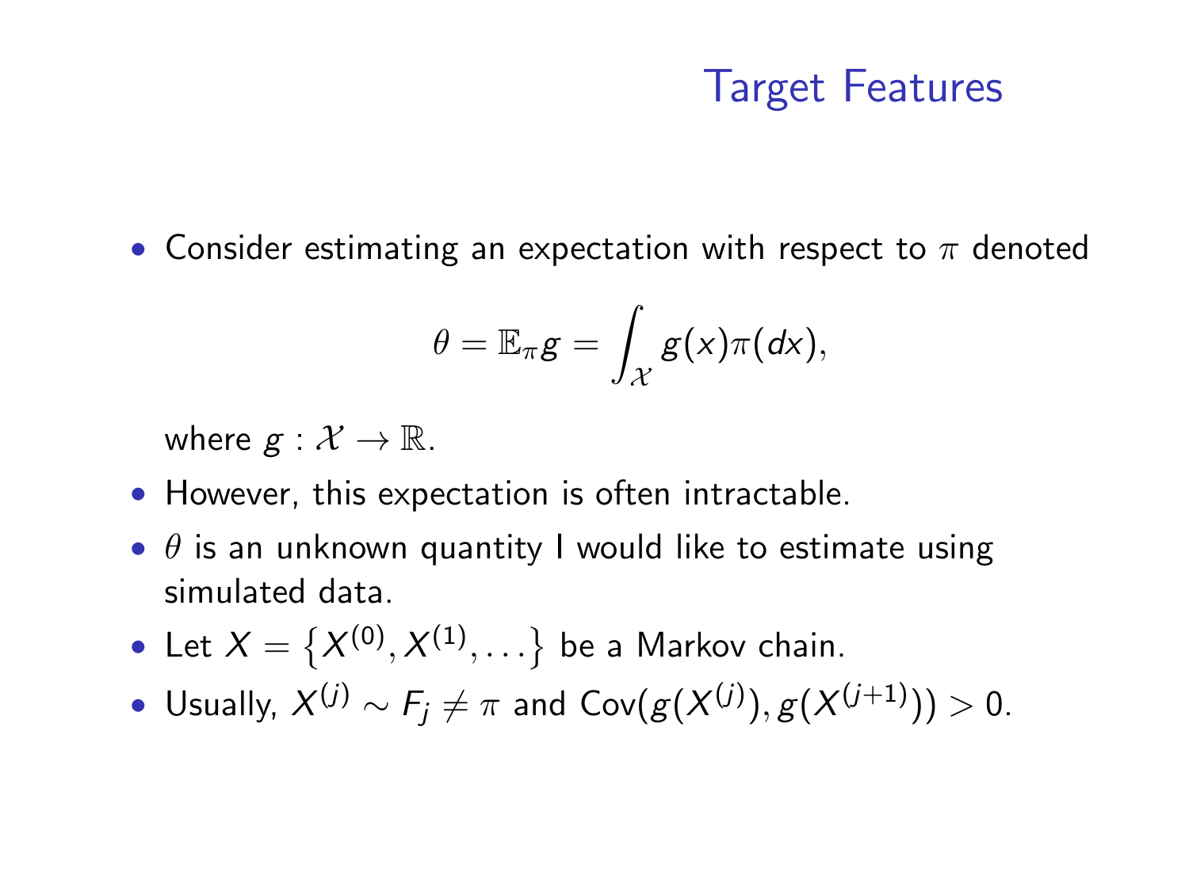# Target Features

- Consider estimating an expectation with respect to $\pi$ denoted

$$\theta = \mathbb{E}_{\pi} g = \int_{\mathcal{X}} g(x) \pi(dx),$$

  where $g : \mathcal{X} \to \mathbb{R}$.
- However, this expectation is often intractable.
- $\theta$ is an unknown quantity I would like to estimate using simulated data.
- Let $X = \left\{ X^{(0)}, X^{(1)}, \ldots \right\}$ be a Markov chain.
- Usually, $X^{(j)} \sim F_j \neq \pi$ and $\text{Cov}(g(X^{(j)}), g(X^{(j+1)})) > 0$.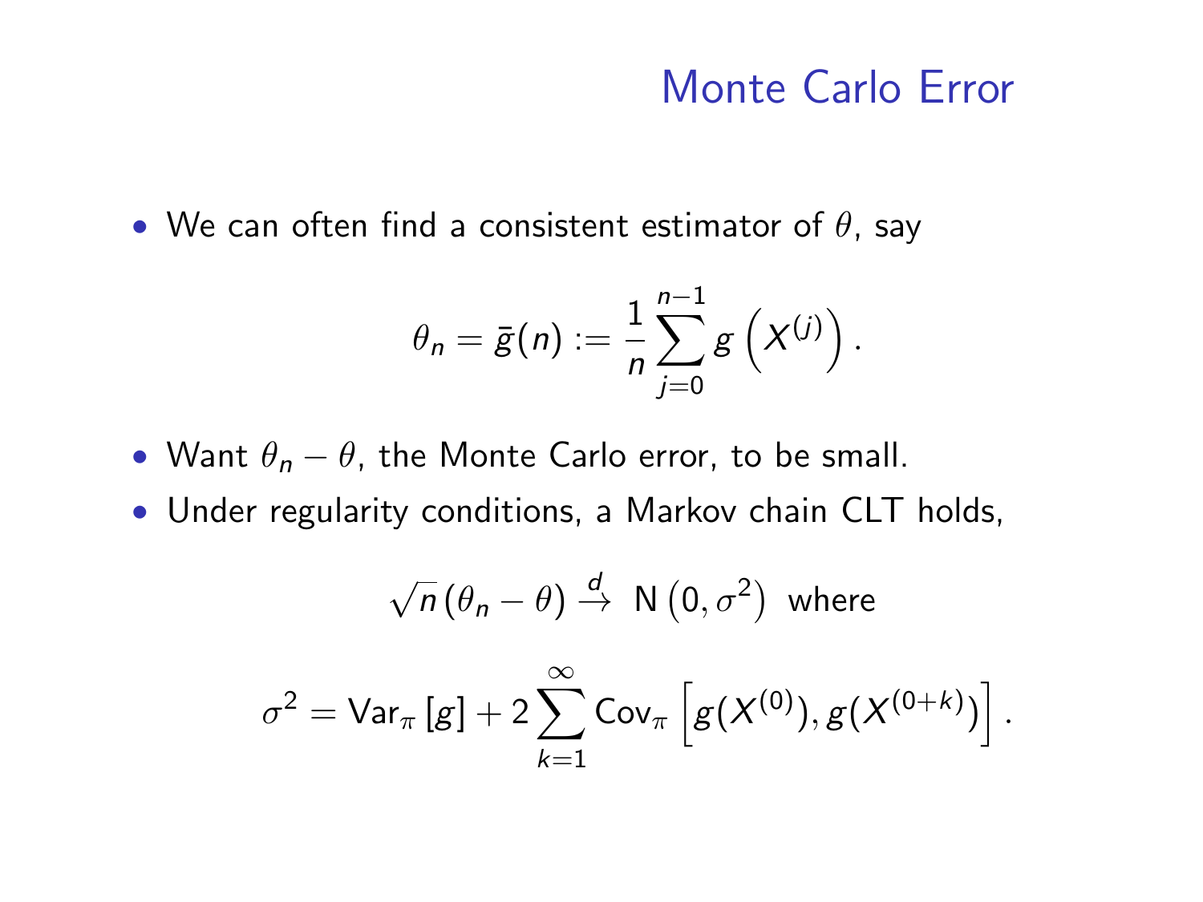# Monte Carlo Error

- We can often find a consistent estimator of $\theta$, say

$$\theta_n = \bar{g}(n) := \frac{1}{n} \sum_{j=0}^{n-1} g\left(X^{(j)}\right).$$

- Want $\theta_n - \theta$, the Monte Carlo error, to be small.
- Under regularity conditions, a Markov chain CLT holds,

$$\sqrt{n}\left(\theta_n - \theta\right) \xrightarrow{d} \mathrm{N}\left(0, \sigma^2\right) \text{ where}$$

$$\sigma^2 = \mathrm{Var}_\pi\left[g\right] + 2 \sum_{k=1}^{\infty} \mathrm{Cov}_\pi\left[g(X^{(0)}), g(X^{(0+k)})\right].$$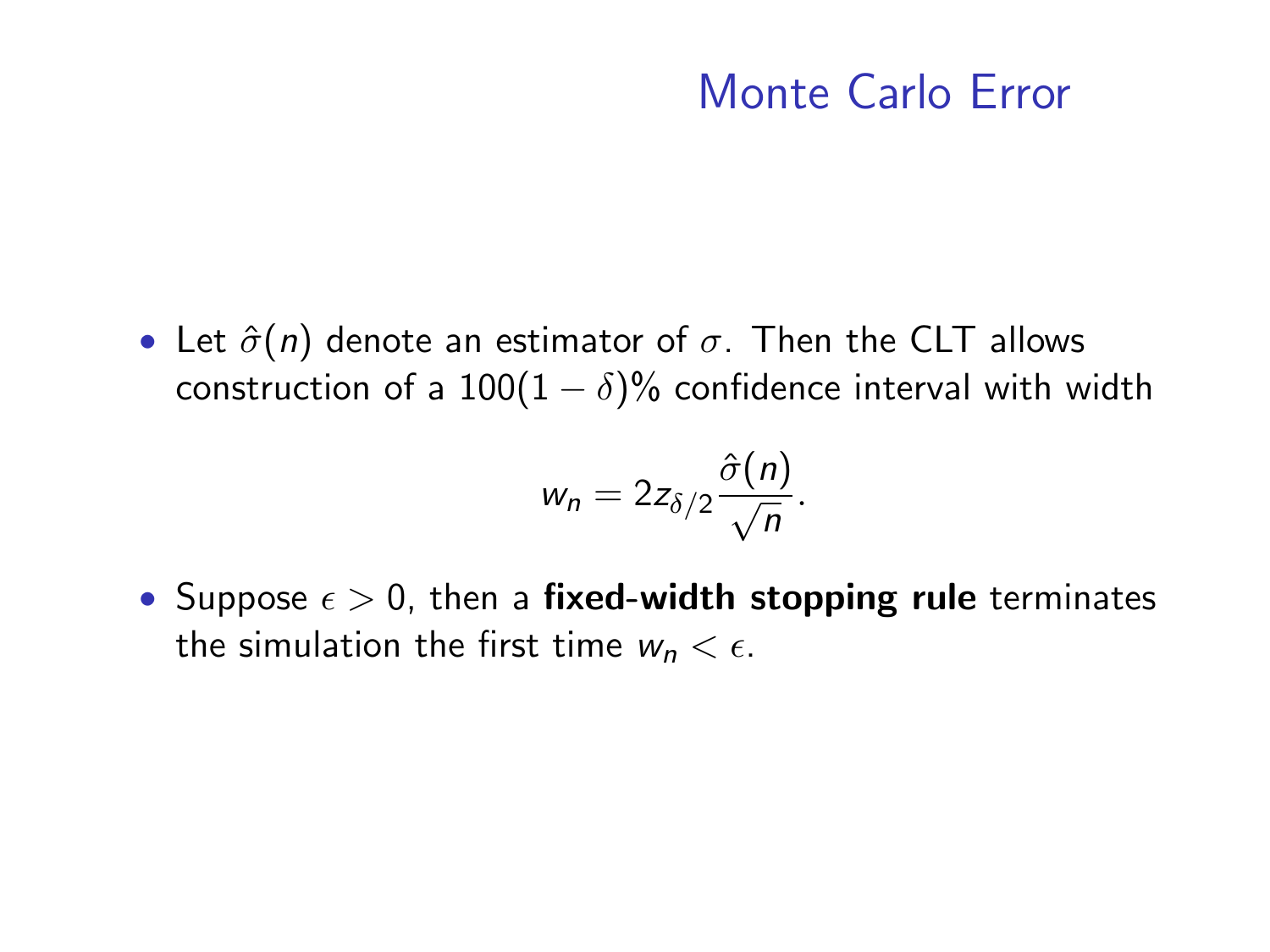# Monte Carlo Error

- Let $\hat{\sigma}(n)$ denote an estimator of $\sigma$. Then the CLT allows construction of a $100(1-\delta)\%$ confidence interval with width

$$w_n = 2z_{\delta/2}\frac{\hat{\sigma}(n)}{\sqrt{n}}.$$

- Suppose $\epsilon > 0$, then a **fixed-width stopping rule** terminates the simulation the first time $w_n < \epsilon$.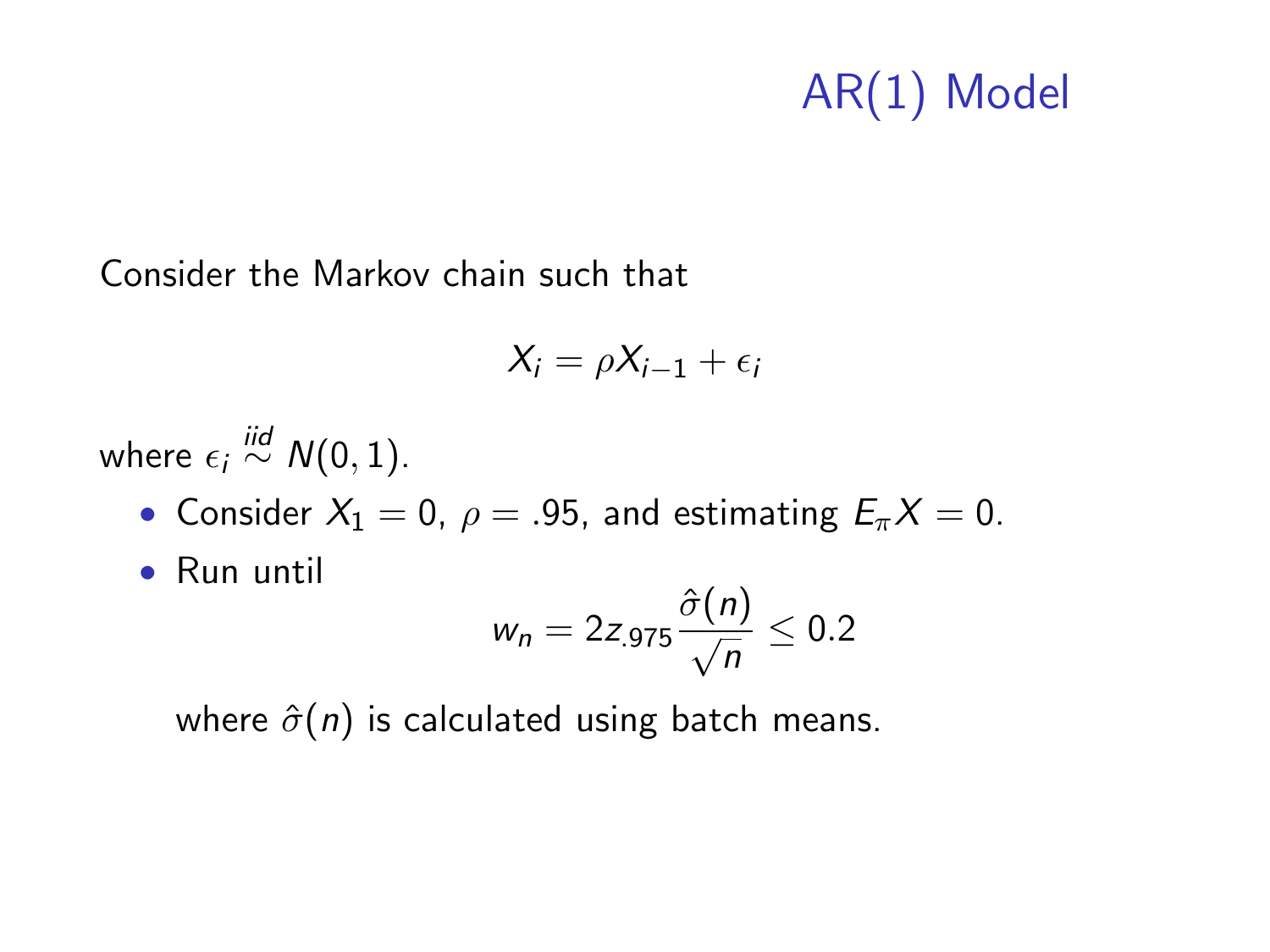# AR(1) Model

Consider the Markov chain such that

$$X_i = \rho X_{i-1} + \epsilon_i$$

where $\epsilon_i \overset{iid}{\sim} N(0, 1)$.

- Consider $X_1 = 0$, $\rho = .95$, and estimating $E_\pi X = 0$.
- Run until

  $$w_n = 2 z_{.975} \frac{\hat{\sigma}(n)}{\sqrt{n}} \leq 0.2$$

  where $\hat{\sigma}(n)$ is calculated using batch means.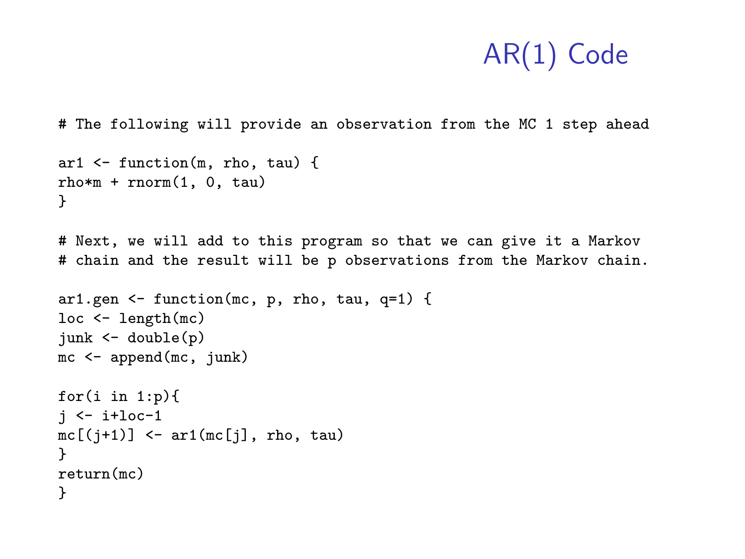# AR(1) Code

```
# The following will provide an observation from the MC 1 step ahead

ar1 <- function(m, rho, tau) {
rho*m + rnorm(1, 0, tau)
}

# Next, we will add to this program so that we can give it a Markov
# chain and the result will be p observations from the Markov chain.

ar1.gen <- function(mc, p, rho, tau, q=1) {
loc <- length(mc)
junk <- double(p)
mc <- append(mc, junk)

for(i in 1:p){
j <- i+loc-1
mc[(j+1)] <- ar1(mc[j], rho, tau)
}
return(mc)
}
```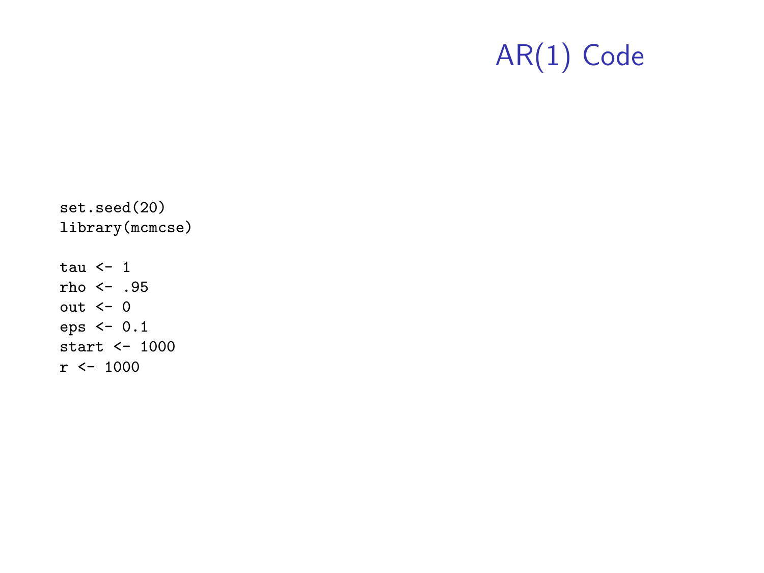# AR(1) Code

```
set.seed(20)
library(mcmcse)

tau <- 1
rho <- .95
out <- 0
eps <- 0.1
start <- 1000
r <- 1000
```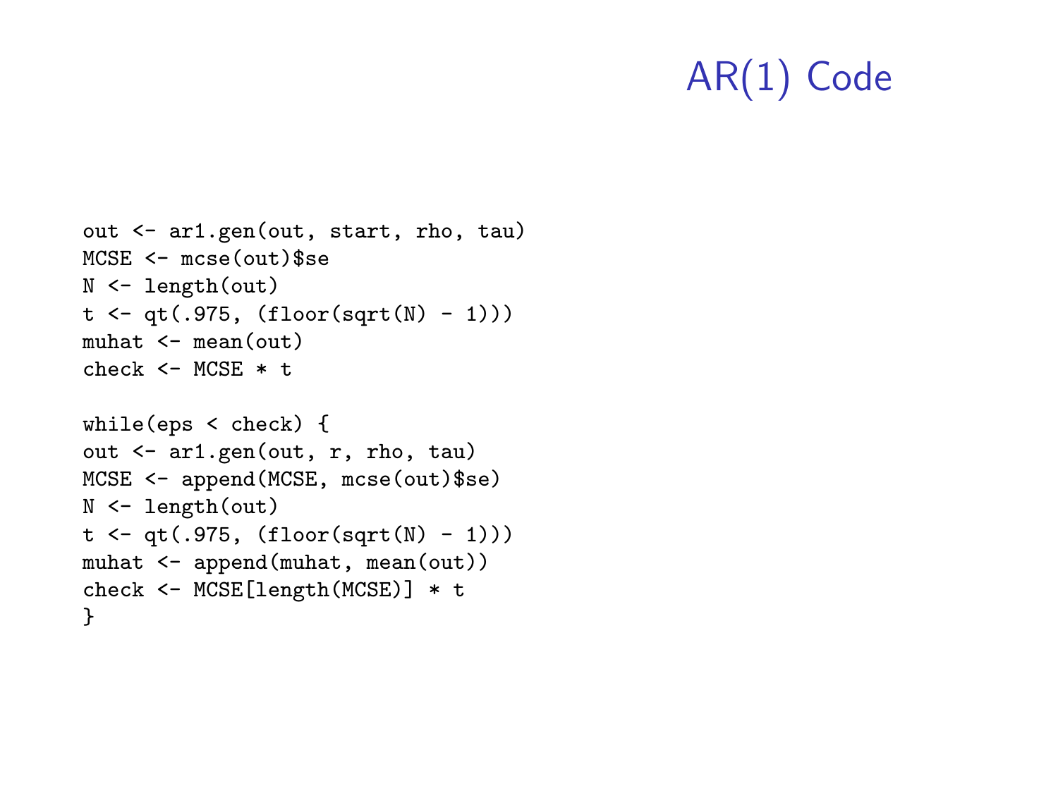# AR(1) Code

```
out <- ar1.gen(out, start, rho, tau)
MCSE <- mcse(out)$se
N <- length(out)
t <- qt(.975, (floor(sqrt(N) - 1)))
muhat <- mean(out)
check <- MCSE * t

while(eps < check) {
out <- ar1.gen(out, r, rho, tau)
MCSE <- append(MCSE, mcse(out)$se)
N <- length(out)
t <- qt(.975, (floor(sqrt(N) - 1)))
muhat <- append(muhat, mean(out))
check <- MCSE[length(MCSE)] * t
}
```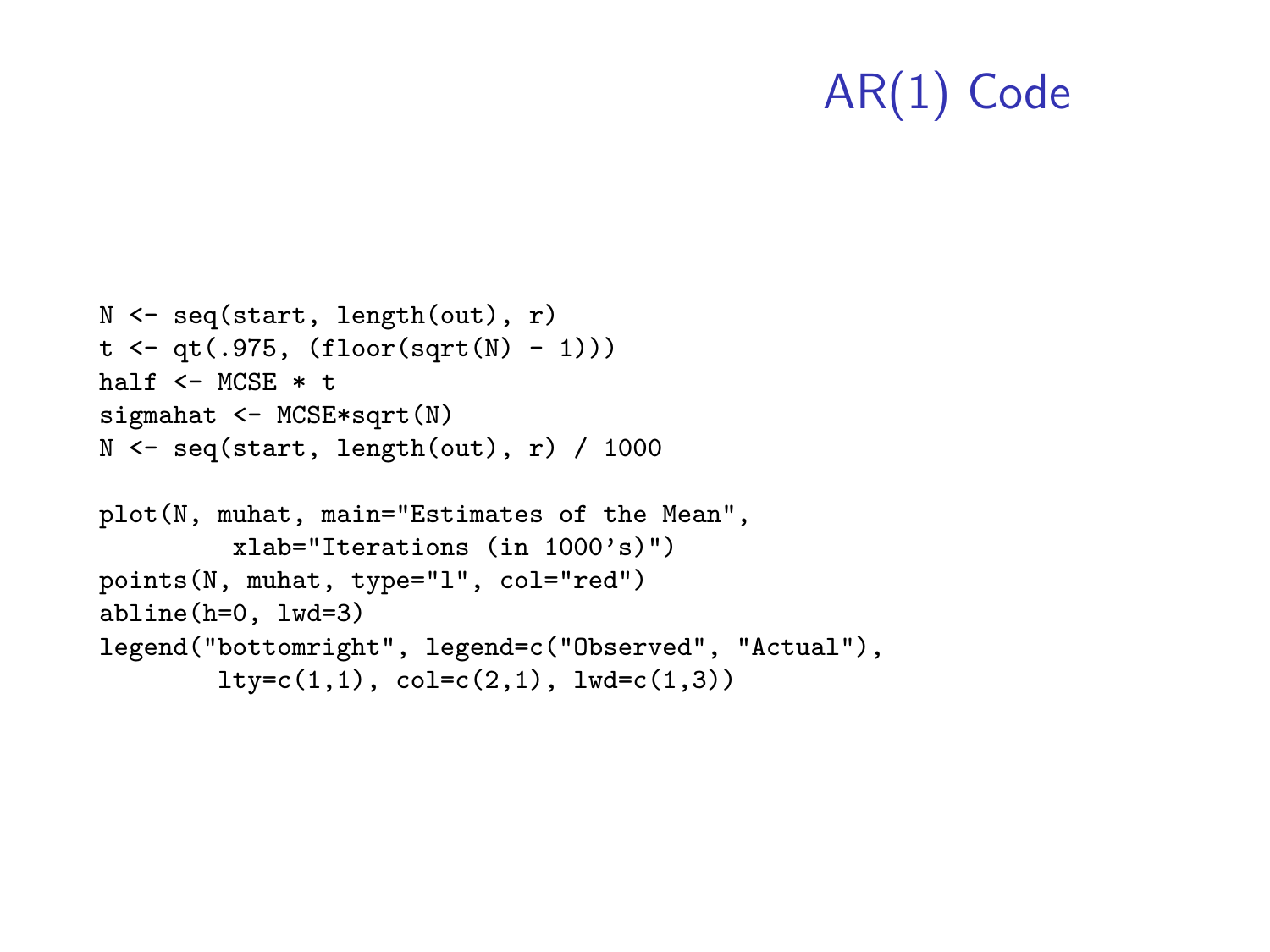# AR(1) Code

```
N <- seq(start, length(out), r)
t <- qt(.975, (floor(sqrt(N) - 1)))
half <- MCSE * t
sigmahat <- MCSE*sqrt(N)
N <- seq(start, length(out), r) / 1000

plot(N, muhat, main="Estimates of the Mean",
         xlab="Iterations (in 1000's)")
points(N, muhat, type="l", col="red")
abline(h=0, lwd=3)
legend("bottomright", legend=c("Observed", "Actual"),
        lty=c(1,1), col=c(2,1), lwd=c(1,3))
```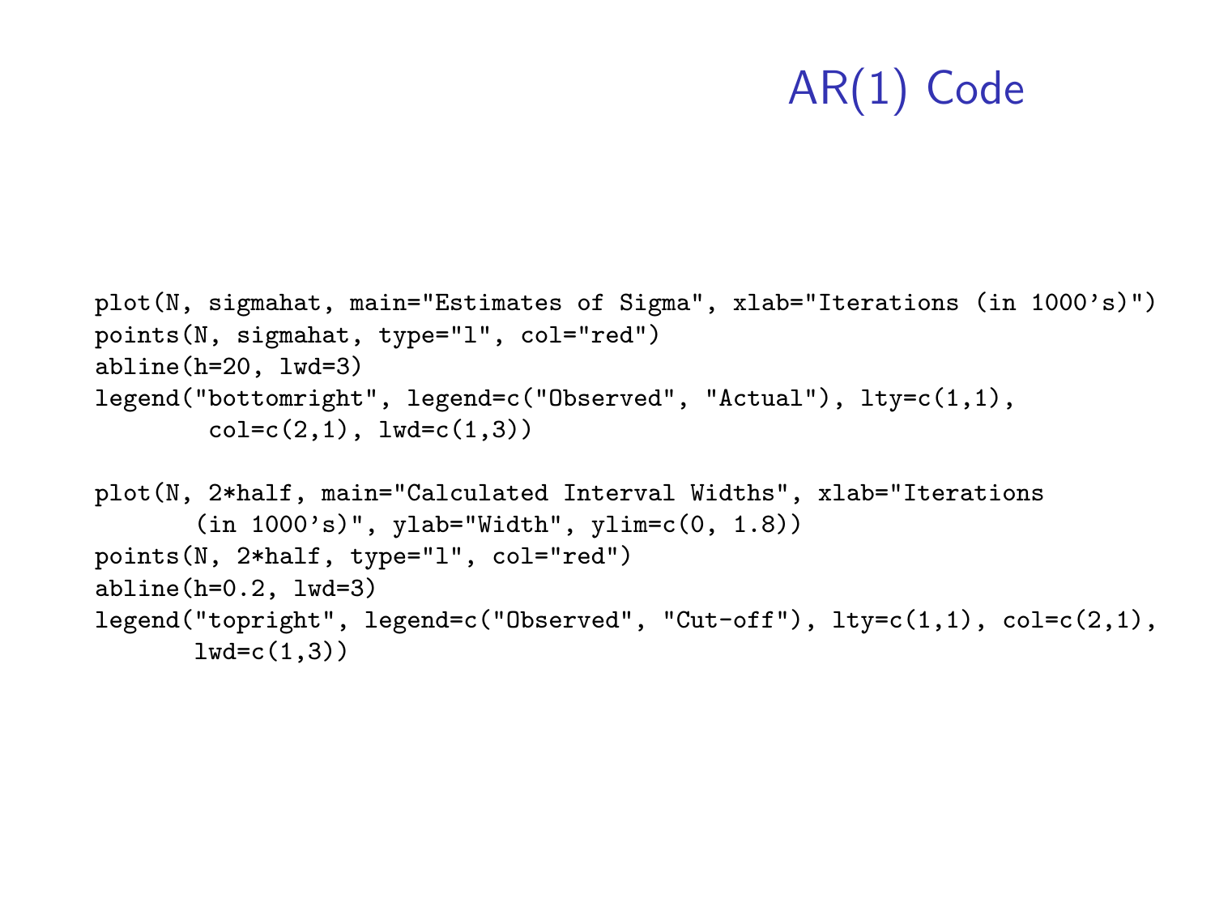# AR(1) Code

```
plot(N, sigmahat, main="Estimates of Sigma", xlab="Iterations (in 1000's)")
points(N, sigmahat, type="l", col="red")
abline(h=20, lwd=3)
legend("bottomright", legend=c("Observed", "Actual"), lty=c(1,1),
        col=c(2,1), lwd=c(1,3))

plot(N, 2*half, main="Calculated Interval Widths", xlab="Iterations
       (in 1000's)", ylab="Width", ylim=c(0, 1.8))
points(N, 2*half, type="l", col="red")
abline(h=0.2, lwd=3)
legend("topright", legend=c("Observed", "Cut-off"), lty=c(1,1), col=c(2,1),
       lwd=c(1,3))
```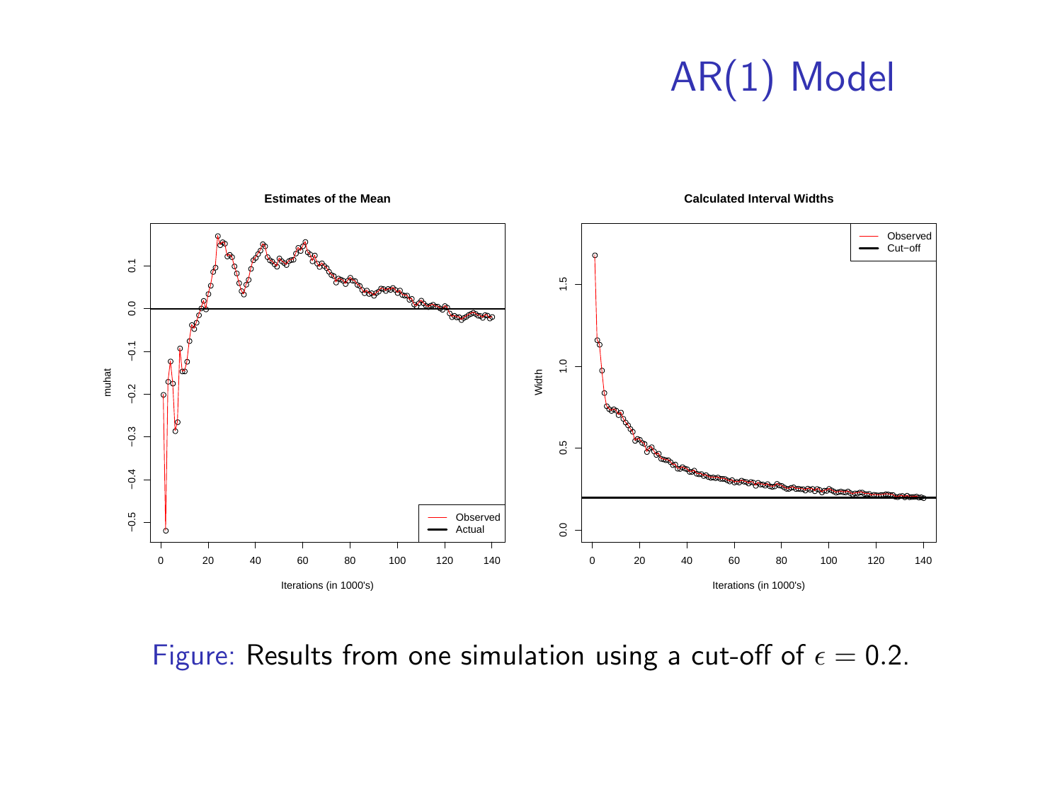# AR(1) Model

Figure: Results from one simulation using a cut-off of $\epsilon = 0.2$.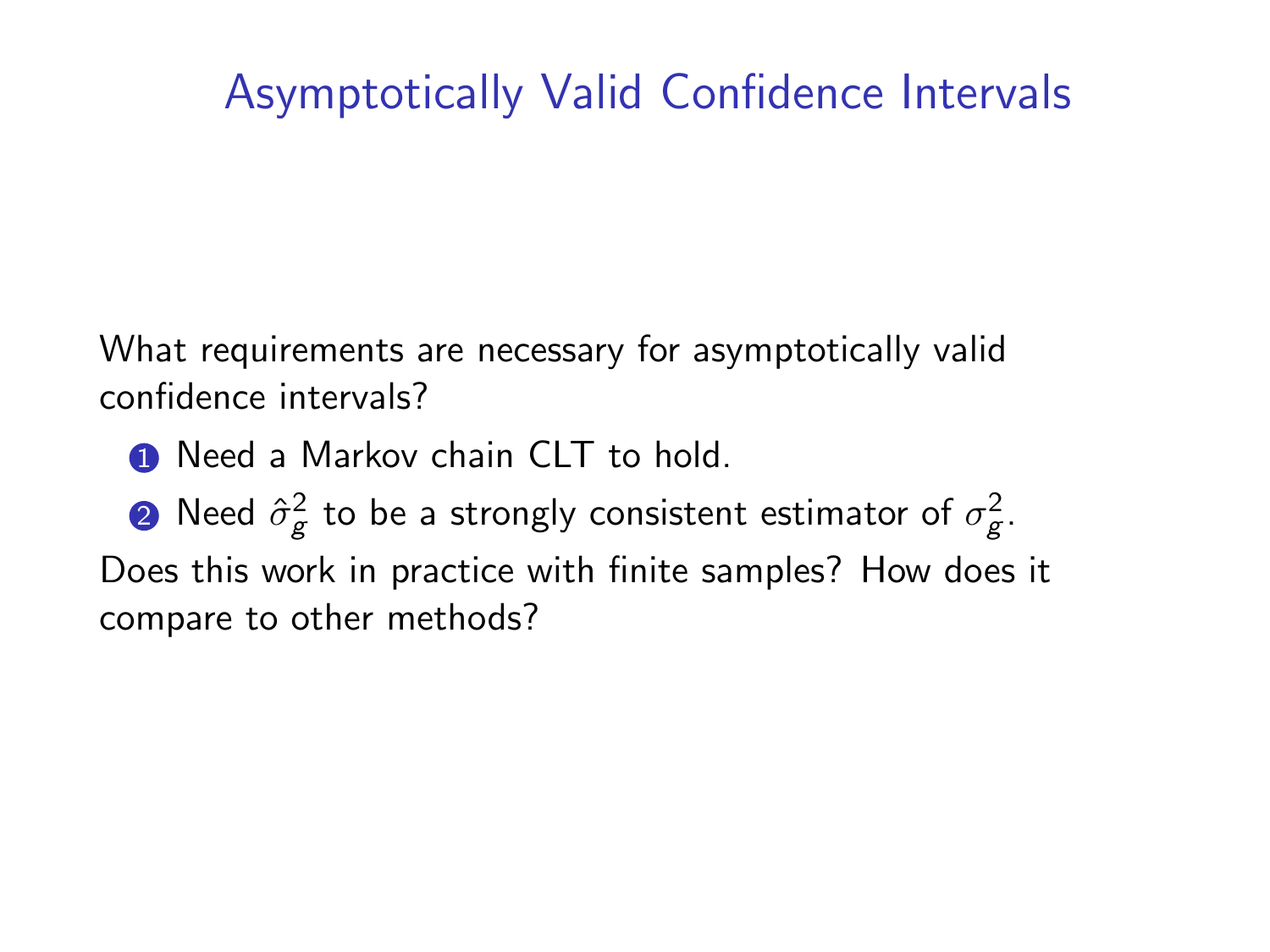# Asymptotically Valid Confidence Intervals

What requirements are necessary for asymptotically valid confidence intervals?

1. Need a Markov chain CLT to hold.
2. Need $\hat{\sigma}_g^2$ to be a strongly consistent estimator of $\sigma_g^2$.

Does this work in practice with finite samples? How does it compare to other methods?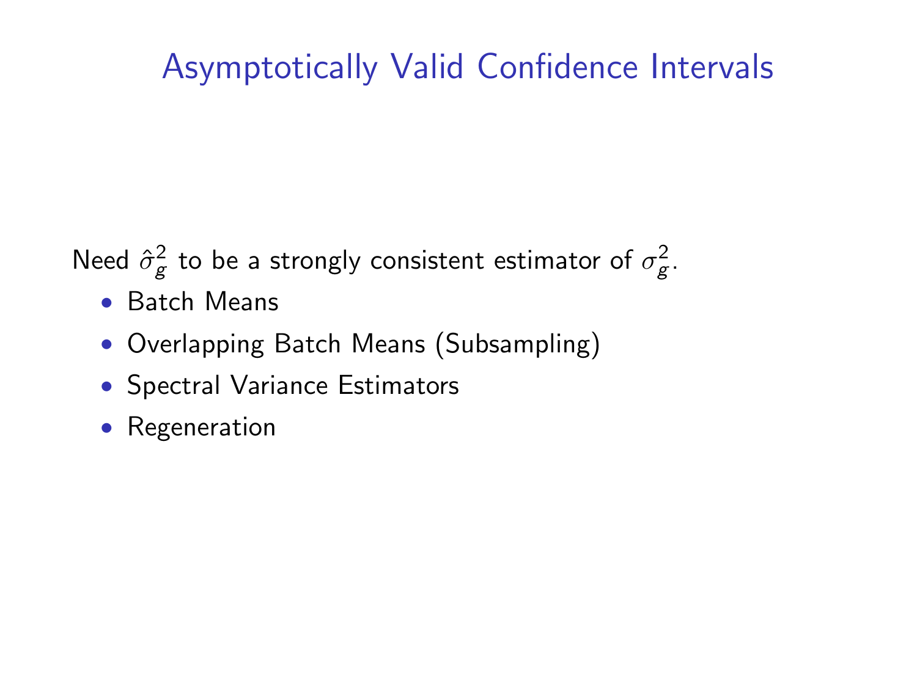# Asymptotically Valid Confidence Intervals

Need $\hat{\sigma}_g^2$ to be a strongly consistent estimator of $\sigma_g^2$.

- Batch Means
- Overlapping Batch Means (Subsampling)
- Spectral Variance Estimators
- Regeneration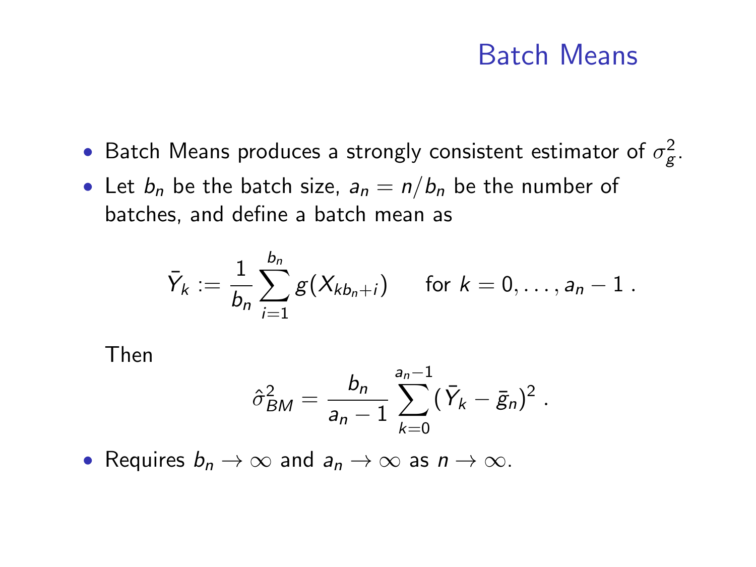## Batch Means

- Batch Means produces a strongly consistent estimator of $\sigma_g^2$.
- Let $b_n$ be the batch size, $a_n = n/b_n$ be the number of batches, and define a batch mean as

$$\bar{Y}_k := \frac{1}{b_n} \sum_{i=1}^{b_n} g(X_{kb_n+i}) \qquad \text{for } k = 0, \ldots, a_n - 1 \; .$$

  Then

$$\hat{\sigma}_{BM}^2 = \frac{b_n}{a_n - 1} \sum_{k=0}^{a_n-1} (\bar{Y}_k - \bar{g}_n)^2 \; .$$

- Requires $b_n \to \infty$ and $a_n \to \infty$ as $n \to \infty$.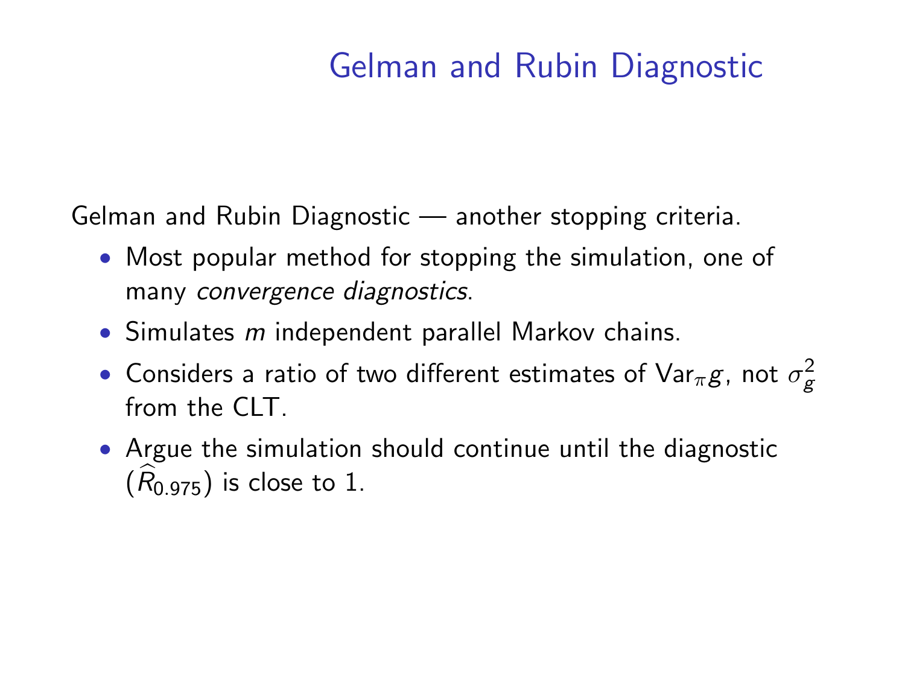# Gelman and Rubin Diagnostic

Gelman and Rubin Diagnostic — another stopping criteria.

- Most popular method for stopping the simulation, one of many *convergence diagnostics*.
- Simulates $m$ independent parallel Markov chains.
- Considers a ratio of two different estimates of $\text{Var}_{\pi} g$, not $\sigma_g^2$ from the CLT.
- Argue the simulation should continue until the diagnostic ($\widehat{R}_{0.975}$) is close to 1.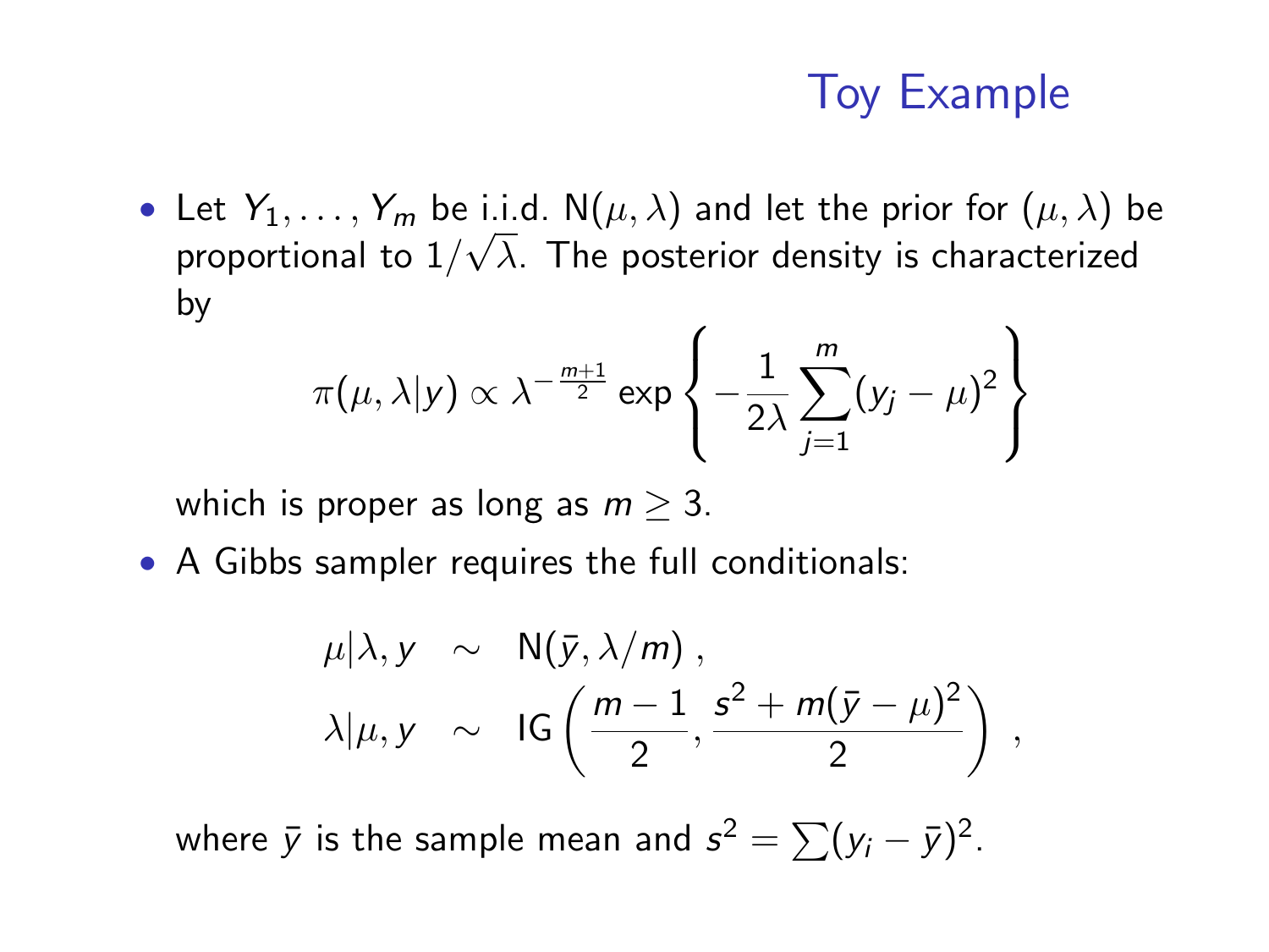# Toy Example

- Let $Y_1, \ldots, Y_m$ be i.i.d. $\mathrm{N}(\mu, \lambda)$ and let the prior for $(\mu, \lambda)$ be proportional to $1/\sqrt{\lambda}$. The posterior density is characterized by

$$\pi(\mu, \lambda | y) \propto \lambda^{-\frac{m+1}{2}} \exp\left\{ -\frac{1}{2\lambda} \sum_{j=1}^{m} (y_j - \mu)^2 \right\}$$

  which is proper as long as $m \geq 3$.

- A Gibbs sampler requires the full conditionals:

$$\begin{aligned} \mu | \lambda, y &\sim \mathrm{N}(\bar{y}, \lambda/m) \,, \\ \lambda | \mu, y &\sim \mathrm{IG}\left( \frac{m-1}{2}, \frac{s^2 + m(\bar{y} - \mu)^2}{2} \right) \,, \end{aligned}$$

  where $\bar{y}$ is the sample mean and $s^2 = \sum (y_i - \bar{y})^2$.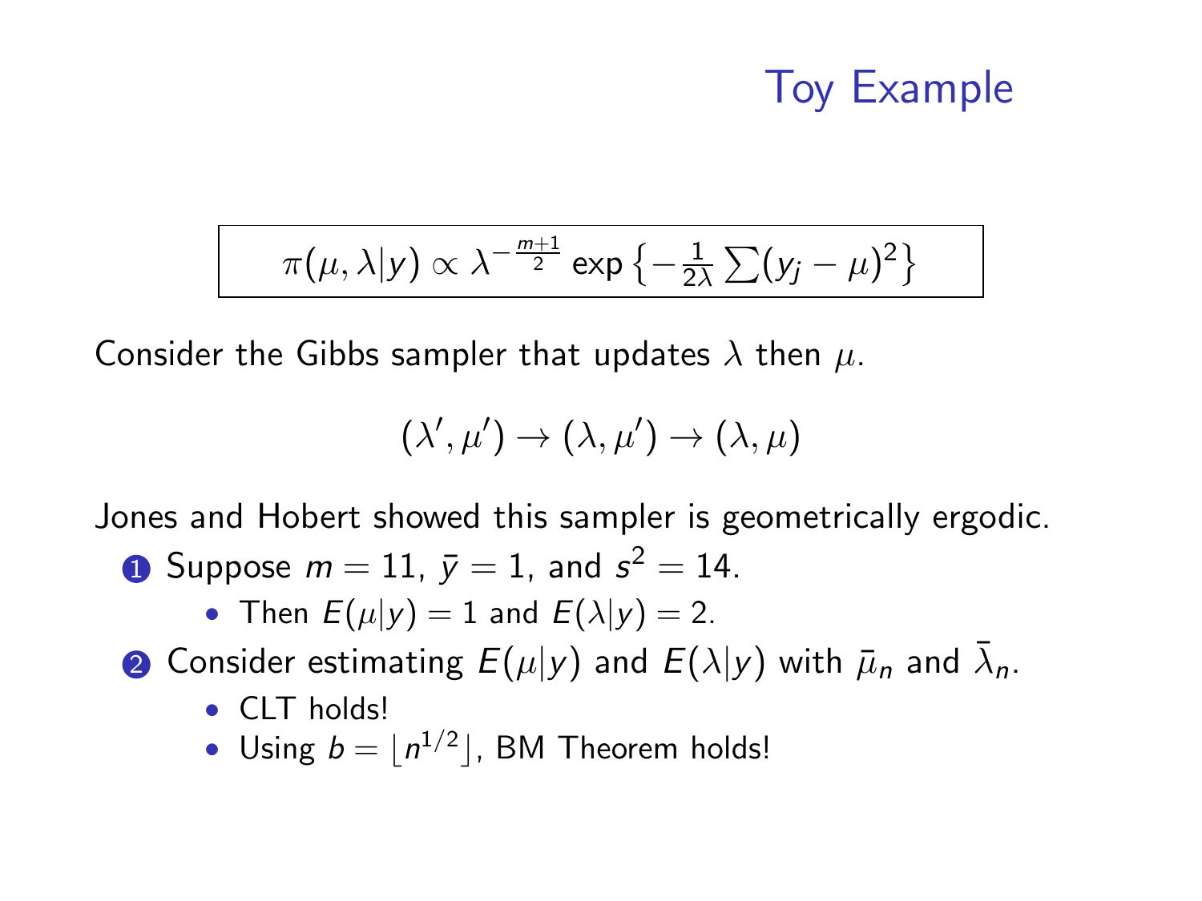# Toy Example

$$\pi(\mu, \lambda | y) \propto \lambda^{-\frac{m+1}{2}} \exp\left\{-\frac{1}{2\lambda} \sum (y_j - \mu)^2\right\}$$

Consider the Gibbs sampler that updates $\lambda$ then $\mu$.

$$(\lambda', \mu') \to (\lambda, \mu') \to (\lambda, \mu)$$

Jones and Hobert showed this sampler is geometrically ergodic.

1. Suppose $m = 11$, $\bar{y} = 1$, and $s^2 = 14$.
   - Then $E(\mu|y) = 1$ and $E(\lambda|y) = 2$.
2. Consider estimating $E(\mu|y)$ and $E(\lambda|y)$ with $\bar{\mu}_n$ and $\bar{\lambda}_n$.
   - CLT holds!
   - Using $b = \lfloor n^{1/2} \rfloor$, BM Theorem holds!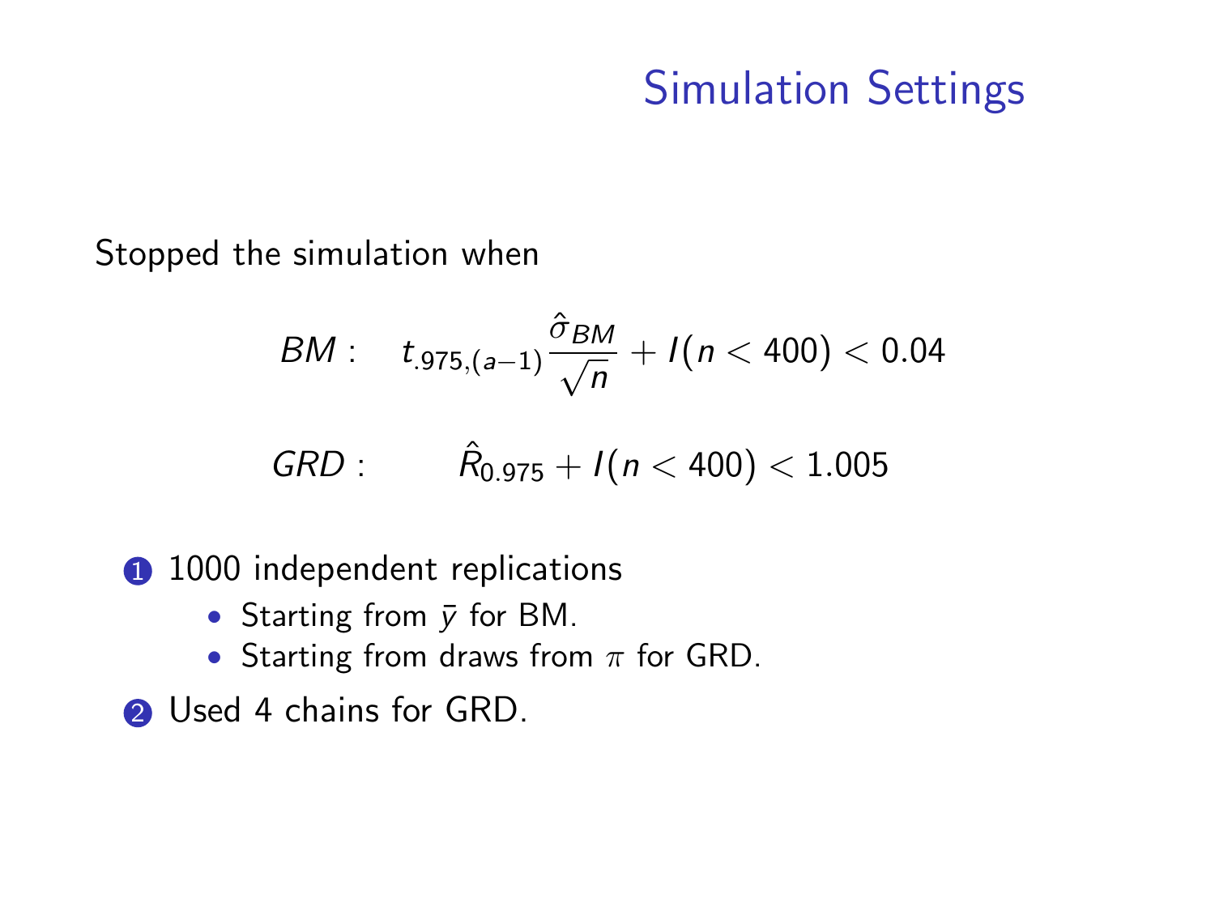# Simulation Settings

Stopped the simulation when

$$BM: \quad t_{.975,(a-1)} \frac{\hat{\sigma}_{BM}}{\sqrt{n}} + I(n < 400) < 0.04$$

$$GRD: \quad \hat{R}_{0.975} + I(n < 400) < 1.005$$

1. 1000 independent replications
   - Starting from $\bar{y}$ for BM.
   - Starting from draws from $\pi$ for GRD.
2. Used 4 chains for GRD.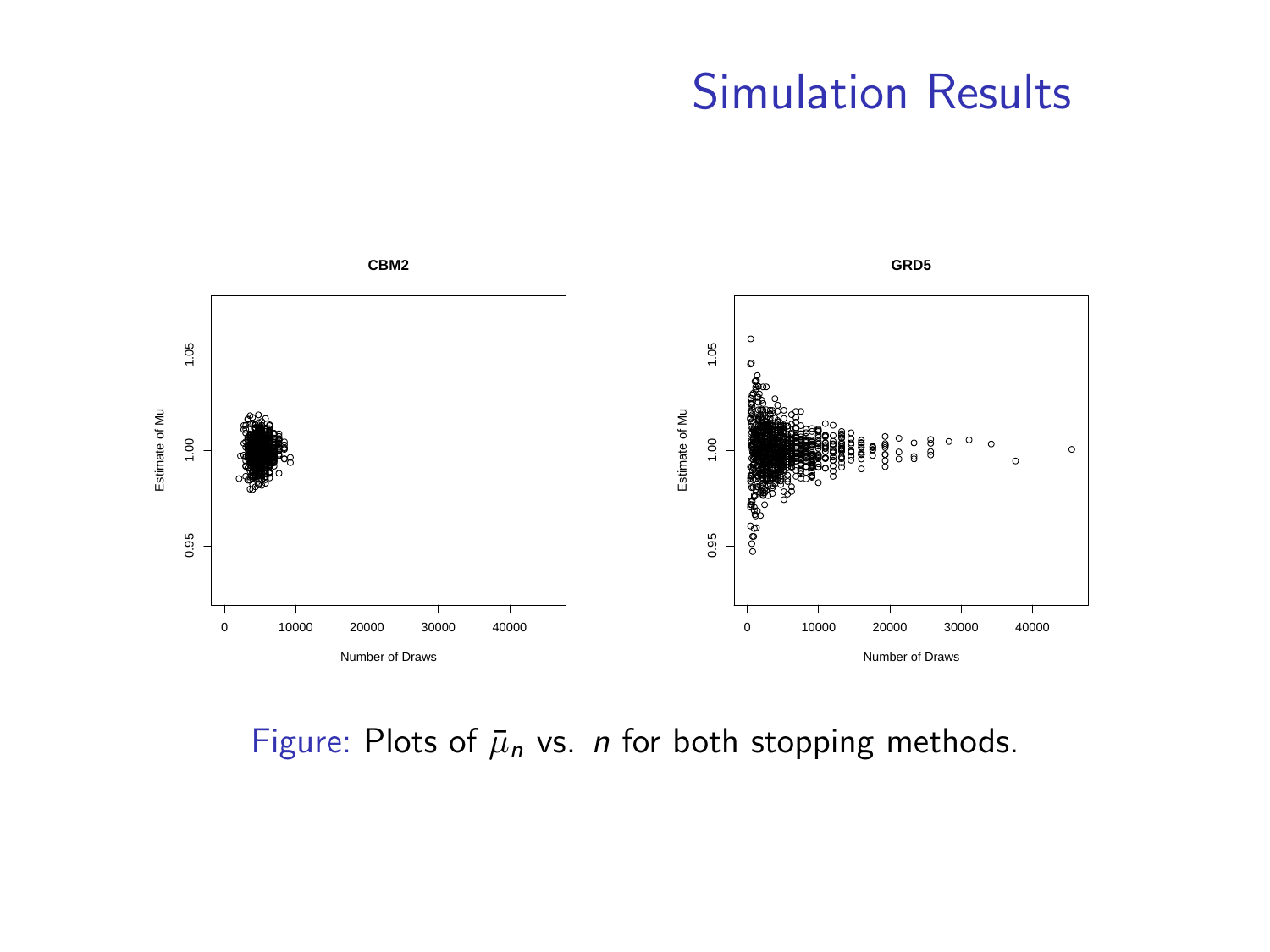# Simulation Results

Figure: Plots of $\bar{\mu}_n$ vs. $n$ for both stopping methods.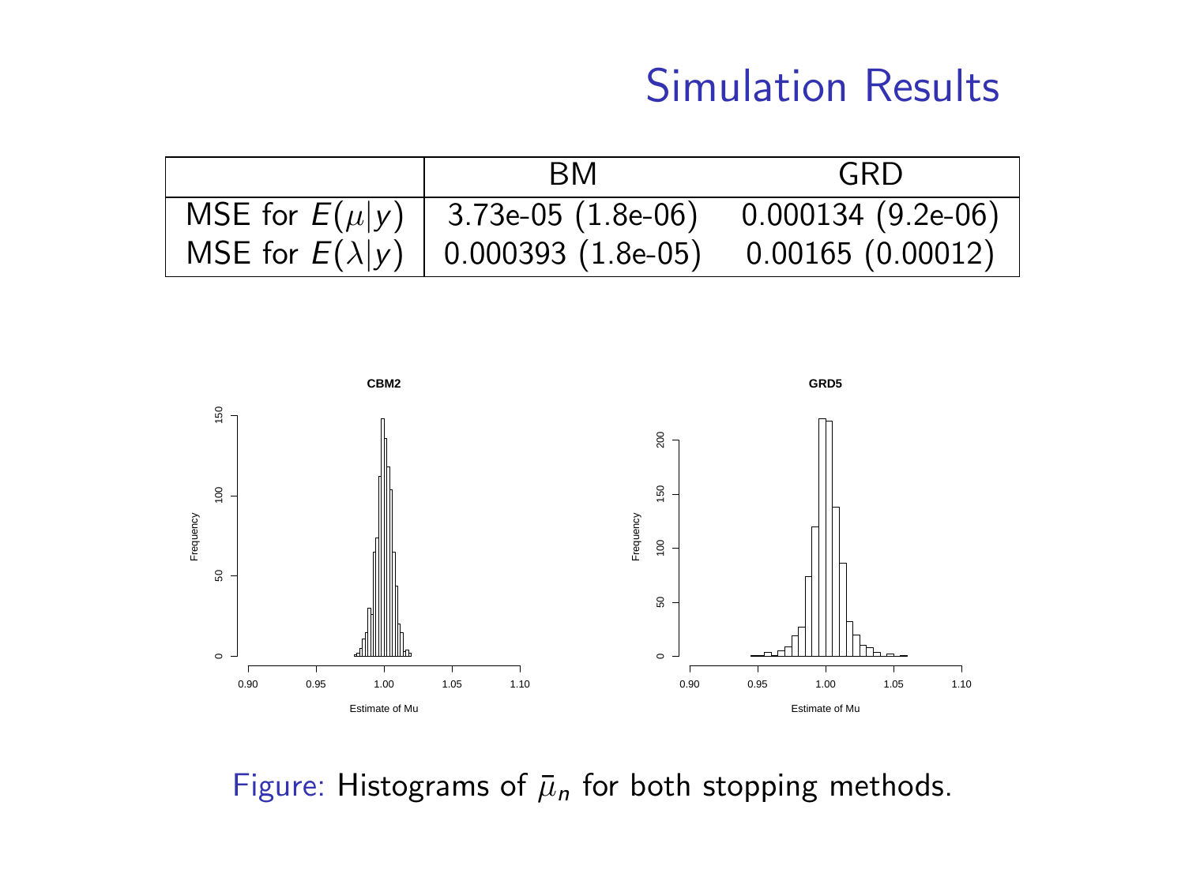# Simulation Results

|  | BM | GRD |
|---|---|---|
| MSE for $E(\mu \mid y)$ | 3.73e-05 (1.8e-06) | 0.000134 (9.2e-06) |
| MSE for $E(\lambda \mid y)$ | 0.000393 (1.8e-05) | 0.00165 (0.00012) |

Figure: Histograms of $\bar{\mu}_n$ for both stopping methods.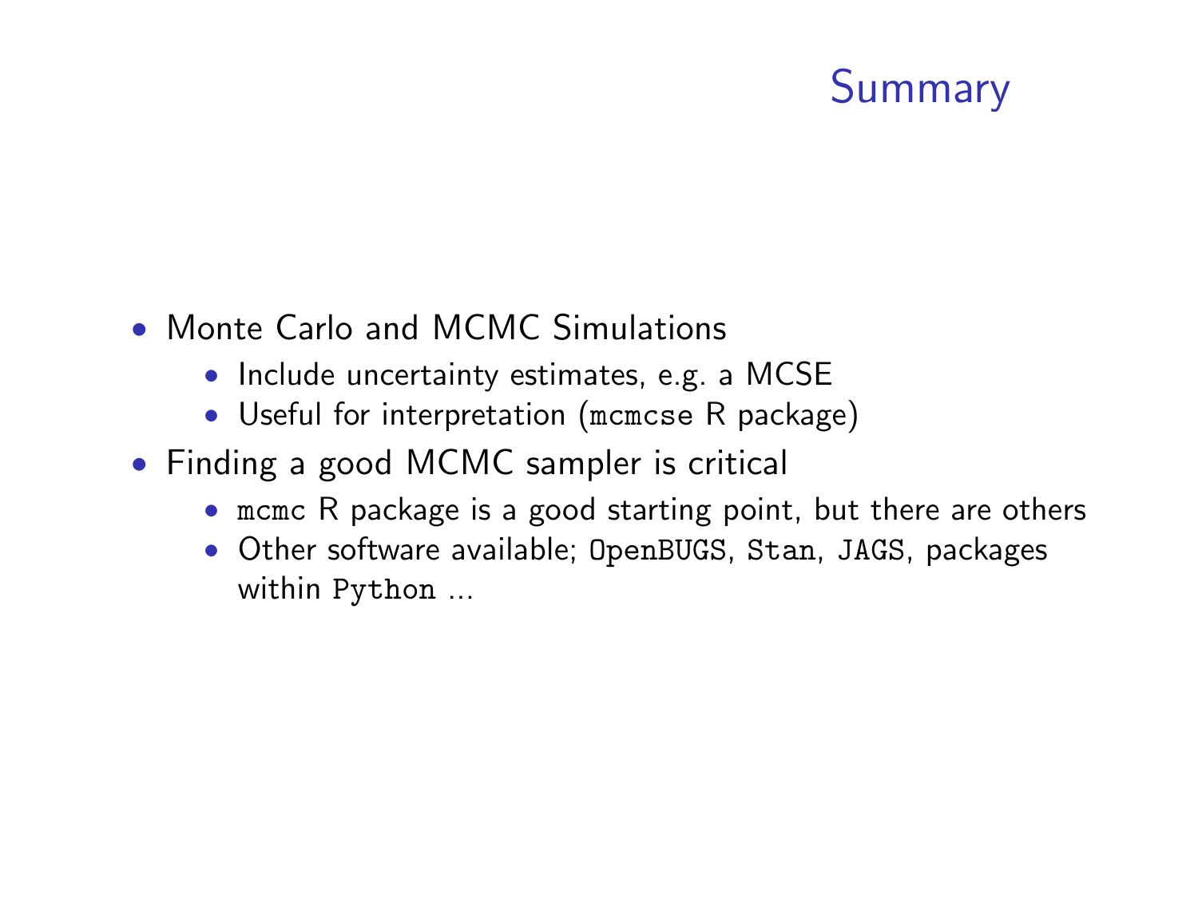# Summary

- Monte Carlo and MCMC Simulations
  - Include uncertainty estimates, e.g. a MCSE
  - Useful for interpretation (`mcmcse` R package)
- Finding a good MCMC sampler is critical
  - `mcmc` R package is a good starting point, but there are others
  - Other software available; `OpenBUGS`, `Stan`, `JAGS`, packages within `Python` ...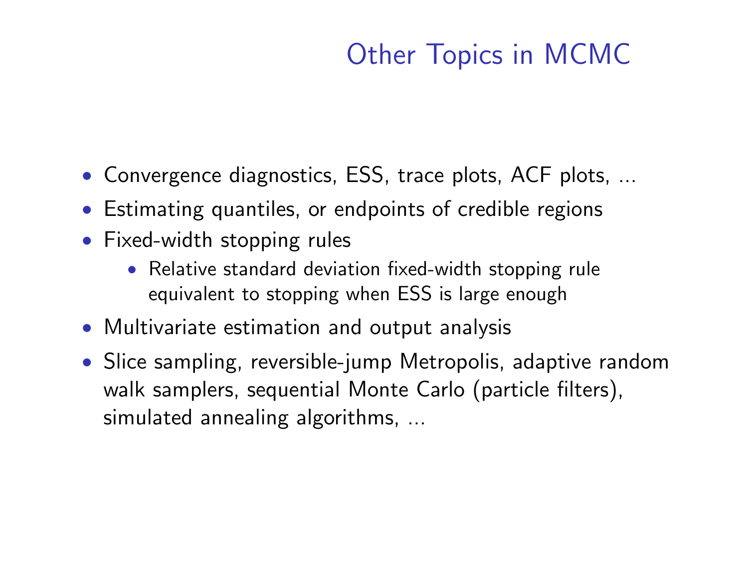# Other Topics in MCMC

- Convergence diagnostics, ESS, trace plots, ACF plots, ...
- Estimating quantiles, or endpoints of credible regions
- Fixed-width stopping rules
  - Relative standard deviation fixed-width stopping rule equivalent to stopping when ESS is large enough
- Multivariate estimation and output analysis
- Slice sampling, reversible-jump Metropolis, adaptive random walk samplers, sequential Monte Carlo (particle filters), simulated annealing algorithms, ...